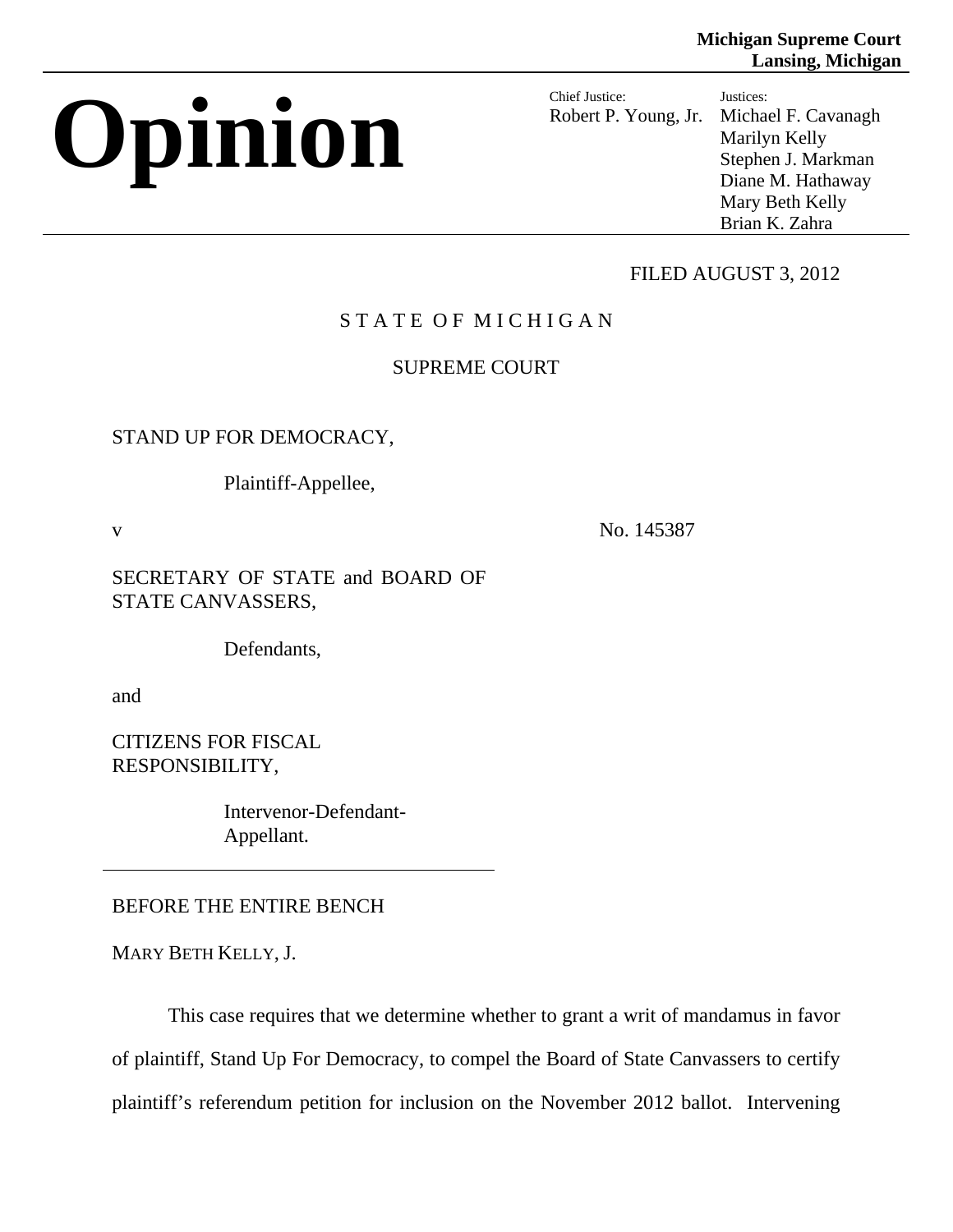**Michigan Supreme Court**
**Lansing, Michigan**

# Opinion

Chief Justice:
Robert P. Young, Jr.

Justices:
Michael F. Cavanagh
Marilyn Kelly
Stephen J. Markman
Diane M. Hathaway
Mary Beth Kelly
Brian K. Zahra

FILED AUGUST 3, 2012

STATE OF MICHIGAN

SUPREME COURT

STAND UP FOR DEMOCRACY,

Plaintiff-Appellee,

v No. 145387

SECRETARY OF STATE and BOARD OF STATE CANVASSERS,

Defendants,

and

CITIZENS FOR FISCAL RESPONSIBILITY,

Intervenor-Defendant-Appellant.

---

BEFORE THE ENTIRE BENCH

MARY BETH KELLY, J.

This case requires that we determine whether to grant a writ of mandamus in favor of plaintiff, Stand Up For Democracy, to compel the Board of State Canvassers to certify plaintiff's referendum petition for inclusion on the November 2012 ballot. Intervening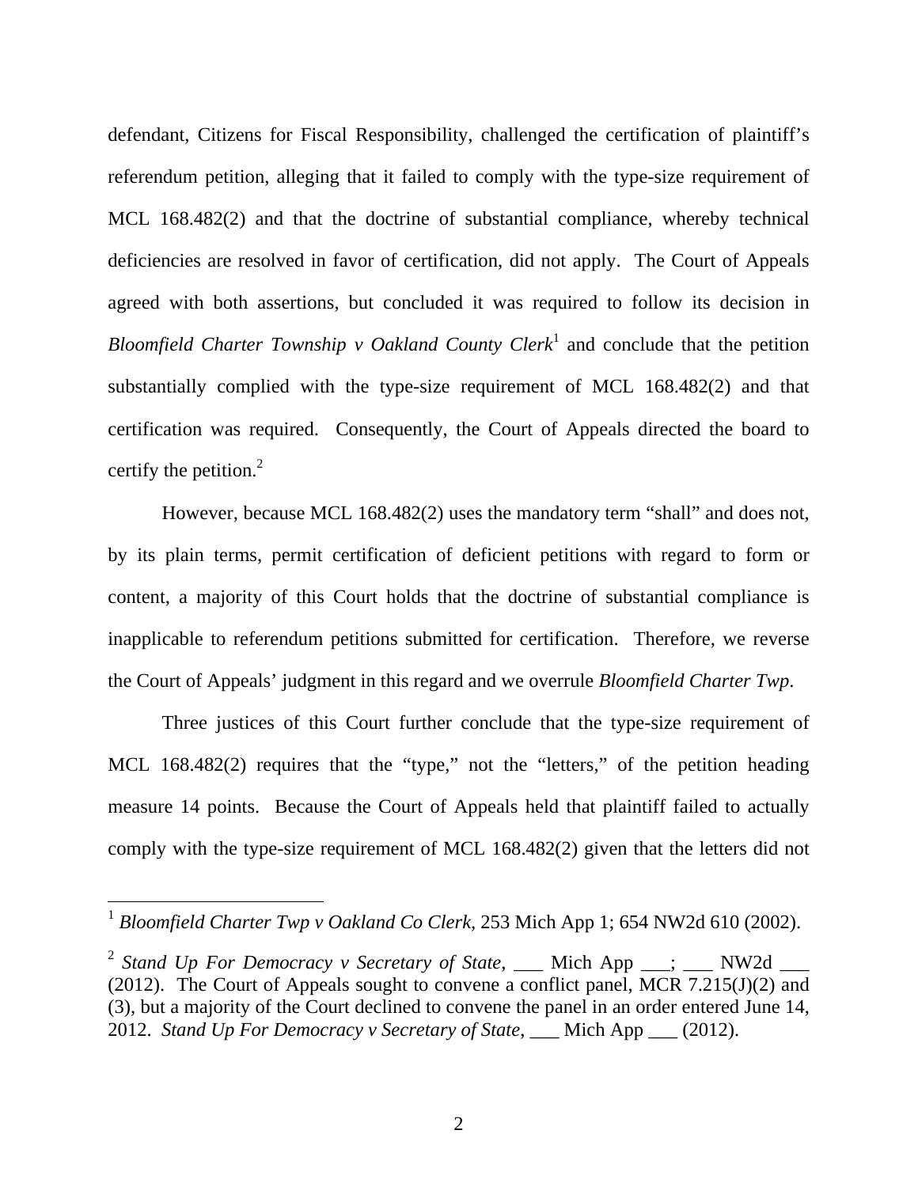defendant, Citizens for Fiscal Responsibility, challenged the certification of plaintiff's referendum petition, alleging that it failed to comply with the type-size requirement of MCL 168.482(2) and that the doctrine of substantial compliance, whereby technical deficiencies are resolved in favor of certification, did not apply. The Court of Appeals agreed with both assertions, but concluded it was required to follow its decision in *Bloomfield Charter Township v Oakland County Clerk*[1] and conclude that the petition substantially complied with the type-size requirement of MCL 168.482(2) and that certification was required. Consequently, the Court of Appeals directed the board to certify the petition.[2]

However, because MCL 168.482(2) uses the mandatory term "shall" and does not, by its plain terms, permit certification of deficient petitions with regard to form or content, a majority of this Court holds that the doctrine of substantial compliance is inapplicable to referendum petitions submitted for certification. Therefore, we reverse the Court of Appeals' judgment in this regard and we overrule *Bloomfield Charter Twp.*

Three justices of this Court further conclude that the type-size requirement of MCL 168.482(2) requires that the "type," not the "letters," of the petition heading measure 14 points. Because the Court of Appeals held that plaintiff failed to actually comply with the type-size requirement of MCL 168.482(2) given that the letters did not

---

[1] *Bloomfield Charter Twp v Oakland Co Clerk*, 253 Mich App 1; 654 NW2d 610 (2002).

[2] *Stand Up For Democracy v Secretary of State*, ___ Mich App ___; ___ NW2d ___ (2012). The Court of Appeals sought to convene a conflict panel, MCR 7.215(J)(2) and (3), but a majority of the Court declined to convene the panel in an order entered June 14, 2012. *Stand Up For Democracy v Secretary of State*, ___ Mich App ___ (2012).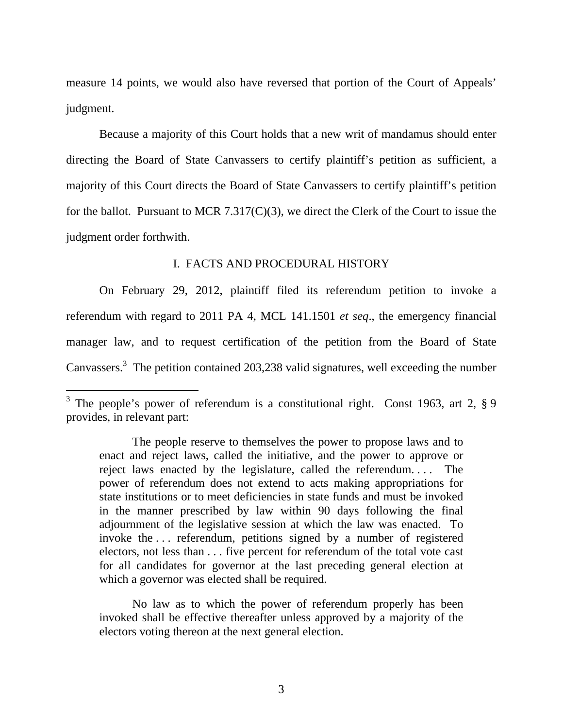measure 14 points, we would also have reversed that portion of the Court of Appeals' judgment.

Because a majority of this Court holds that a new writ of mandamus should enter directing the Board of State Canvassers to certify plaintiff's petition as sufficient, a majority of this Court directs the Board of State Canvassers to certify plaintiff's petition for the ballot. Pursuant to MCR 7.317(C)(3), we direct the Clerk of the Court to issue the judgment order forthwith.

## I. FACTS AND PROCEDURAL HISTORY

On February 29, 2012, plaintiff filed its referendum petition to invoke a referendum with regard to 2011 PA 4, MCL 141.1501 *et seq*., the emergency financial manager law, and to request certification of the petition from the Board of State Canvassers.[3] The petition contained 203,238 valid signatures, well exceeding the number

---

[3] The people's power of referendum is a constitutional right. Const 1963, art 2, § 9 provides, in relevant part:

> The people reserve to themselves the power to propose laws and to enact and reject laws, called the initiative, and the power to approve or reject laws enacted by the legislature, called the referendum. . . . The power of referendum does not extend to acts making appropriations for state institutions or to meet deficiencies in state funds and must be invoked in the manner prescribed by law within 90 days following the final adjournment of the legislative session at which the law was enacted. To invoke the . . . referendum, petitions signed by a number of registered electors, not less than . . . five percent for referendum of the total vote cast for all candidates for governor at the last preceding general election at which a governor was elected shall be required.
>
> No law as to which the power of referendum properly has been invoked shall be effective thereafter unless approved by a majority of the electors voting thereon at the next general election.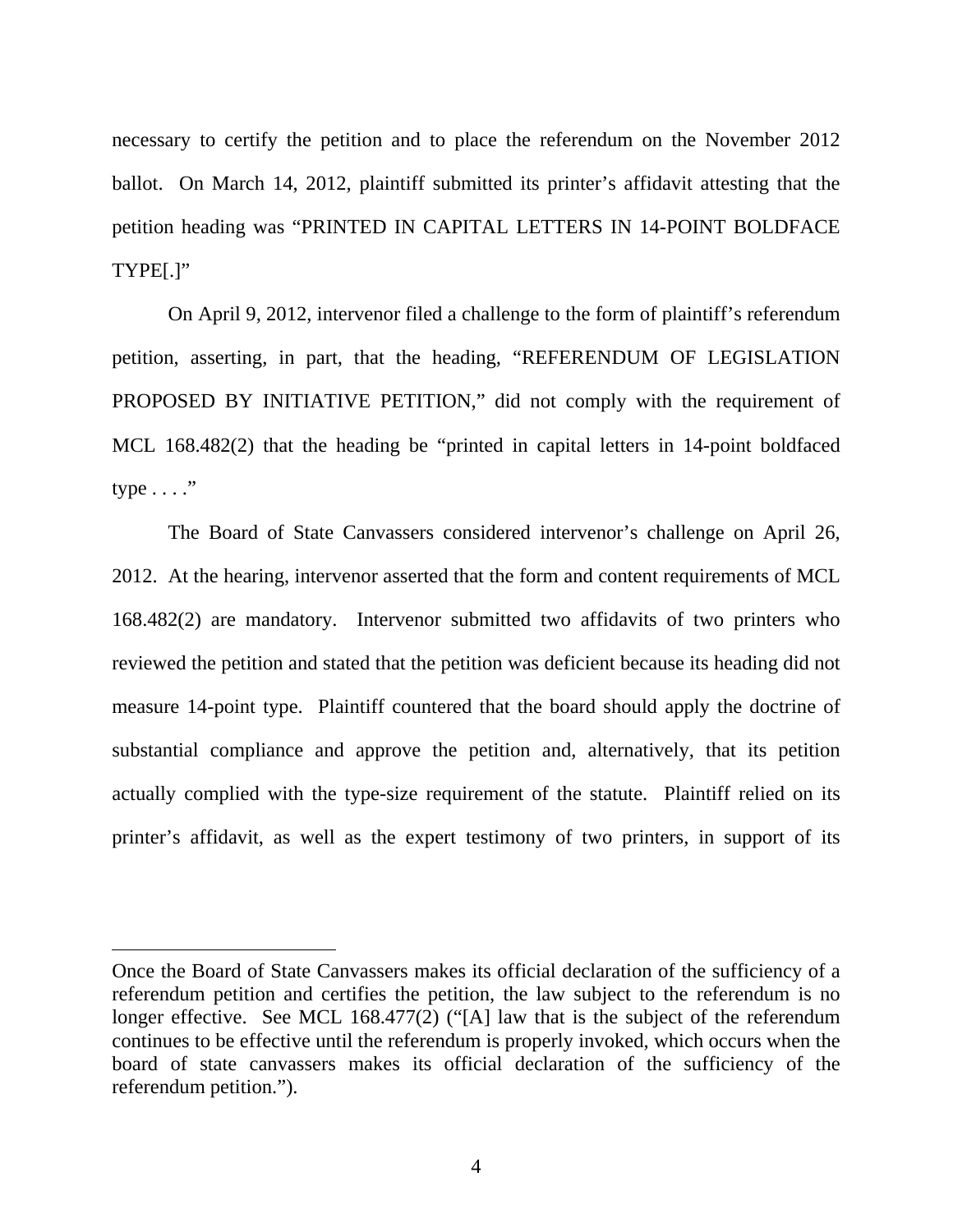necessary to certify the petition and to place the referendum on the November 2012 ballot. On March 14, 2012, plaintiff submitted its printer's affidavit attesting that the petition heading was "PRINTED IN CAPITAL LETTERS IN 14-POINT BOLDFACE TYPE[.]"

On April 9, 2012, intervenor filed a challenge to the form of plaintiff's referendum petition, asserting, in part, that the heading, "REFERENDUM OF LEGISLATION PROPOSED BY INITIATIVE PETITION," did not comply with the requirement of MCL 168.482(2) that the heading be "printed in capital letters in 14-point boldfaced type . . . ."

The Board of State Canvassers considered intervenor's challenge on April 26, 2012. At the hearing, intervenor asserted that the form and content requirements of MCL 168.482(2) are mandatory. Intervenor submitted two affidavits of two printers who reviewed the petition and stated that the petition was deficient because its heading did not measure 14-point type. Plaintiff countered that the board should apply the doctrine of substantial compliance and approve the petition and, alternatively, that its petition actually complied with the type-size requirement of the statute. Plaintiff relied on its printer's affidavit, as well as the expert testimony of two printers, in support of its

---

Once the Board of State Canvassers makes its official declaration of the sufficiency of a referendum petition and certifies the petition, the law subject to the referendum is no longer effective. See MCL 168.477(2) ("[A] law that is the subject of the referendum continues to be effective until the referendum is properly invoked, which occurs when the board of state canvassers makes its official declaration of the sufficiency of the referendum petition.").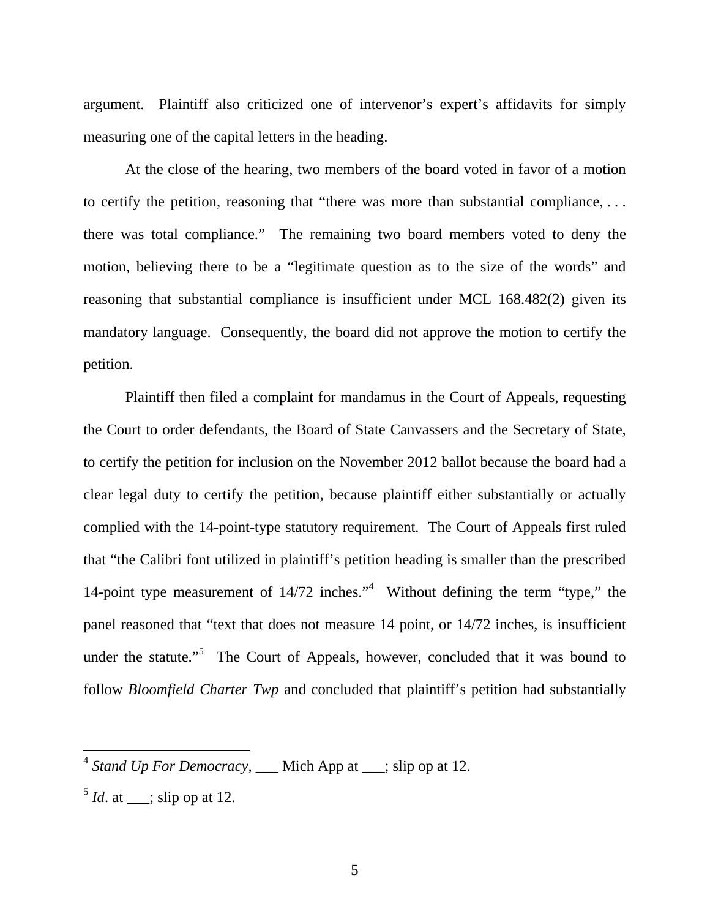argument. Plaintiff also criticized one of intervenor's expert's affidavits for simply measuring one of the capital letters in the heading.

At the close of the hearing, two members of the board voted in favor of a motion to certify the petition, reasoning that "there was more than substantial compliance, . . . there was total compliance." The remaining two board members voted to deny the motion, believing there to be a "legitimate question as to the size of the words" and reasoning that substantial compliance is insufficient under MCL 168.482(2) given its mandatory language. Consequently, the board did not approve the motion to certify the petition.

Plaintiff then filed a complaint for mandamus in the Court of Appeals, requesting the Court to order defendants, the Board of State Canvassers and the Secretary of State, to certify the petition for inclusion on the November 2012 ballot because the board had a clear legal duty to certify the petition, because plaintiff either substantially or actually complied with the 14-point-type statutory requirement. The Court of Appeals first ruled that "the Calibri font utilized in plaintiff's petition heading is smaller than the prescribed 14-point type measurement of 14/72 inches."[4] Without defining the term "type," the panel reasoned that "text that does not measure 14 point, or 14/72 inches, is insufficient under the statute."[5] The Court of Appeals, however, concluded that it was bound to follow *Bloomfield Charter Twp* and concluded that plaintiff's petition had substantially

---

[4] *Stand Up For Democracy*, ___ Mich App at ___; slip op at 12.

[5] *Id*. at ___; slip op at 12.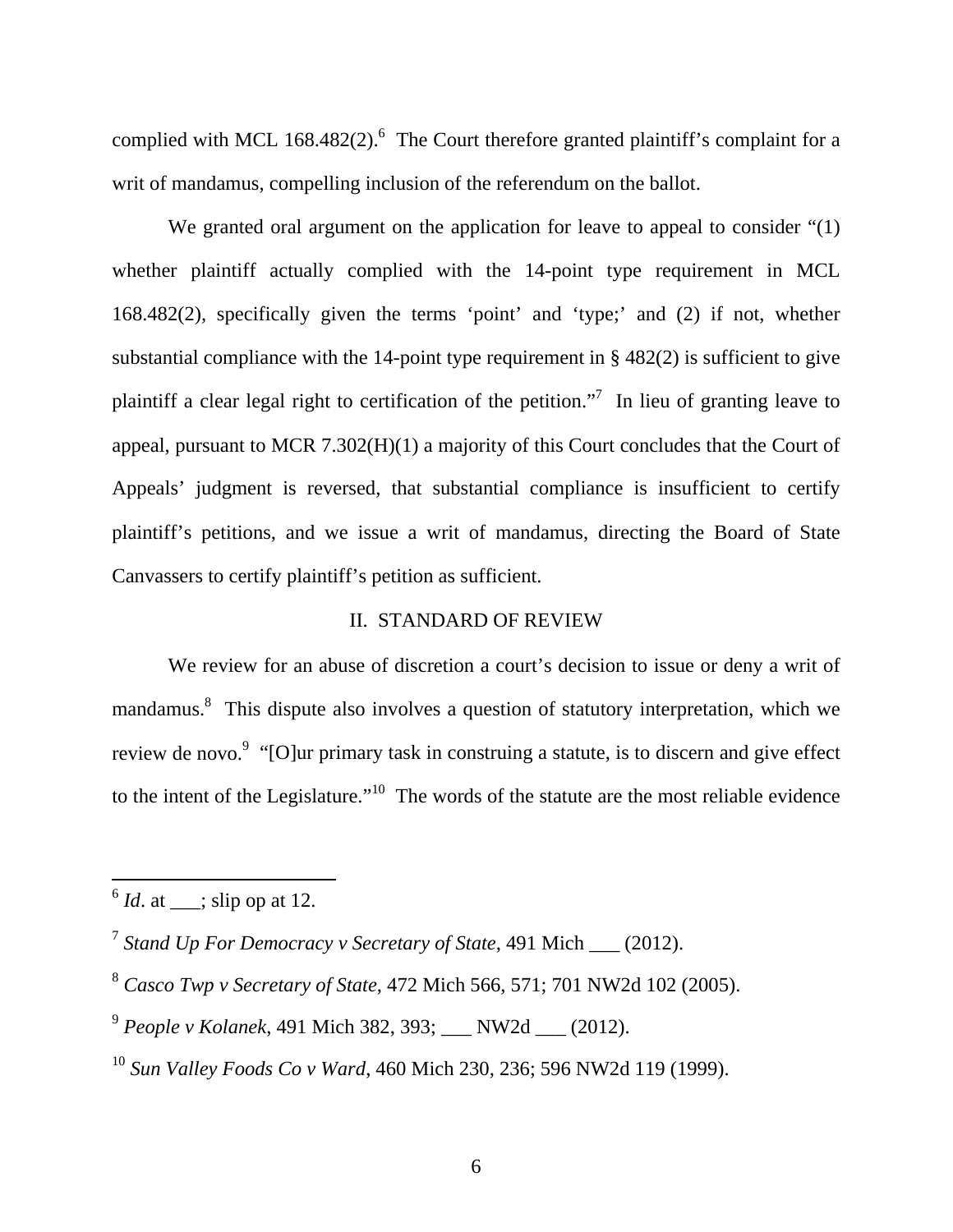complied with MCL 168.482(2).[6] The Court therefore granted plaintiff's complaint for a writ of mandamus, compelling inclusion of the referendum on the ballot.

We granted oral argument on the application for leave to appeal to consider "(1) whether plaintiff actually complied with the 14-point type requirement in MCL 168.482(2), specifically given the terms 'point' and 'type;' and (2) if not, whether substantial compliance with the 14-point type requirement in § 482(2) is sufficient to give plaintiff a clear legal right to certification of the petition."[7] In lieu of granting leave to appeal, pursuant to MCR 7.302(H)(1) a majority of this Court concludes that the Court of Appeals' judgment is reversed, that substantial compliance is insufficient to certify plaintiff's petitions, and we issue a writ of mandamus, directing the Board of State Canvassers to certify plaintiff's petition as sufficient.

## II. STANDARD OF REVIEW

We review for an abuse of discretion a court's decision to issue or deny a writ of mandamus.[8] This dispute also involves a question of statutory interpretation, which we review de novo.[9] "[O]ur primary task in construing a statute, is to discern and give effect to the intent of the Legislature."[10] The words of the statute are the most reliable evidence

---

[6] *Id*. at ___; slip op at 12.

[7] *Stand Up For Democracy v Secretary of State*, 491 Mich ___ (2012).

[8] *Casco Twp v Secretary of State*, 472 Mich 566, 571; 701 NW2d 102 (2005).

[9] *People v Kolanek*, 491 Mich 382, 393; ___ NW2d ___ (2012).

[10] *Sun Valley Foods Co v Ward*, 460 Mich 230, 236; 596 NW2d 119 (1999).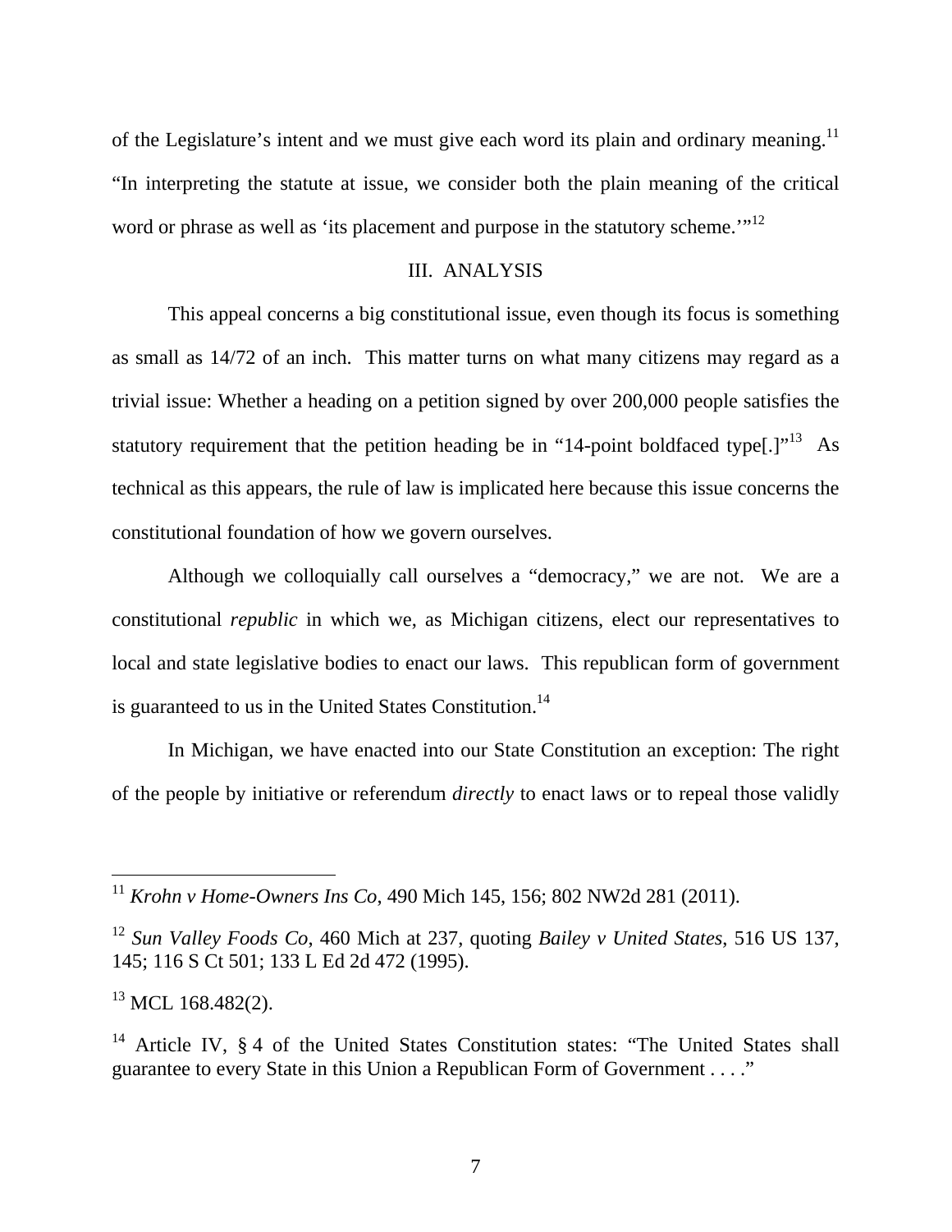of the Legislature's intent and we must give each word its plain and ordinary meaning.[11] "In interpreting the statute at issue, we consider both the plain meaning of the critical word or phrase as well as 'its placement and purpose in the statutory scheme.'"[12]

## III. ANALYSIS

This appeal concerns a big constitutional issue, even though its focus is something as small as 14/72 of an inch. This matter turns on what many citizens may regard as a trivial issue: Whether a heading on a petition signed by over 200,000 people satisfies the statutory requirement that the petition heading be in "14-point boldfaced type[.]"[13] As technical as this appears, the rule of law is implicated here because this issue concerns the constitutional foundation of how we govern ourselves.

Although we colloquially call ourselves a "democracy," we are not. We are a constitutional *republic* in which we, as Michigan citizens, elect our representatives to local and state legislative bodies to enact our laws. This republican form of government is guaranteed to us in the United States Constitution.[14]

In Michigan, we have enacted into our State Constitution an exception: The right of the people by initiative or referendum *directly* to enact laws or to repeal those validly

---

[11] *Krohn v Home-Owners Ins Co*, 490 Mich 145, 156; 802 NW2d 281 (2011).

[12] *Sun Valley Foods Co*, 460 Mich at 237, quoting *Bailey v United States*, 516 US 137, 145; 116 S Ct 501; 133 L Ed 2d 472 (1995).

[13] MCL 168.482(2).

[14] Article IV, § 4 of the United States Constitution states: "The United States shall guarantee to every State in this Union a Republican Form of Government . . . ."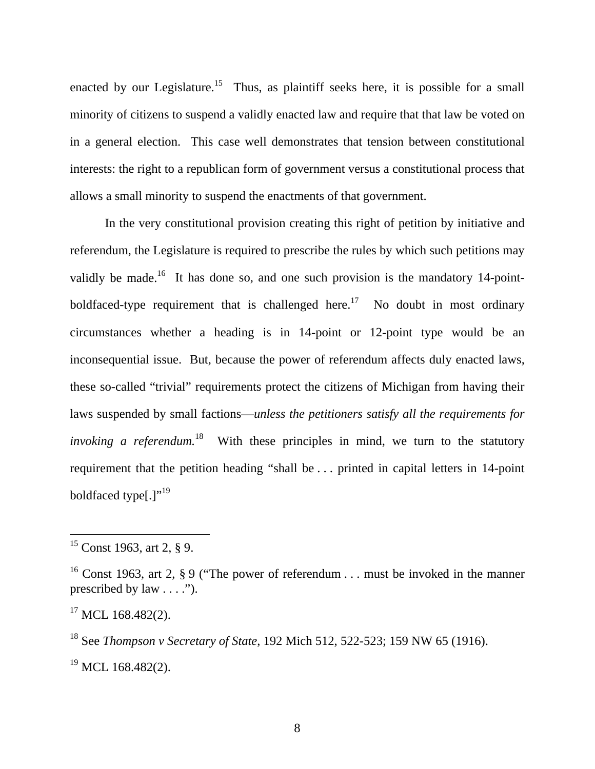enacted by our Legislature.[15] Thus, as plaintiff seeks here, it is possible for a small minority of citizens to suspend a validly enacted law and require that that law be voted on in a general election. This case well demonstrates that tension between constitutional interests: the right to a republican form of government versus a constitutional process that allows a small minority to suspend the enactments of that government.

In the very constitutional provision creating this right of petition by initiative and referendum, the Legislature is required to prescribe the rules by which such petitions may validly be made.[16] It has done so, and one such provision is the mandatory 14-point-boldfaced-type requirement that is challenged here.[17] No doubt in most ordinary circumstances whether a heading is in 14-point or 12-point type would be an inconsequential issue. But, because the power of referendum affects duly enacted laws, these so-called "trivial" requirements protect the citizens of Michigan from having their laws suspended by small factions—*unless the petitioners satisfy all the requirements for invoking a referendum.*[18] With these principles in mind, we turn to the statutory requirement that the petition heading "shall be . . . printed in capital letters in 14-point boldfaced type[.]"[19]

---

[15] Const 1963, art 2, § 9.

[16] Const 1963, art 2, § 9 ("The power of referendum . . . must be invoked in the manner prescribed by law . . . .").

[17] MCL 168.482(2).

[18] See *Thompson v Secretary of State*, 192 Mich 512, 522-523; 159 NW 65 (1916).

[19] MCL 168.482(2).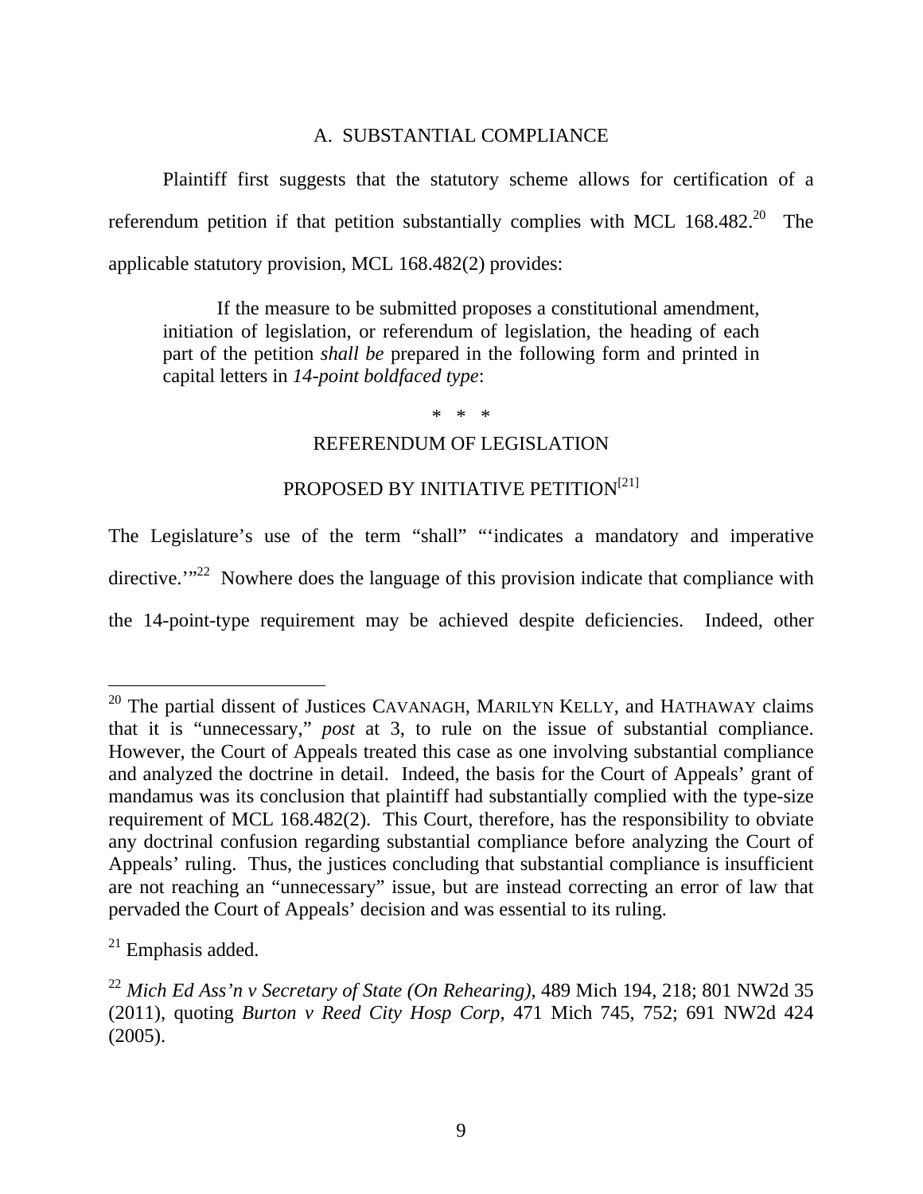## A. SUBSTANTIAL COMPLIANCE

Plaintiff first suggests that the statutory scheme allows for certification of a referendum petition if that petition substantially complies with MCL 168.482.[20] The applicable statutory provision, MCL 168.482(2) provides:

> If the measure to be submitted proposes a constitutional amendment, initiation of legislation, or referendum of legislation, the heading of each part of the petition *shall be* prepared in the following form and printed in capital letters in *14-point boldfaced type*:
>
> * * *
>
> REFERENDUM OF LEGISLATION
>
> PROPOSED BY INITIATIVE PETITION[21]

The Legislature's use of the term "shall" "'indicates a mandatory and imperative directive.'"[22] Nowhere does the language of this provision indicate that compliance with the 14-point-type requirement may be achieved despite deficiencies. Indeed, other

---

[20] The partial dissent of Justices CAVANAGH, MARILYN KELLY, and HATHAWAY claims that it is "unnecessary," *post* at 3, to rule on the issue of substantial compliance. However, the Court of Appeals treated this case as one involving substantial compliance and analyzed the doctrine in detail. Indeed, the basis for the Court of Appeals' grant of mandamus was its conclusion that plaintiff had substantially complied with the type-size requirement of MCL 168.482(2). This Court, therefore, has the responsibility to obviate any doctrinal confusion regarding substantial compliance before analyzing the Court of Appeals' ruling. Thus, the justices concluding that substantial compliance is insufficient are not reaching an "unnecessary" issue, but are instead correcting an error of law that pervaded the Court of Appeals' decision and was essential to its ruling.

[21] Emphasis added.

[22] *Mich Ed Ass'n v Secretary of State (On Rehearing)*, 489 Mich 194, 218; 801 NW2d 35 (2011), quoting *Burton v Reed City Hosp Corp*, 471 Mich 745, 752; 691 NW2d 424 (2005).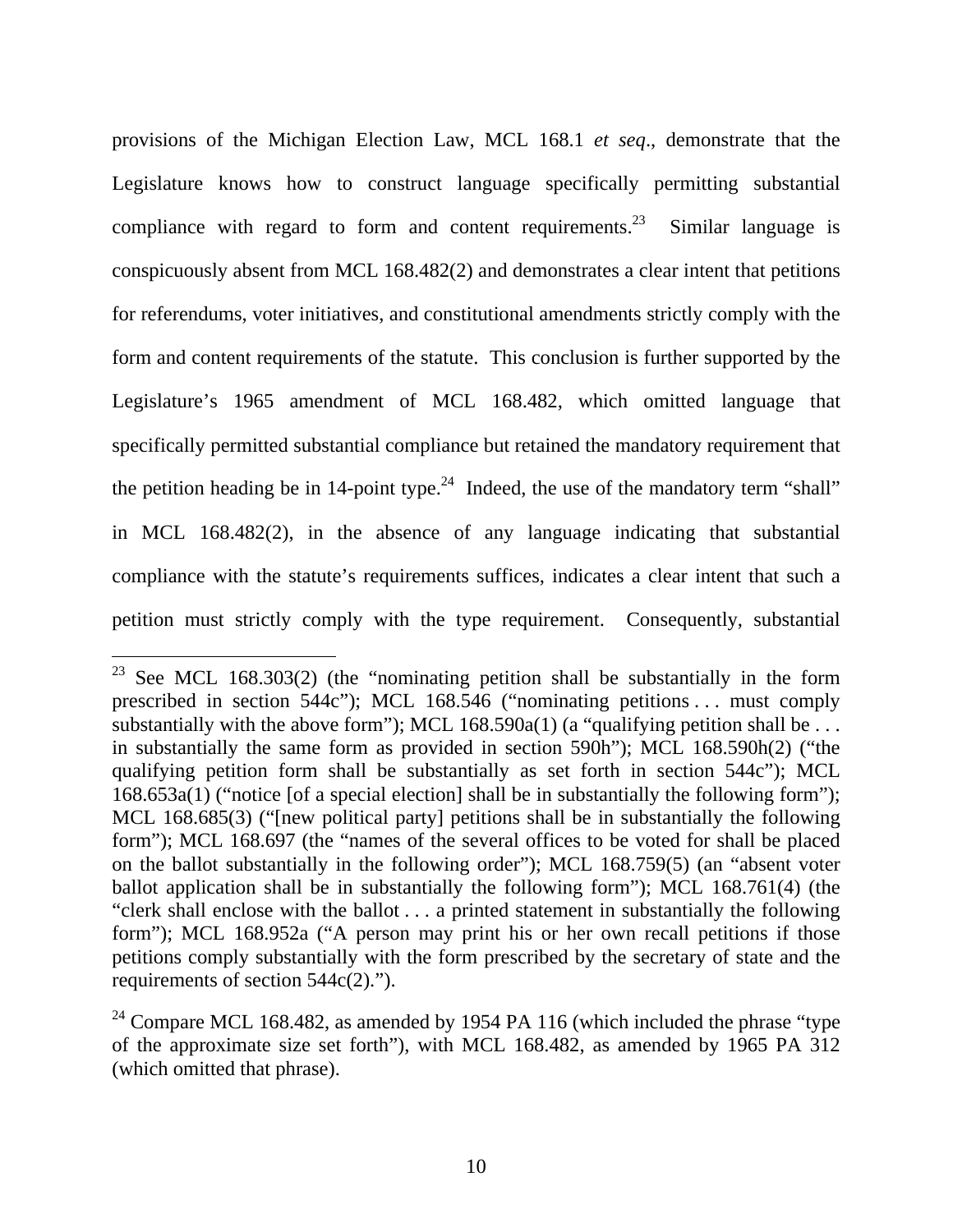provisions of the Michigan Election Law, MCL 168.1 *et seq*., demonstrate that the Legislature knows how to construct language specifically permitting substantial compliance with regard to form and content requirements.[23] Similar language is conspicuously absent from MCL 168.482(2) and demonstrates a clear intent that petitions for referendums, voter initiatives, and constitutional amendments strictly comply with the form and content requirements of the statute. This conclusion is further supported by the Legislature's 1965 amendment of MCL 168.482, which omitted language that specifically permitted substantial compliance but retained the mandatory requirement that the petition heading be in 14-point type.[24] Indeed, the use of the mandatory term "shall" in MCL 168.482(2), in the absence of any language indicating that substantial compliance with the statute's requirements suffices, indicates a clear intent that such a petition must strictly comply with the type requirement. Consequently, substantial

---

[23] See MCL 168.303(2) (the "nominating petition shall be substantially in the form prescribed in section 544c"); MCL 168.546 ("nominating petitions . . . must comply substantially with the above form"); MCL 168.590a(1) (a "qualifying petition shall be . . . in substantially the same form as provided in section 590h"); MCL 168.590h(2) ("the qualifying petition form shall be substantially as set forth in section 544c"); MCL 168.653a(1) ("notice [of a special election] shall be in substantially the following form"); MCL 168.685(3) ("[new political party] petitions shall be in substantially the following form"); MCL 168.697 (the "names of the several offices to be voted for shall be placed on the ballot substantially in the following order"); MCL 168.759(5) (an "absent voter ballot application shall be in substantially the following form"); MCL 168.761(4) (the "clerk shall enclose with the ballot . . . a printed statement in substantially the following form"); MCL 168.952a ("A person may print his or her own recall petitions if those petitions comply substantially with the form prescribed by the secretary of state and the requirements of section 544c(2).").

[24] Compare MCL 168.482, as amended by 1954 PA 116 (which included the phrase "type of the approximate size set forth"), with MCL 168.482, as amended by 1965 PA 312 (which omitted that phrase).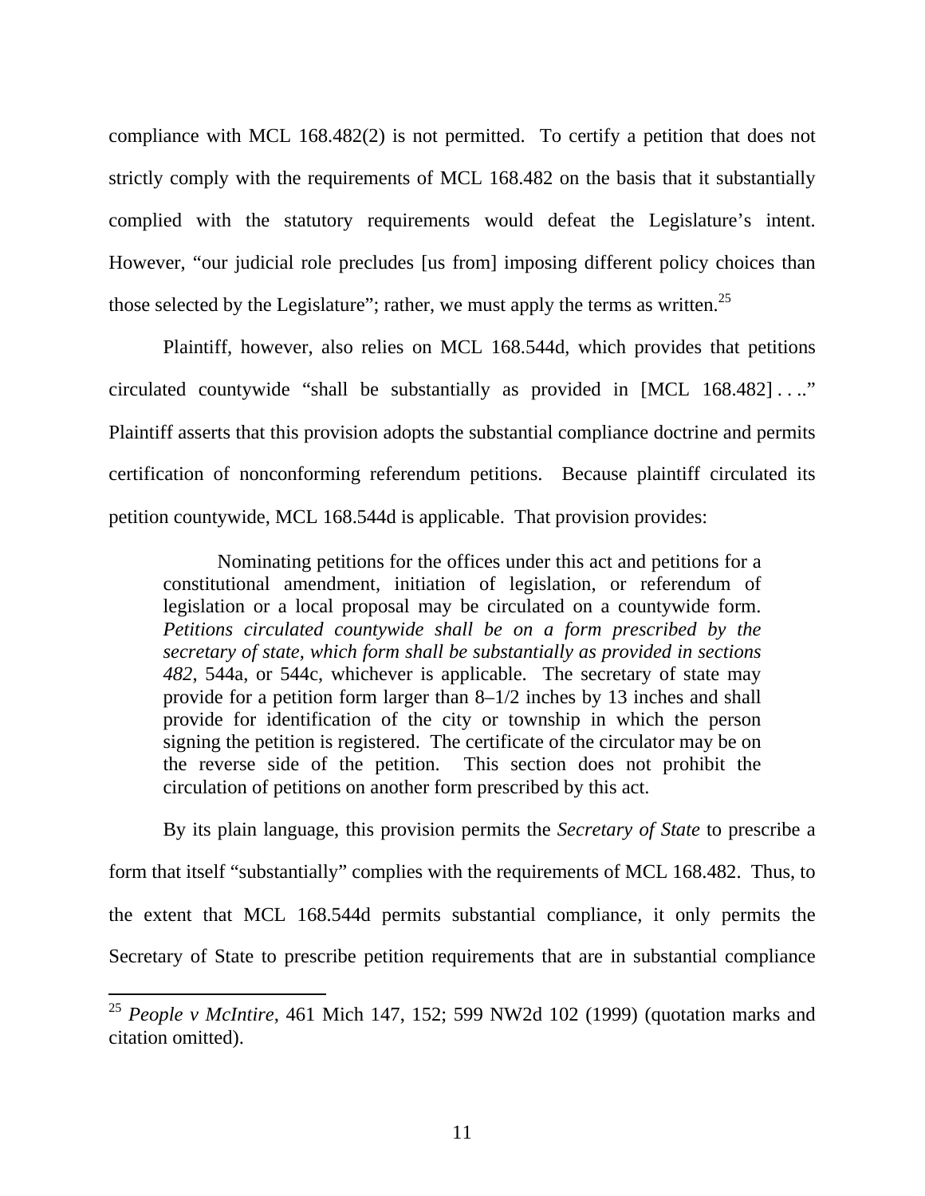compliance with MCL 168.482(2) is not permitted. To certify a petition that does not strictly comply with the requirements of MCL 168.482 on the basis that it substantially complied with the statutory requirements would defeat the Legislature's intent. However, "our judicial role precludes [us from] imposing different policy choices than those selected by the Legislature"; rather, we must apply the terms as written.[25]

Plaintiff, however, also relies on MCL 168.544d, which provides that petitions circulated countywide "shall be substantially as provided in [MCL 168.482] . . .." Plaintiff asserts that this provision adopts the substantial compliance doctrine and permits certification of nonconforming referendum petitions. Because plaintiff circulated its petition countywide, MCL 168.544d is applicable. That provision provides:

> Nominating petitions for the offices under this act and petitions for a constitutional amendment, initiation of legislation, or referendum of legislation or a local proposal may be circulated on a countywide form. *Petitions circulated countywide shall be on a form prescribed by the secretary of state, which form shall be substantially as provided in sections 482*, 544a, or 544c, whichever is applicable. The secretary of state may provide for a petition form larger than 8–1/2 inches by 13 inches and shall provide for identification of the city or township in which the person signing the petition is registered. The certificate of the circulator may be on the reverse side of the petition. This section does not prohibit the circulation of petitions on another form prescribed by this act.

By its plain language, this provision permits the *Secretary of State* to prescribe a form that itself "substantially" complies with the requirements of MCL 168.482. Thus, to the extent that MCL 168.544d permits substantial compliance, it only permits the Secretary of State to prescribe petition requirements that are in substantial compliance

---

[25] *People v McIntire*, 461 Mich 147, 152; 599 NW2d 102 (1999) (quotation marks and citation omitted).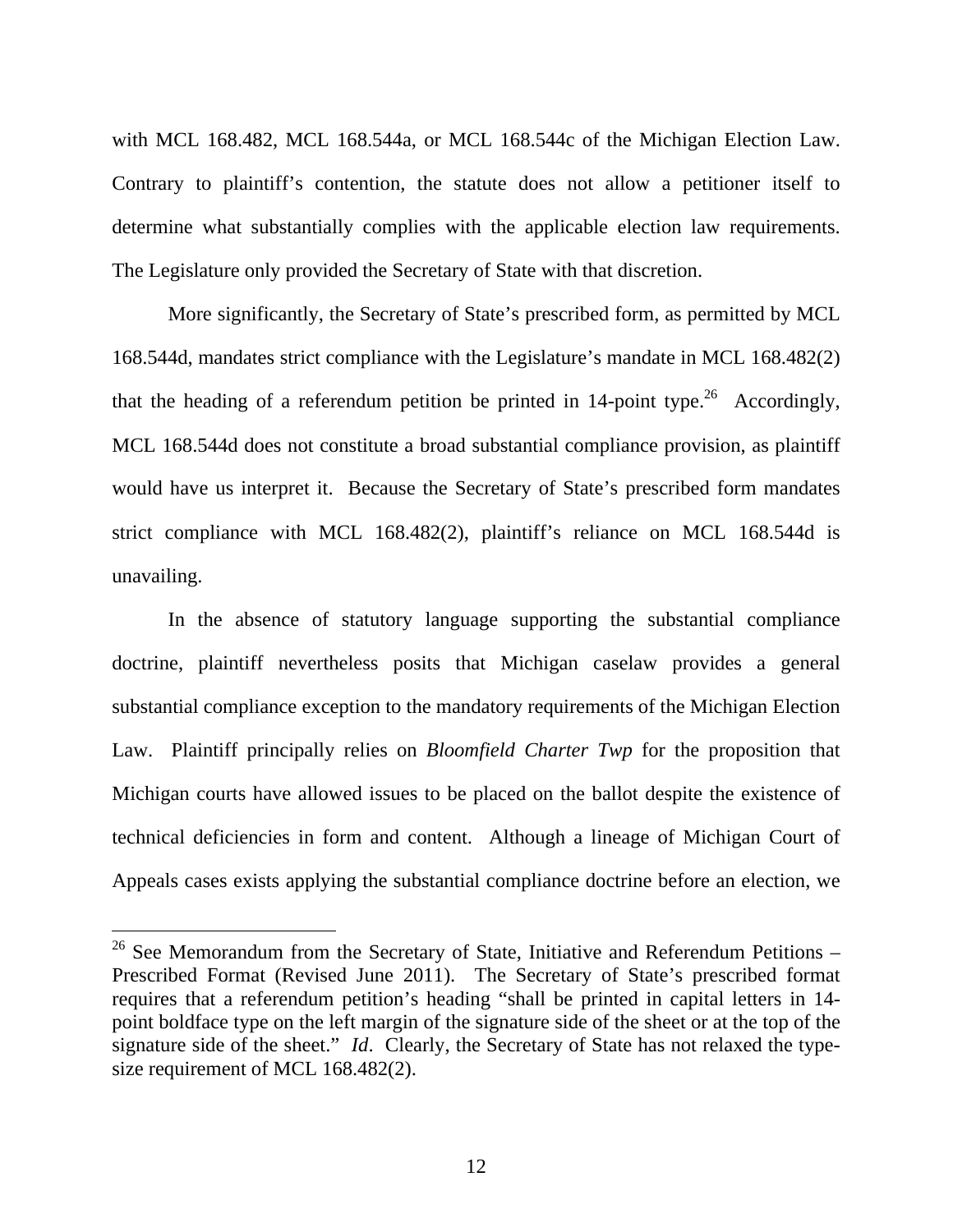with MCL 168.482, MCL 168.544a, or MCL 168.544c of the Michigan Election Law. Contrary to plaintiff's contention, the statute does not allow a petitioner itself to determine what substantially complies with the applicable election law requirements. The Legislature only provided the Secretary of State with that discretion.

More significantly, the Secretary of State's prescribed form, as permitted by MCL 168.544d, mandates strict compliance with the Legislature's mandate in MCL 168.482(2) that the heading of a referendum petition be printed in 14-point type.[26] Accordingly, MCL 168.544d does not constitute a broad substantial compliance provision, as plaintiff would have us interpret it. Because the Secretary of State's prescribed form mandates strict compliance with MCL 168.482(2), plaintiff's reliance on MCL 168.544d is unavailing.

In the absence of statutory language supporting the substantial compliance doctrine, plaintiff nevertheless posits that Michigan caselaw provides a general substantial compliance exception to the mandatory requirements of the Michigan Election Law. Plaintiff principally relies on *Bloomfield Charter Twp* for the proposition that Michigan courts have allowed issues to be placed on the ballot despite the existence of technical deficiencies in form and content. Although a lineage of Michigan Court of Appeals cases exists applying the substantial compliance doctrine before an election, we

---

[26] See Memorandum from the Secretary of State, Initiative and Referendum Petitions – Prescribed Format (Revised June 2011). The Secretary of State's prescribed format requires that a referendum petition's heading "shall be printed in capital letters in 14-point boldface type on the left margin of the signature side of the sheet or at the top of the signature side of the sheet." *Id*. Clearly, the Secretary of State has not relaxed the type-size requirement of MCL 168.482(2).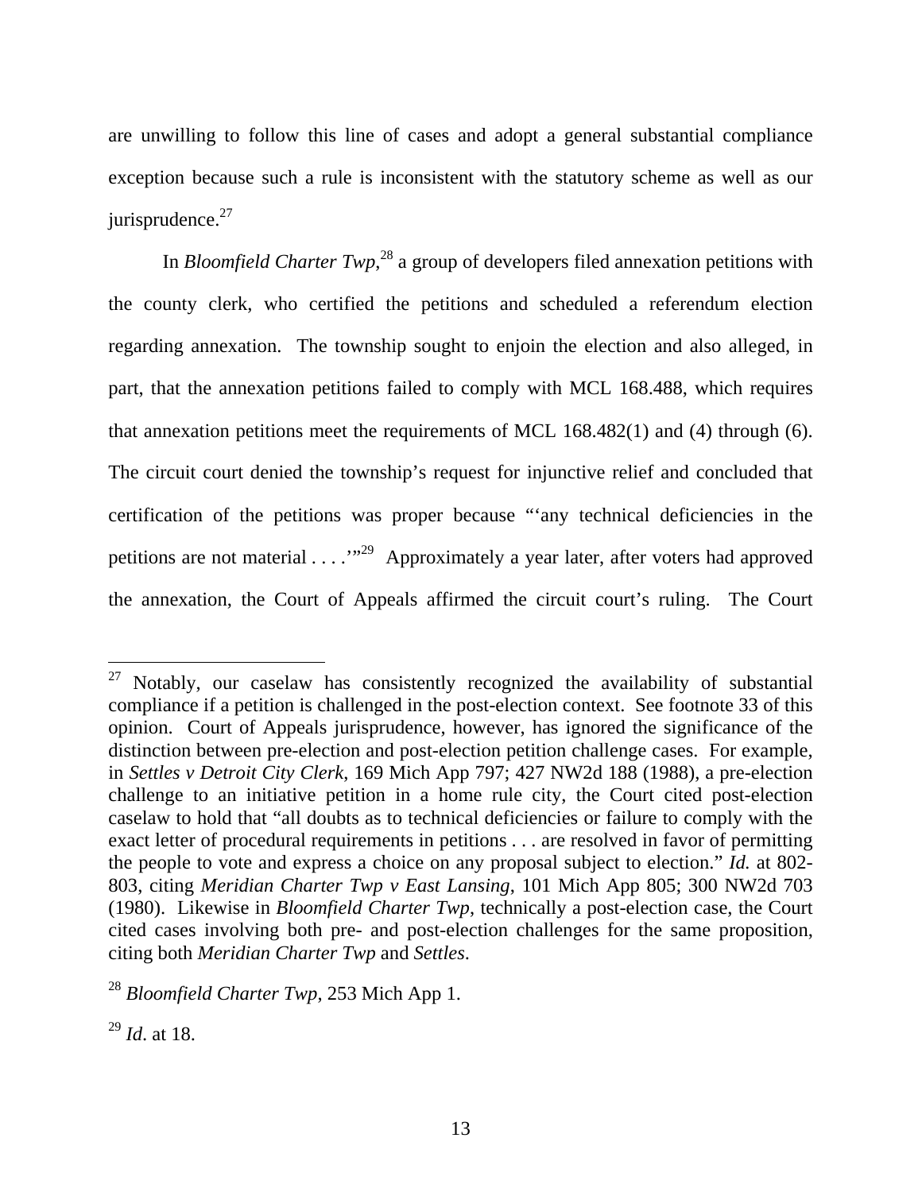are unwilling to follow this line of cases and adopt a general substantial compliance exception because such a rule is inconsistent with the statutory scheme as well as our jurisprudence.[27]

In *Bloomfield Charter Twp*,[28] a group of developers filed annexation petitions with the county clerk, who certified the petitions and scheduled a referendum election regarding annexation. The township sought to enjoin the election and also alleged, in part, that the annexation petitions failed to comply with MCL 168.488, which requires that annexation petitions meet the requirements of MCL 168.482(1) and (4) through (6). The circuit court denied the township's request for injunctive relief and concluded that certification of the petitions was proper because "'any technical deficiencies in the petitions are not material . . . .'"[29] Approximately a year later, after voters had approved the annexation, the Court of Appeals affirmed the circuit court's ruling. The Court

---

[27] Notably, our caselaw has consistently recognized the availability of substantial compliance if a petition is challenged in the post-election context. See footnote 33 of this opinion. Court of Appeals jurisprudence, however, has ignored the significance of the distinction between pre-election and post-election petition challenge cases. For example, in *Settles v Detroit City Clerk*, 169 Mich App 797; 427 NW2d 188 (1988), a pre-election challenge to an initiative petition in a home rule city, the Court cited post-election caselaw to hold that "all doubts as to technical deficiencies or failure to comply with the exact letter of procedural requirements in petitions . . . are resolved in favor of permitting the people to vote and express a choice on any proposal subject to election." *Id.* at 802-803, citing *Meridian Charter Twp v East Lansing*, 101 Mich App 805; 300 NW2d 703 (1980). Likewise in *Bloomfield Charter Twp*, technically a post-election case, the Court cited cases involving both pre- and post-election challenges for the same proposition, citing both *Meridian Charter Twp* and *Settles*.

[28] *Bloomfield Charter Twp*, 253 Mich App 1.

[29] *Id*. at 18.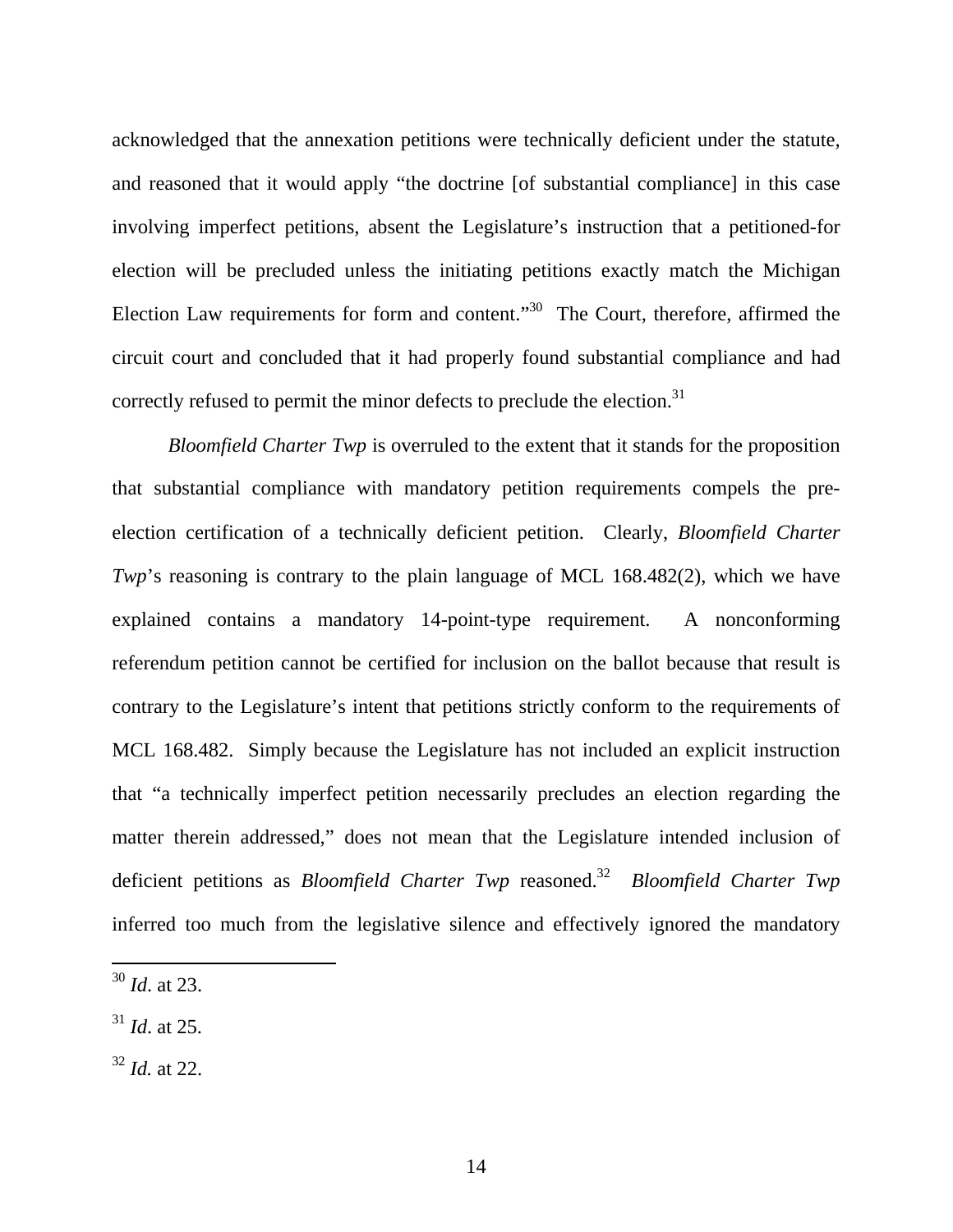acknowledged that the annexation petitions were technically deficient under the statute, and reasoned that it would apply "the doctrine [of substantial compliance] in this case involving imperfect petitions, absent the Legislature's instruction that a petitioned-for election will be precluded unless the initiating petitions exactly match the Michigan Election Law requirements for form and content."[30] The Court, therefore, affirmed the circuit court and concluded that it had properly found substantial compliance and had correctly refused to permit the minor defects to preclude the election.[31]

*Bloomfield Charter Twp* is overruled to the extent that it stands for the proposition that substantial compliance with mandatory petition requirements compels the pre-election certification of a technically deficient petition. Clearly, *Bloomfield Charter Twp*'s reasoning is contrary to the plain language of MCL 168.482(2), which we have explained contains a mandatory 14-point-type requirement. A nonconforming referendum petition cannot be certified for inclusion on the ballot because that result is contrary to the Legislature's intent that petitions strictly conform to the requirements of MCL 168.482. Simply because the Legislature has not included an explicit instruction that "a technically imperfect petition necessarily precludes an election regarding the matter therein addressed," does not mean that the Legislature intended inclusion of deficient petitions as *Bloomfield Charter Twp* reasoned.[32] *Bloomfield Charter Twp* inferred too much from the legislative silence and effectively ignored the mandatory

---

[30] *Id*. at 23.

[31] *Id*. at 25.

[32] *Id.* at 22.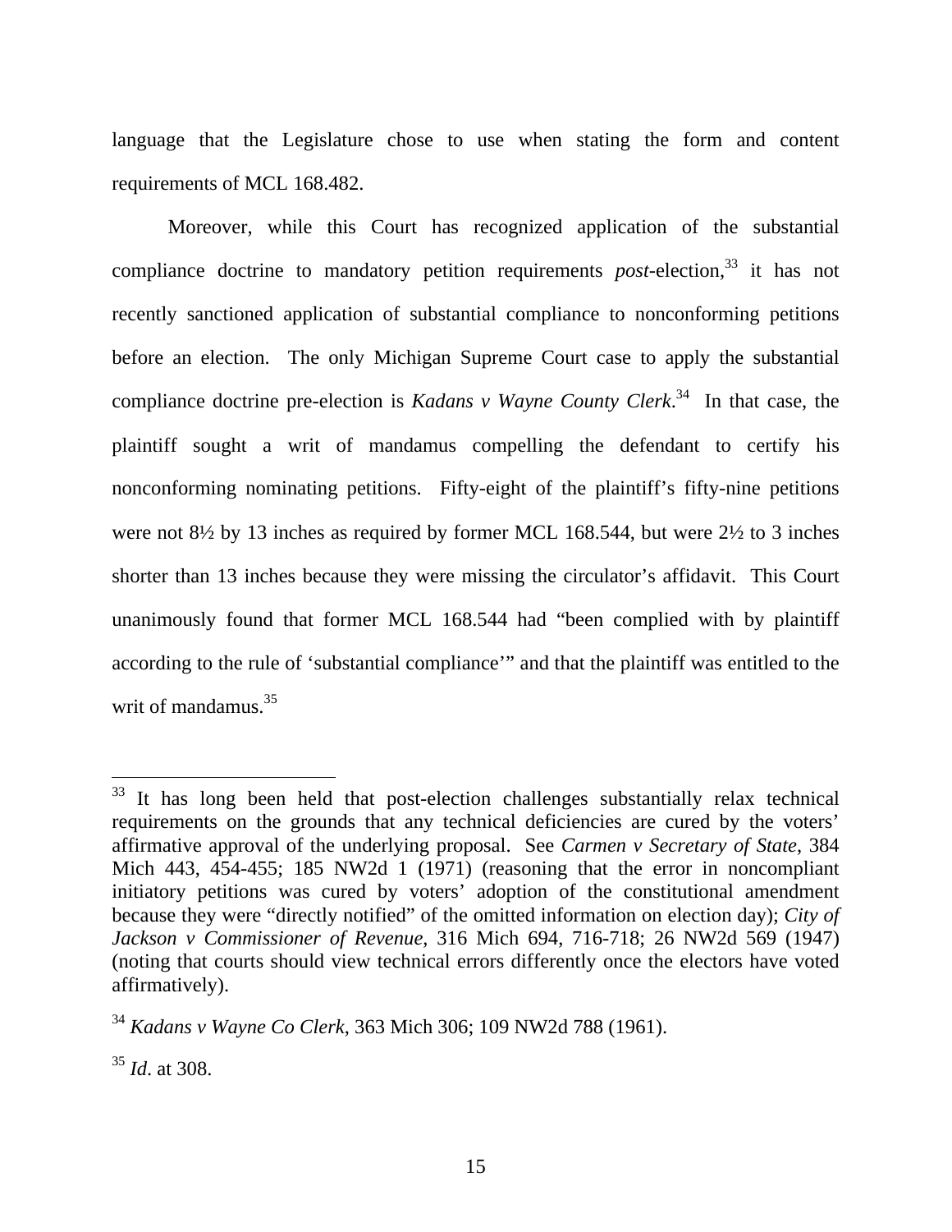language that the Legislature chose to use when stating the form and content requirements of MCL 168.482.

Moreover, while this Court has recognized application of the substantial compliance doctrine to mandatory petition requirements *post*-election,[33] it has not recently sanctioned application of substantial compliance to nonconforming petitions before an election. The only Michigan Supreme Court case to apply the substantial compliance doctrine pre-election is *Kadans v Wayne County Clerk*.[34] In that case, the plaintiff sought a writ of mandamus compelling the defendant to certify his nonconforming nominating petitions. Fifty-eight of the plaintiff's fifty-nine petitions were not 8½ by 13 inches as required by former MCL 168.544, but were 2½ to 3 inches shorter than 13 inches because they were missing the circulator's affidavit. This Court unanimously found that former MCL 168.544 had "been complied with by plaintiff according to the rule of 'substantial compliance'" and that the plaintiff was entitled to the writ of mandamus.[35]

---

[33] It has long been held that post-election challenges substantially relax technical requirements on the grounds that any technical deficiencies are cured by the voters' affirmative approval of the underlying proposal. See *Carmen v Secretary of State*, 384 Mich 443, 454-455; 185 NW2d 1 (1971) (reasoning that the error in noncompliant initiatory petitions was cured by voters' adoption of the constitutional amendment because they were "directly notified" of the omitted information on election day); *City of Jackson v Commissioner of Revenue*, 316 Mich 694, 716-718; 26 NW2d 569 (1947) (noting that courts should view technical errors differently once the electors have voted affirmatively).

[34] *Kadans v Wayne Co Clerk*, 363 Mich 306; 109 NW2d 788 (1961).

[35] *Id*. at 308.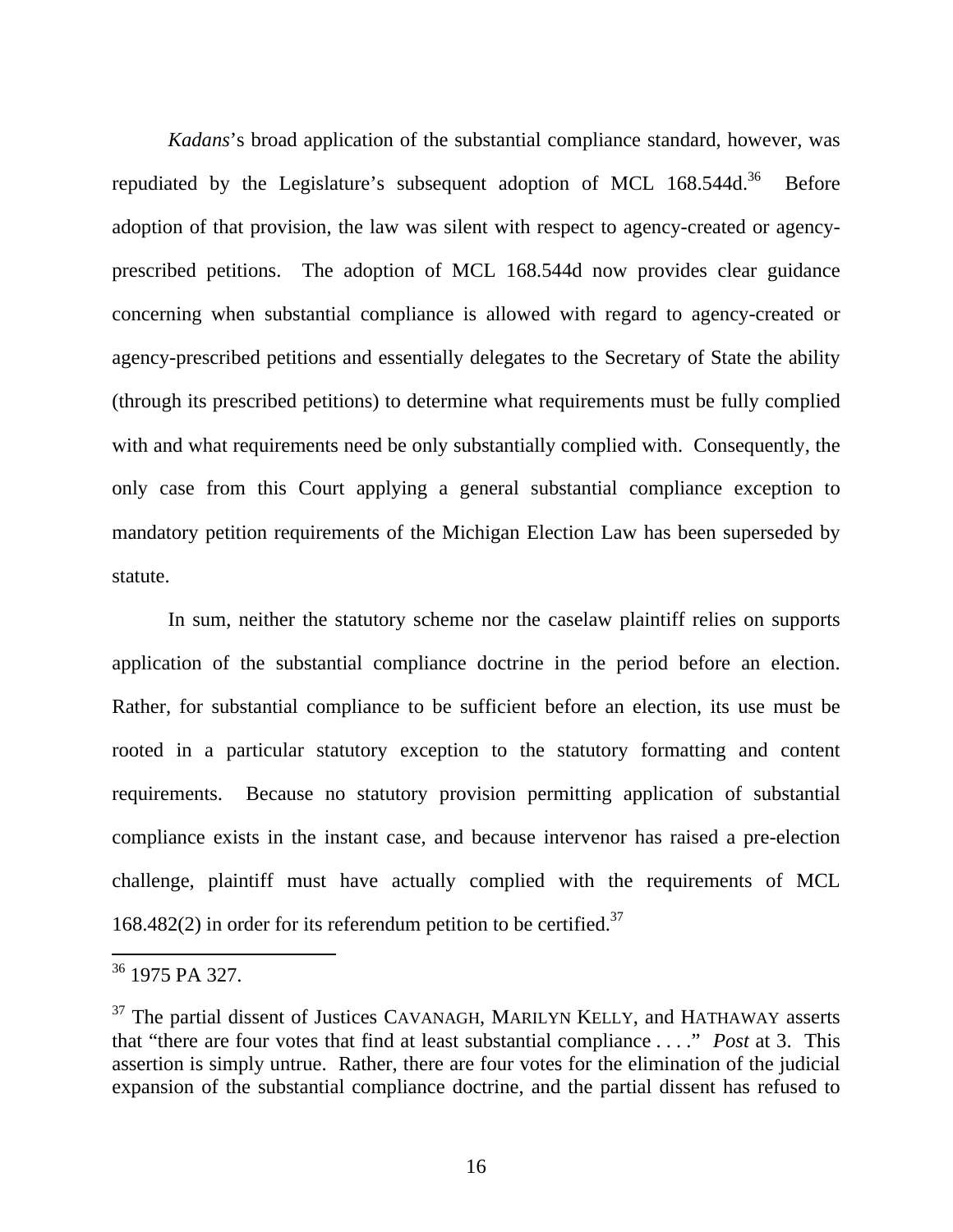*Kadans*'s broad application of the substantial compliance standard, however, was repudiated by the Legislature's subsequent adoption of MCL 168.544d.[36] Before adoption of that provision, the law was silent with respect to agency-created or agency-prescribed petitions. The adoption of MCL 168.544d now provides clear guidance concerning when substantial compliance is allowed with regard to agency-created or agency-prescribed petitions and essentially delegates to the Secretary of State the ability (through its prescribed petitions) to determine what requirements must be fully complied with and what requirements need be only substantially complied with. Consequently, the only case from this Court applying a general substantial compliance exception to mandatory petition requirements of the Michigan Election Law has been superseded by statute.

In sum, neither the statutory scheme nor the caselaw plaintiff relies on supports application of the substantial compliance doctrine in the period before an election. Rather, for substantial compliance to be sufficient before an election, its use must be rooted in a particular statutory exception to the statutory formatting and content requirements. Because no statutory provision permitting application of substantial compliance exists in the instant case, and because intervenor has raised a pre-election challenge, plaintiff must have actually complied with the requirements of MCL 168.482(2) in order for its referendum petition to be certified.[37]

---

[36] 1975 PA 327.

[37] The partial dissent of Justices CAVANAGH, MARILYN KELLY, and HATHAWAY asserts that "there are four votes that find at least substantial compliance . . . ." *Post* at 3. This assertion is simply untrue. Rather, there are four votes for the elimination of the judicial expansion of the substantial compliance doctrine, and the partial dissent has refused to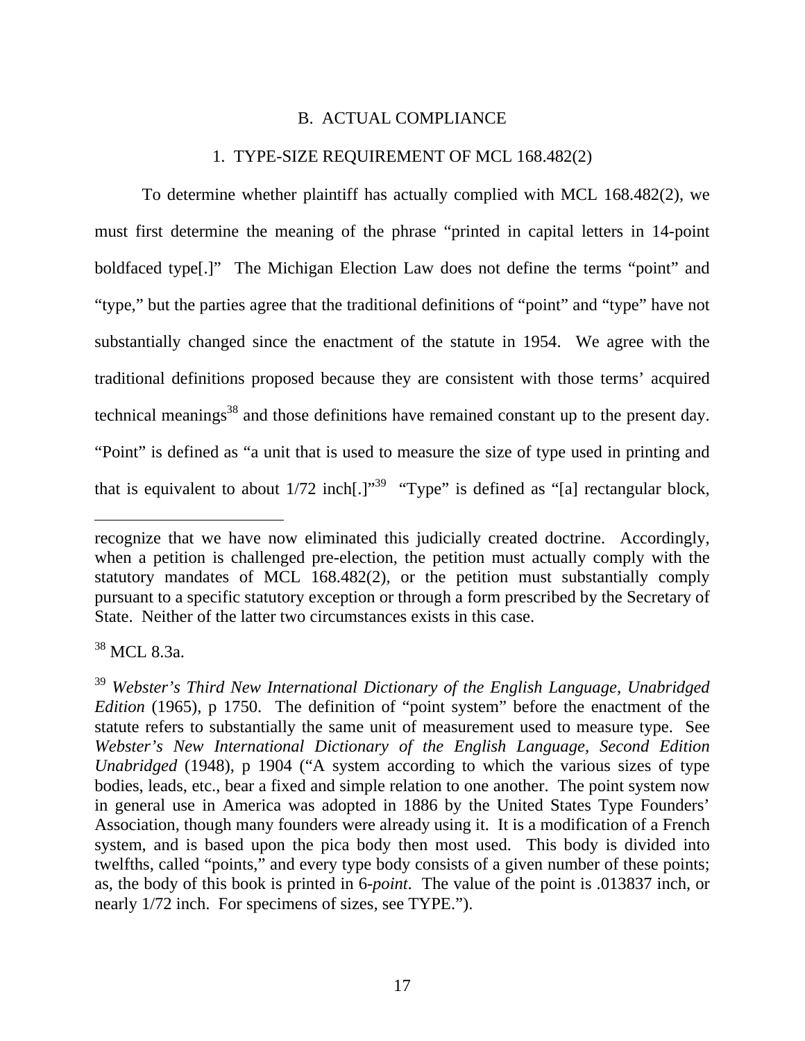## B. ACTUAL COMPLIANCE

### 1. TYPE-SIZE REQUIREMENT OF MCL 168.482(2)

To determine whether plaintiff has actually complied with MCL 168.482(2), we must first determine the meaning of the phrase "printed in capital letters in 14-point boldfaced type[.]" The Michigan Election Law does not define the terms "point" and "type," but the parties agree that the traditional definitions of "point" and "type" have not substantially changed since the enactment of the statute in 1954. We agree with the traditional definitions proposed because they are consistent with those terms' acquired technical meanings[38] and those definitions have remained constant up to the present day. "Point" is defined as "a unit that is used to measure the size of type used in printing and that is equivalent to about 1/72 inch[.]"[39] "Type" is defined as "[a] rectangular block,

---

recognize that we have now eliminated this judicially created doctrine. Accordingly, when a petition is challenged pre-election, the petition must actually comply with the statutory mandates of MCL 168.482(2), or the petition must substantially comply pursuant to a specific statutory exception or through a form prescribed by the Secretary of State. Neither of the latter two circumstances exists in this case.

[38] MCL 8.3a.

[39] *Webster's Third New International Dictionary of the English Language, Unabridged Edition* (1965), p 1750. The definition of "point system" before the enactment of the statute refers to substantially the same unit of measurement used to measure type. See *Webster's New International Dictionary of the English Language, Second Edition Unabridged* (1948), p 1904 ("A system according to which the various sizes of type bodies, leads, etc., bear a fixed and simple relation to one another. The point system now in general use in America was adopted in 1886 by the United States Type Founders' Association, though many founders were already using it. It is a modification of a French system, and is based upon the pica body then most used. This body is divided into twelfths, called "points," and every type body consists of a given number of these points; as, the body of this book is printed in 6-*point*. The value of the point is .013837 inch, or nearly 1/72 inch. For specimens of sizes, see TYPE.").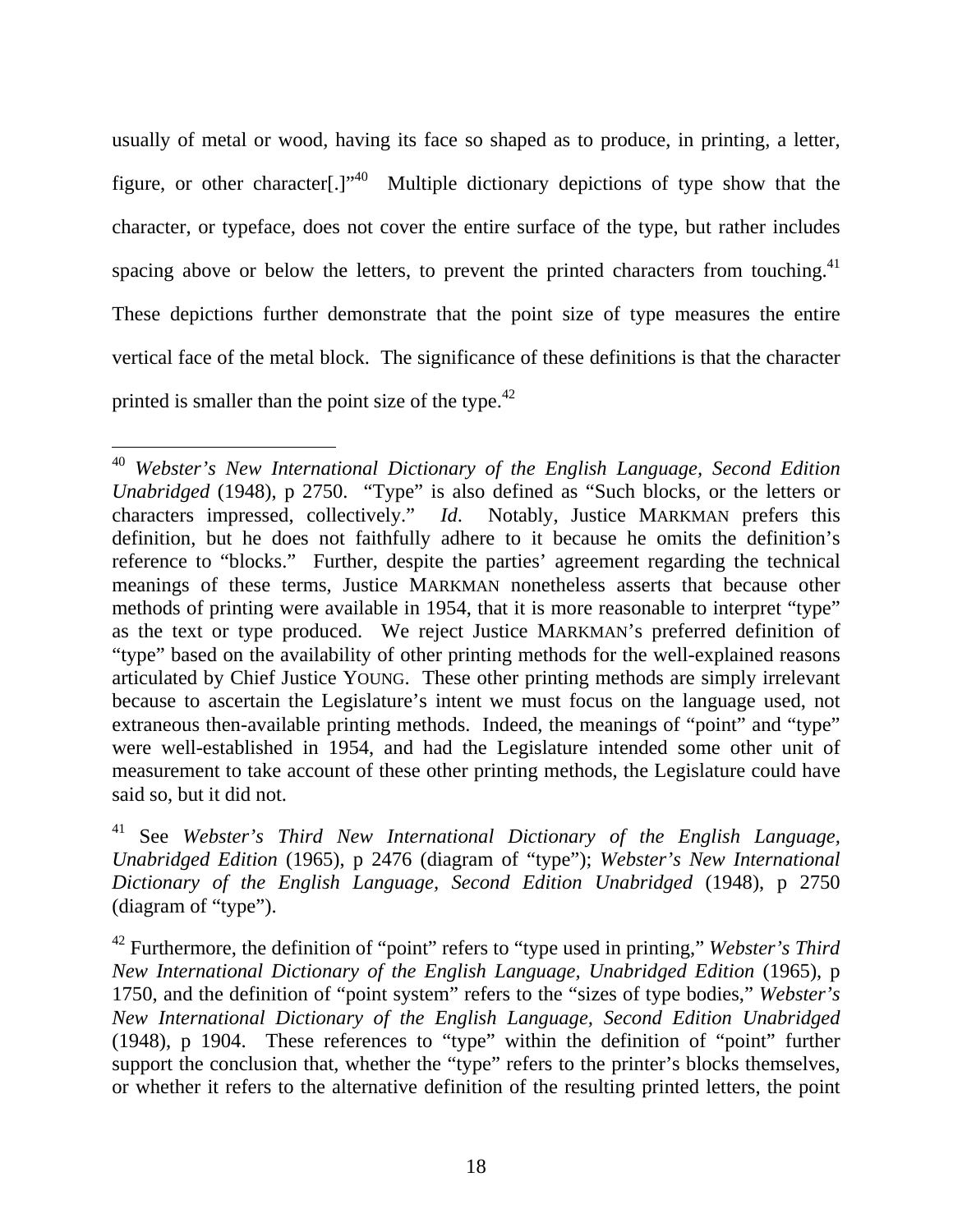usually of metal or wood, having its face so shaped as to produce, in printing, a letter, figure, or other character[.]"[40] Multiple dictionary depictions of type show that the character, or typeface, does not cover the entire surface of the type, but rather includes spacing above or below the letters, to prevent the printed characters from touching.[41] These depictions further demonstrate that the point size of type measures the entire vertical face of the metal block. The significance of these definitions is that the character printed is smaller than the point size of the type.[42]

---

[40] *Webster's New International Dictionary of the English Language, Second Edition Unabridged* (1948), p 2750. "Type" is also defined as "Such blocks, or the letters or characters impressed, collectively." *Id*. Notably, Justice MARKMAN prefers this definition, but he does not faithfully adhere to it because he omits the definition's reference to "blocks." Further, despite the parties' agreement regarding the technical meanings of these terms, Justice MARKMAN nonetheless asserts that because other methods of printing were available in 1954, that it is more reasonable to interpret "type" as the text or type produced. We reject Justice MARKMAN's preferred definition of "type" based on the availability of other printing methods for the well-explained reasons articulated by Chief Justice YOUNG. These other printing methods are simply irrelevant because to ascertain the Legislature's intent we must focus on the language used, not extraneous then-available printing methods. Indeed, the meanings of "point" and "type" were well-established in 1954, and had the Legislature intended some other unit of measurement to take account of these other printing methods, the Legislature could have said so, but it did not.

[41] See *Webster's Third New International Dictionary of the English Language, Unabridged Edition* (1965), p 2476 (diagram of "type"); *Webster's New International Dictionary of the English Language, Second Edition Unabridged* (1948), p 2750 (diagram of "type").

[42] Furthermore, the definition of "point" refers to "type used in printing," *Webster's Third New International Dictionary of the English Language, Unabridged Edition* (1965), p 1750, and the definition of "point system" refers to the "sizes of type bodies," *Webster's New International Dictionary of the English Language, Second Edition Unabridged* (1948), p 1904. These references to "type" within the definition of "point" further support the conclusion that, whether the "type" refers to the printer's blocks themselves, or whether it refers to the alternative definition of the resulting printed letters, the point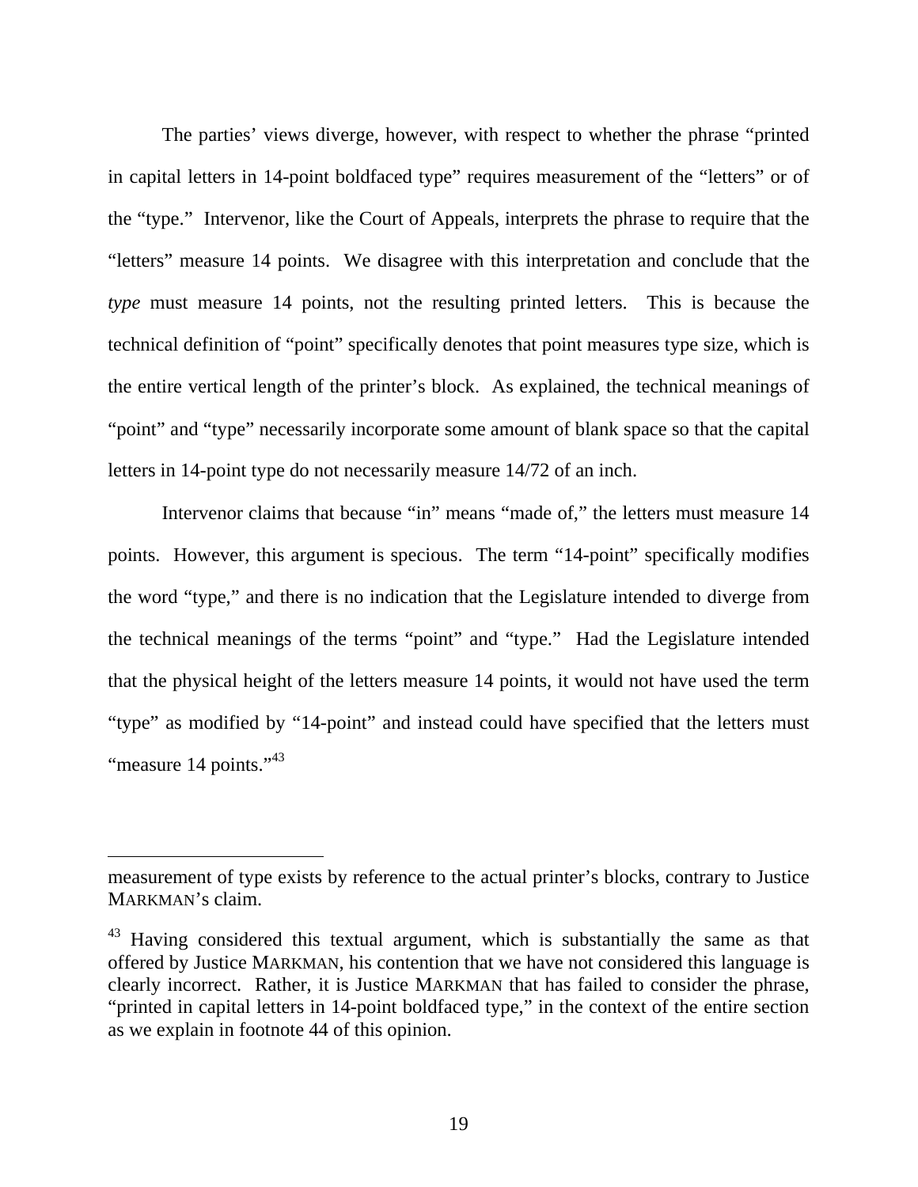The parties' views diverge, however, with respect to whether the phrase "printed in capital letters in 14-point boldfaced type" requires measurement of the "letters" or of the "type." Intervenor, like the Court of Appeals, interprets the phrase to require that the "letters" measure 14 points. We disagree with this interpretation and conclude that the *type* must measure 14 points, not the resulting printed letters. This is because the technical definition of "point" specifically denotes that point measures type size, which is the entire vertical length of the printer's block. As explained, the technical meanings of "point" and "type" necessarily incorporate some amount of blank space so that the capital letters in 14-point type do not necessarily measure 14/72 of an inch.

Intervenor claims that because "in" means "made of," the letters must measure 14 points. However, this argument is specious. The term "14-point" specifically modifies the word "type," and there is no indication that the Legislature intended to diverge from the technical meanings of the terms "point" and "type." Had the Legislature intended that the physical height of the letters measure 14 points, it would not have used the term "type" as modified by "14-point" and instead could have specified that the letters must "measure 14 points."[43]

---

measurement of type exists by reference to the actual printer's blocks, contrary to Justice MARKMAN's claim.

[43] Having considered this textual argument, which is substantially the same as that offered by Justice MARKMAN, his contention that we have not considered this language is clearly incorrect. Rather, it is Justice MARKMAN that has failed to consider the phrase, "printed in capital letters in 14-point boldfaced type," in the context of the entire section as we explain in footnote 44 of this opinion.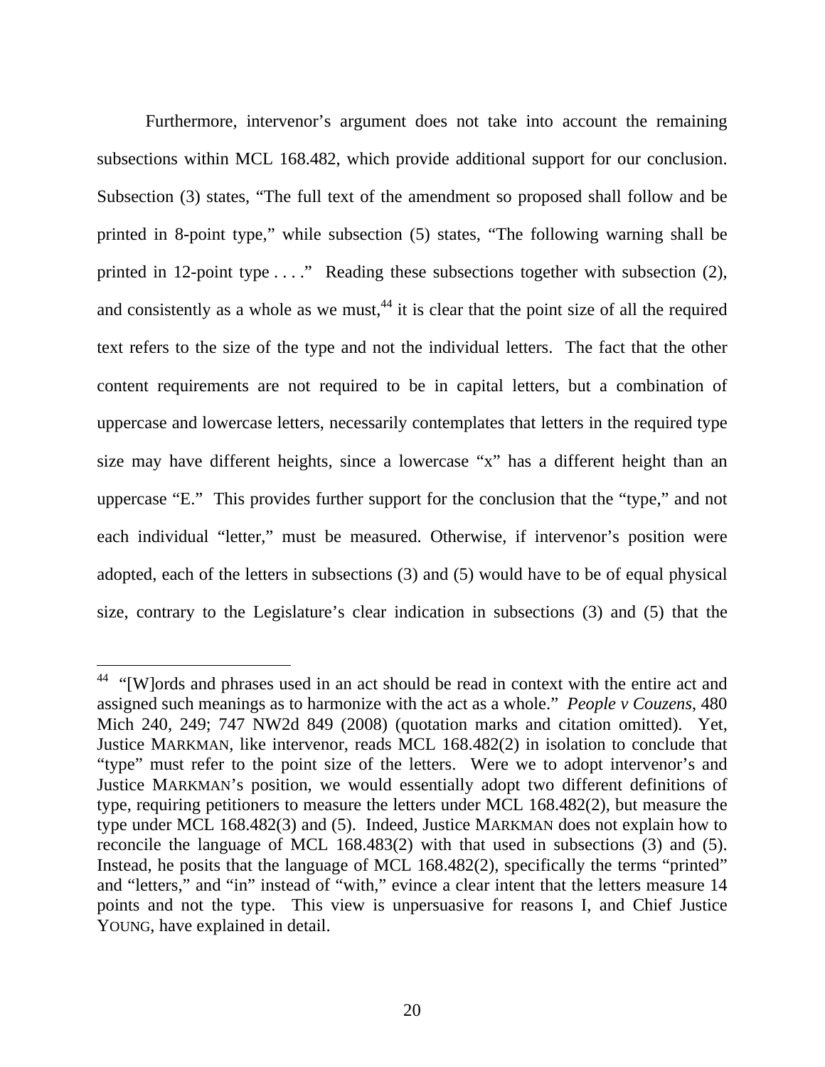Furthermore, intervenor's argument does not take into account the remaining subsections within MCL 168.482, which provide additional support for our conclusion. Subsection (3) states, "The full text of the amendment so proposed shall follow and be printed in 8-point type," while subsection (5) states, "The following warning shall be printed in 12-point type . . . ." Reading these subsections together with subsection (2), and consistently as a whole as we must,[44] it is clear that the point size of all the required text refers to the size of the type and not the individual letters. The fact that the other content requirements are not required to be in capital letters, but a combination of uppercase and lowercase letters, necessarily contemplates that letters in the required type size may have different heights, since a lowercase "x" has a different height than an uppercase "E." This provides further support for the conclusion that the "type," and not each individual "letter," must be measured. Otherwise, if intervenor's position were adopted, each of the letters in subsections (3) and (5) would have to be of equal physical size, contrary to the Legislature's clear indication in subsections (3) and (5) that the

---

[44] "[W]ords and phrases used in an act should be read in context with the entire act and assigned such meanings as to harmonize with the act as a whole." *People v Couzens*, 480 Mich 240, 249; 747 NW2d 849 (2008) (quotation marks and citation omitted). Yet, Justice MARKMAN, like intervenor, reads MCL 168.482(2) in isolation to conclude that "type" must refer to the point size of the letters. Were we to adopt intervenor's and Justice MARKMAN's position, we would essentially adopt two different definitions of type, requiring petitioners to measure the letters under MCL 168.482(2), but measure the type under MCL 168.482(3) and (5). Indeed, Justice MARKMAN does not explain how to reconcile the language of MCL 168.483(2) with that used in subsections (3) and (5). Instead, he posits that the language of MCL 168.482(2), specifically the terms "printed" and "letters," and "in" instead of "with," evince a clear intent that the letters measure 14 points and not the type. This view is unpersuasive for reasons I, and Chief Justice YOUNG, have explained in detail.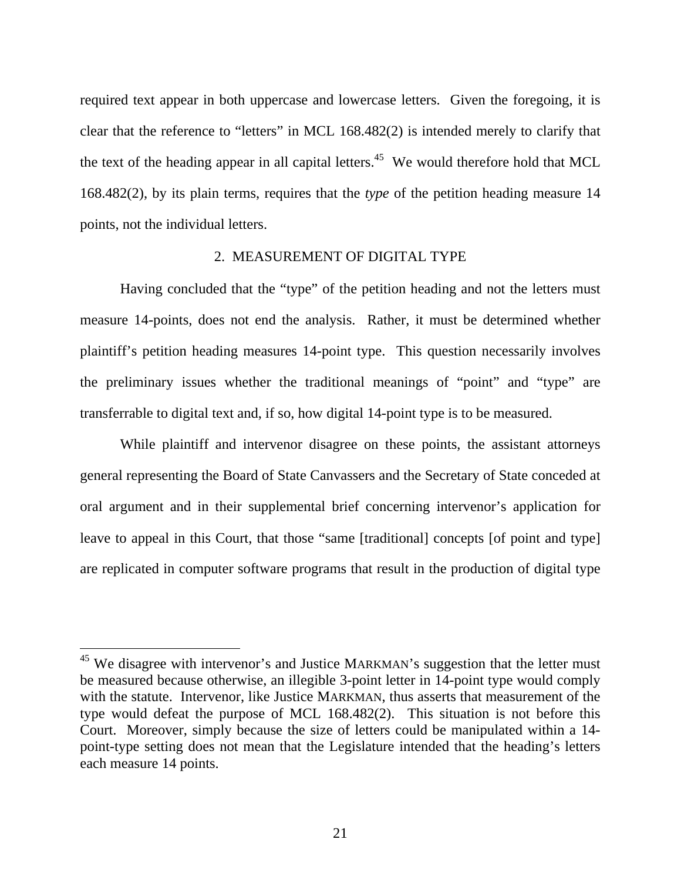required text appear in both uppercase and lowercase letters. Given the foregoing, it is clear that the reference to "letters" in MCL 168.482(2) is intended merely to clarify that the text of the heading appear in all capital letters.[45] We would therefore hold that MCL 168.482(2), by its plain terms, requires that the *type* of the petition heading measure 14 points, not the individual letters.

### 2. MEASUREMENT OF DIGITAL TYPE

Having concluded that the "type" of the petition heading and not the letters must measure 14-points, does not end the analysis. Rather, it must be determined whether plaintiff's petition heading measures 14-point type. This question necessarily involves the preliminary issues whether the traditional meanings of "point" and "type" are transferrable to digital text and, if so, how digital 14-point type is to be measured.

While plaintiff and intervenor disagree on these points, the assistant attorneys general representing the Board of State Canvassers and the Secretary of State conceded at oral argument and in their supplemental brief concerning intervenor's application for leave to appeal in this Court, that those "same [traditional] concepts [of point and type] are replicated in computer software programs that result in the production of digital type

---

[45] We disagree with intervenor's and Justice MARKMAN's suggestion that the letter must be measured because otherwise, an illegible 3-point letter in 14-point type would comply with the statute. Intervenor, like Justice MARKMAN, thus asserts that measurement of the type would defeat the purpose of MCL 168.482(2). This situation is not before this Court. Moreover, simply because the size of letters could be manipulated within a 14-point-type setting does not mean that the Legislature intended that the heading's letters each measure 14 points.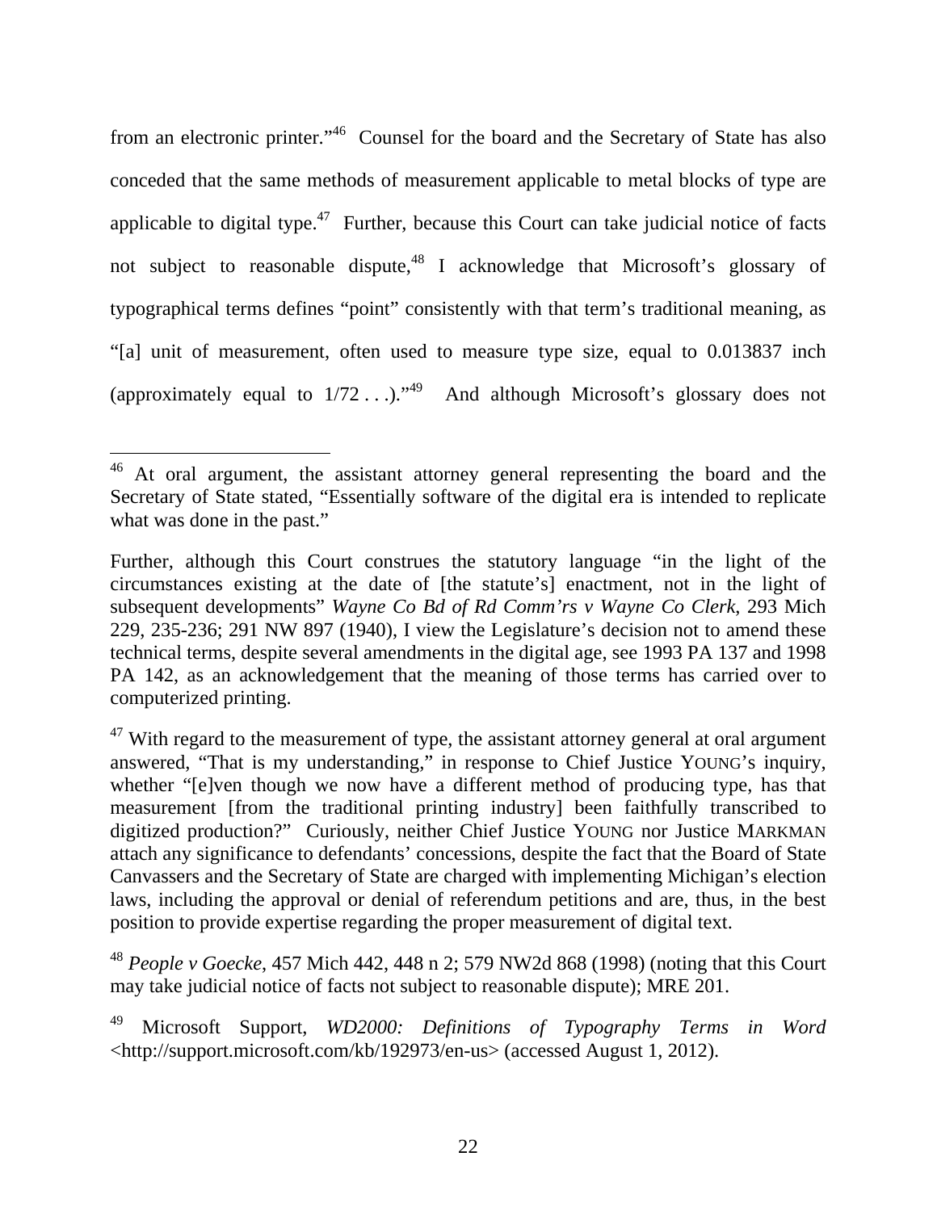from an electronic printer."[46] Counsel for the board and the Secretary of State has also conceded that the same methods of measurement applicable to metal blocks of type are applicable to digital type.[47] Further, because this Court can take judicial notice of facts not subject to reasonable dispute,[48] I acknowledge that Microsoft's glossary of typographical terms defines "point" consistently with that term's traditional meaning, as "[a] unit of measurement, often used to measure type size, equal to 0.013837 inch (approximately equal to 1/72 . . .)."[49] And although Microsoft's glossary does not

---

[46] At oral argument, the assistant attorney general representing the board and the Secretary of State stated, "Essentially software of the digital era is intended to replicate what was done in the past."

Further, although this Court construes the statutory language "in the light of the circumstances existing at the date of [the statute's] enactment, not in the light of subsequent developments" *Wayne Co Bd of Rd Comm'rs v Wayne Co Clerk*, 293 Mich 229, 235-236; 291 NW 897 (1940), I view the Legislature's decision not to amend these technical terms, despite several amendments in the digital age, see 1993 PA 137 and 1998 PA 142, as an acknowledgement that the meaning of those terms has carried over to computerized printing.

[47] With regard to the measurement of type, the assistant attorney general at oral argument answered, "That is my understanding," in response to Chief Justice YOUNG's inquiry, whether "[e]ven though we now have a different method of producing type, has that measurement [from the traditional printing industry] been faithfully transcribed to digitized production?" Curiously, neither Chief Justice YOUNG nor Justice MARKMAN attach any significance to defendants' concessions, despite the fact that the Board of State Canvassers and the Secretary of State are charged with implementing Michigan's election laws, including the approval or denial of referendum petitions and are, thus, in the best position to provide expertise regarding the proper measurement of digital text.

[48] *People v Goecke*, 457 Mich 442, 448 n 2; 579 NW2d 868 (1998) (noting that this Court may take judicial notice of facts not subject to reasonable dispute); MRE 201.

[49] Microsoft Support, *WD2000: Definitions of Typography Terms in Word* <http://support.microsoft.com/kb/192973/en-us> (accessed August 1, 2012).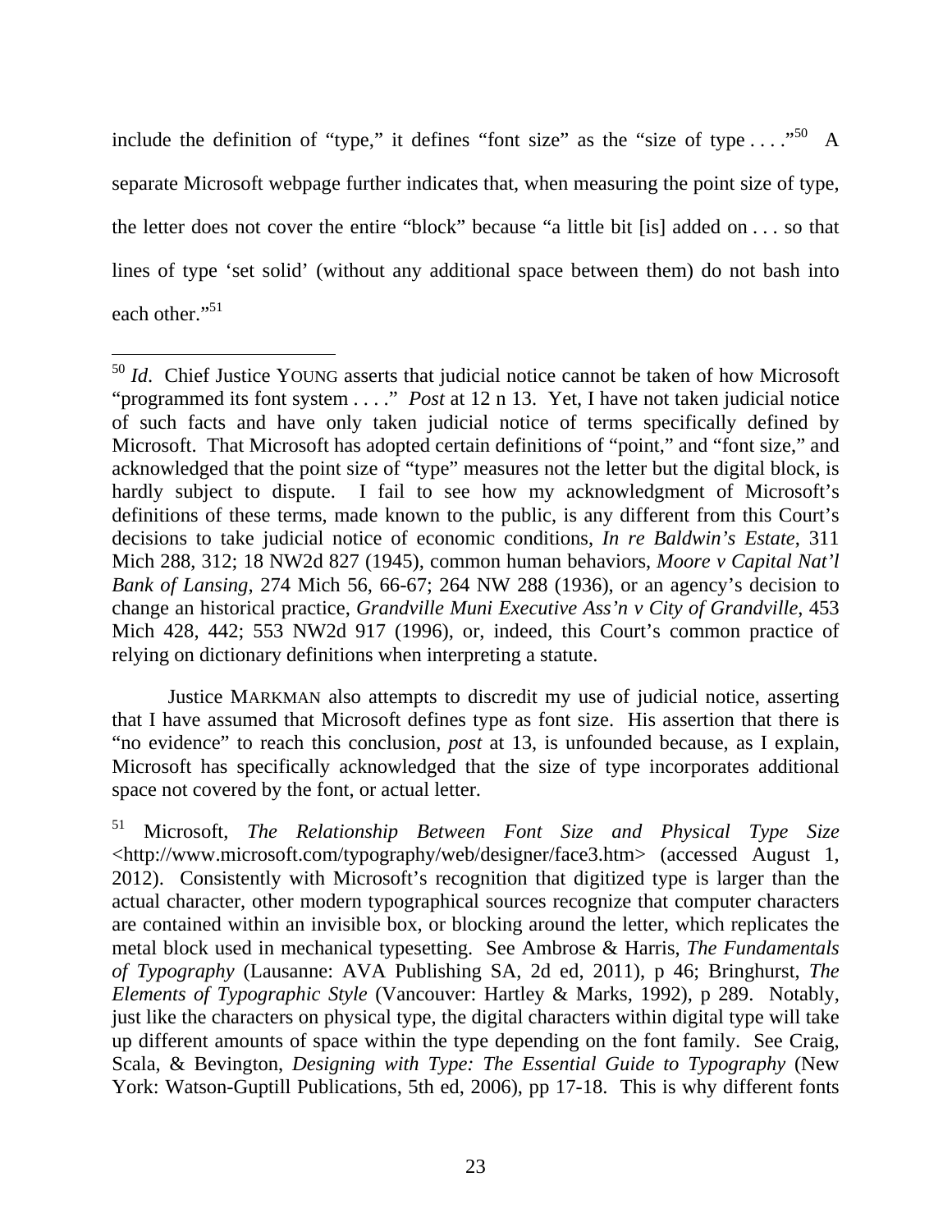include the definition of "type," it defines "font size" as the "size of type . . . ."[50] A separate Microsoft webpage further indicates that, when measuring the point size of type, the letter does not cover the entire "block" because "a little bit [is] added on . . . so that lines of type 'set solid' (without any additional space between them) do not bash into each other."[51]

---

[50] *Id*. Chief Justice YOUNG asserts that judicial notice cannot be taken of how Microsoft "programmed its font system . . . ." *Post* at 12 n 13. Yet, I have not taken judicial notice of such facts and have only taken judicial notice of terms specifically defined by Microsoft. That Microsoft has adopted certain definitions of "point," and "font size," and acknowledged that the point size of "type" measures not the letter but the digital block, is hardly subject to dispute. I fail to see how my acknowledgment of Microsoft's definitions of these terms, made known to the public, is any different from this Court's decisions to take judicial notice of economic conditions, *In re Baldwin's Estate*, 311 Mich 288, 312; 18 NW2d 827 (1945), common human behaviors, *Moore v Capital Nat'l Bank of Lansing*, 274 Mich 56, 66-67; 264 NW 288 (1936), or an agency's decision to change an historical practice, *Grandville Muni Executive Ass'n v City of Grandville*, 453 Mich 428, 442; 553 NW2d 917 (1996), or, indeed, this Court's common practice of relying on dictionary definitions when interpreting a statute.

Justice MARKMAN also attempts to discredit my use of judicial notice, asserting that I have assumed that Microsoft defines type as font size. His assertion that there is "no evidence" to reach this conclusion, *post* at 13, is unfounded because, as I explain, Microsoft has specifically acknowledged that the size of type incorporates additional space not covered by the font, or actual letter.

[51] Microsoft, *The Relationship Between Font Size and Physical Type Size* <http://www.microsoft.com/typography/web/designer/face3.htm> (accessed August 1, 2012). Consistently with Microsoft's recognition that digitized type is larger than the actual character, other modern typographical sources recognize that computer characters are contained within an invisible box, or blocking around the letter, which replicates the metal block used in mechanical typesetting. See Ambrose & Harris, *The Fundamentals of Typography* (Lausanne: AVA Publishing SA, 2d ed, 2011), p 46; Bringhurst, *The Elements of Typographic Style* (Vancouver: Hartley & Marks, 1992), p 289. Notably, just like the characters on physical type, the digital characters within digital type will take up different amounts of space within the type depending on the font family. See Craig, Scala, & Bevington, *Designing with Type: The Essential Guide to Typography* (New York: Watson-Guptill Publications, 5th ed, 2006), pp 17-18. This is why different fonts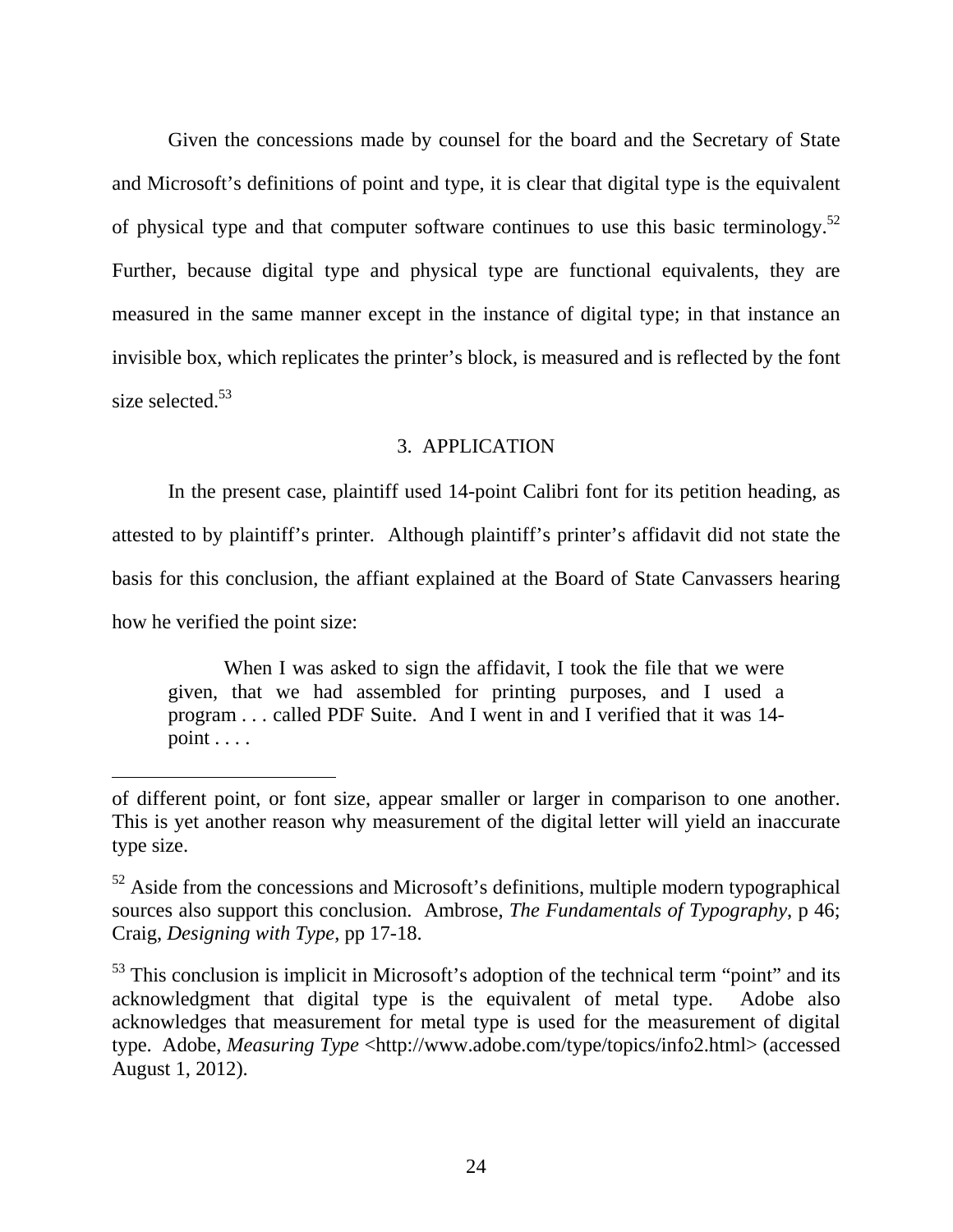Given the concessions made by counsel for the board and the Secretary of State and Microsoft's definitions of point and type, it is clear that digital type is the equivalent of physical type and that computer software continues to use this basic terminology.[52] Further, because digital type and physical type are functional equivalents, they are measured in the same manner except in the instance of digital type; in that instance an invisible box, which replicates the printer's block, is measured and is reflected by the font size selected.[53]

### 3. APPLICATION

In the present case, plaintiff used 14-point Calibri font for its petition heading, as attested to by plaintiff's printer. Although plaintiff's printer's affidavit did not state the basis for this conclusion, the affiant explained at the Board of State Canvassers hearing how he verified the point size:

> When I was asked to sign the affidavit, I took the file that we were given, that we had assembled for printing purposes, and I used a program . . . called PDF Suite. And I went in and I verified that it was 14-point . . . .

---

of different point, or font size, appear smaller or larger in comparison to one another. This is yet another reason why measurement of the digital letter will yield an inaccurate type size.

[52] Aside from the concessions and Microsoft's definitions, multiple modern typographical sources also support this conclusion. Ambrose, *The Fundamentals of Typography*, p 46; Craig, *Designing with Type*, pp 17-18.

[53] This conclusion is implicit in Microsoft's adoption of the technical term "point" and its acknowledgment that digital type is the equivalent of metal type. Adobe also acknowledges that measurement for metal type is used for the measurement of digital type. Adobe, *Measuring Type* <http://www.adobe.com/type/topics/info2.html> (accessed August 1, 2012).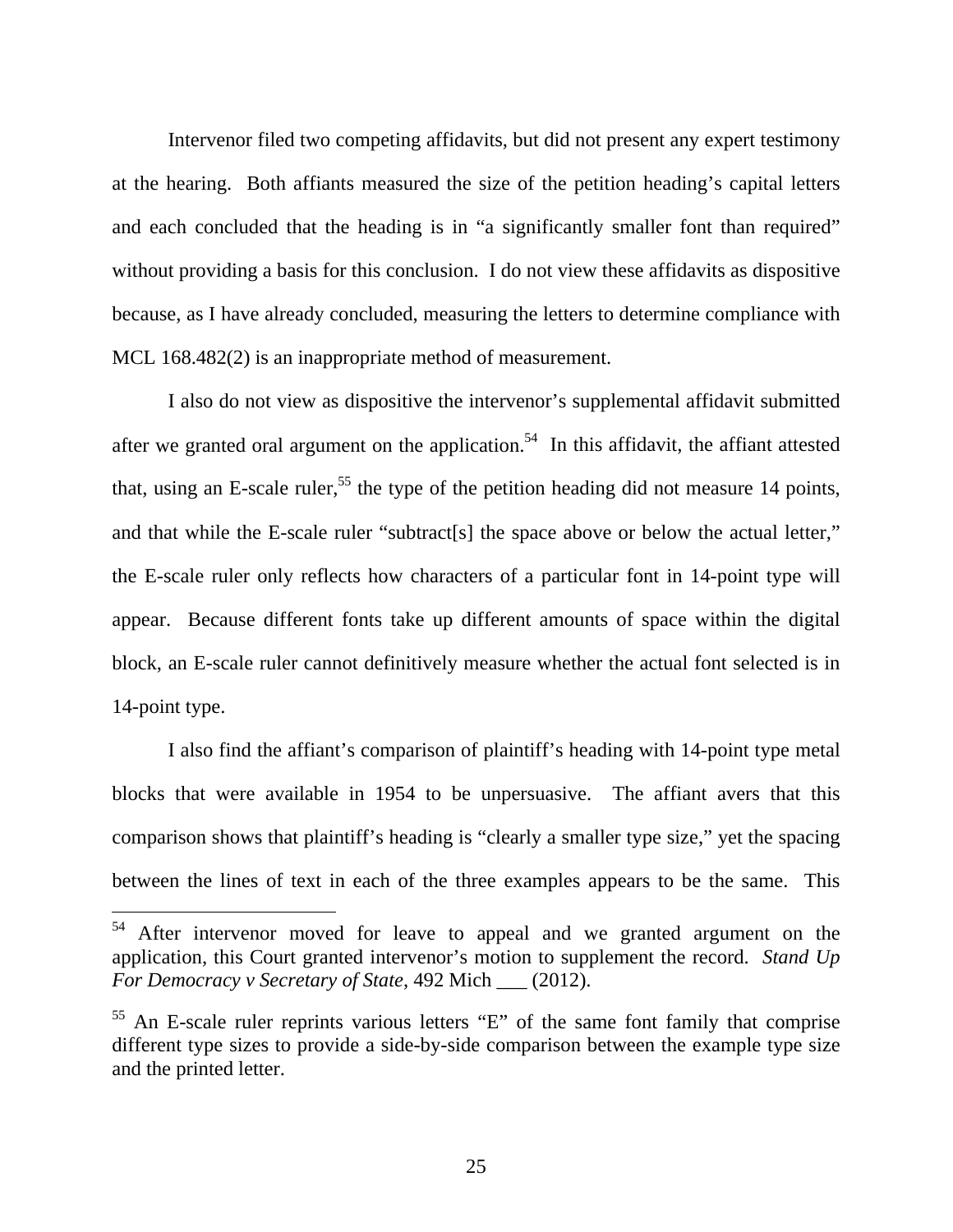Intervenor filed two competing affidavits, but did not present any expert testimony at the hearing. Both affiants measured the size of the petition heading's capital letters and each concluded that the heading is in "a significantly smaller font than required" without providing a basis for this conclusion. I do not view these affidavits as dispositive because, as I have already concluded, measuring the letters to determine compliance with MCL 168.482(2) is an inappropriate method of measurement.

I also do not view as dispositive the intervenor's supplemental affidavit submitted after we granted oral argument on the application.[54] In this affidavit, the affiant attested that, using an E-scale ruler,[55] the type of the petition heading did not measure 14 points, and that while the E-scale ruler "subtract[s] the space above or below the actual letter," the E-scale ruler only reflects how characters of a particular font in 14-point type will appear. Because different fonts take up different amounts of space within the digital block, an E-scale ruler cannot definitively measure whether the actual font selected is in 14-point type.

I also find the affiant's comparison of plaintiff's heading with 14-point type metal blocks that were available in 1954 to be unpersuasive. The affiant avers that this comparison shows that plaintiff's heading is "clearly a smaller type size," yet the spacing between the lines of text in each of the three examples appears to be the same. This

---

[54] After intervenor moved for leave to appeal and we granted argument on the application, this Court granted intervenor's motion to supplement the record. *Stand Up For Democracy v Secretary of State*, 492 Mich ___ (2012).

[55] An E-scale ruler reprints various letters "E" of the same font family that comprise different type sizes to provide a side-by-side comparison between the example type size and the printed letter.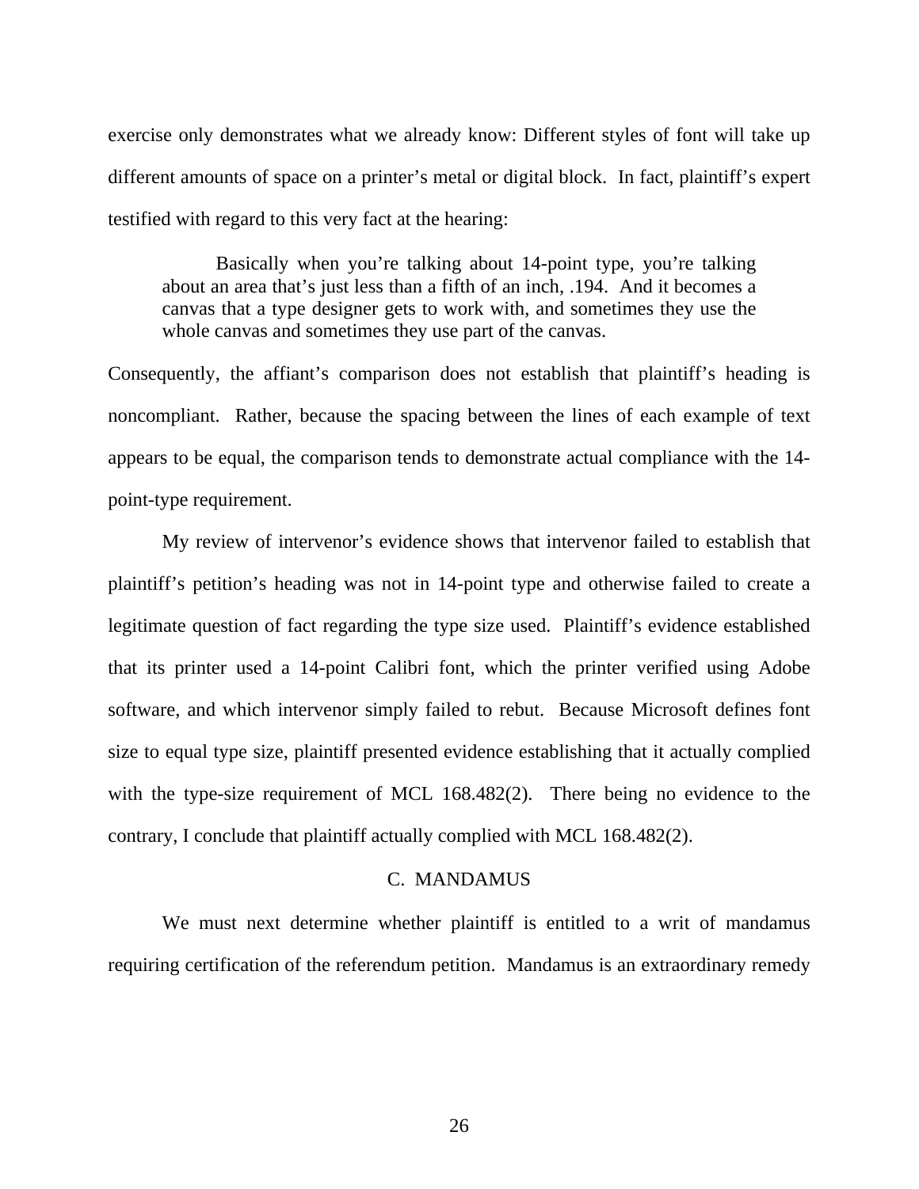exercise only demonstrates what we already know: Different styles of font will take up different amounts of space on a printer's metal or digital block. In fact, plaintiff's expert testified with regard to this very fact at the hearing:

> Basically when you're talking about 14-point type, you're talking about an area that's just less than a fifth of an inch, .194. And it becomes a canvas that a type designer gets to work with, and sometimes they use the whole canvas and sometimes they use part of the canvas.

Consequently, the affiant's comparison does not establish that plaintiff's heading is noncompliant. Rather, because the spacing between the lines of each example of text appears to be equal, the comparison tends to demonstrate actual compliance with the 14-point-type requirement.

My review of intervenor's evidence shows that intervenor failed to establish that plaintiff's petition's heading was not in 14-point type and otherwise failed to create a legitimate question of fact regarding the type size used. Plaintiff's evidence established that its printer used a 14-point Calibri font, which the printer verified using Adobe software, and which intervenor simply failed to rebut. Because Microsoft defines font size to equal type size, plaintiff presented evidence establishing that it actually complied with the type-size requirement of MCL 168.482(2). There being no evidence to the contrary, I conclude that plaintiff actually complied with MCL 168.482(2).

### C. MANDAMUS

We must next determine whether plaintiff is entitled to a writ of mandamus requiring certification of the referendum petition. Mandamus is an extraordinary remedy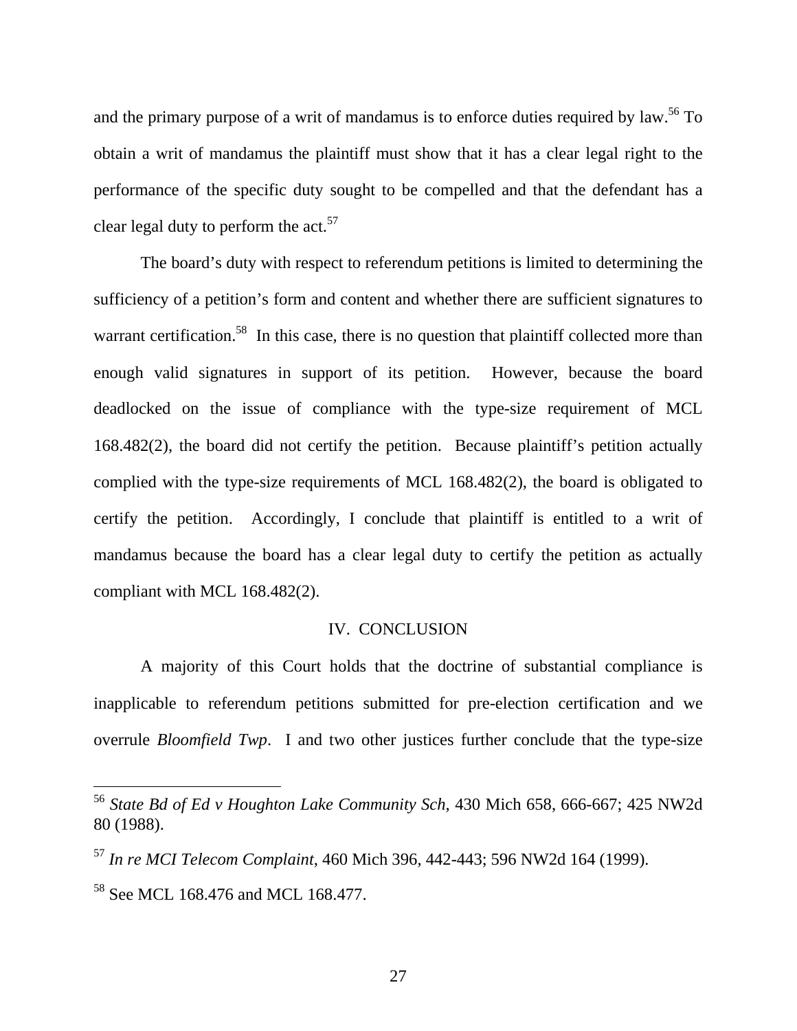and the primary purpose of a writ of mandamus is to enforce duties required by law.[56] To obtain a writ of mandamus the plaintiff must show that it has a clear legal right to the performance of the specific duty sought to be compelled and that the defendant has a clear legal duty to perform the act.[57]

The board's duty with respect to referendum petitions is limited to determining the sufficiency of a petition's form and content and whether there are sufficient signatures to warrant certification.[58] In this case, there is no question that plaintiff collected more than enough valid signatures in support of its petition. However, because the board deadlocked on the issue of compliance with the type-size requirement of MCL 168.482(2), the board did not certify the petition. Because plaintiff's petition actually complied with the type-size requirements of MCL 168.482(2), the board is obligated to certify the petition. Accordingly, I conclude that plaintiff is entitled to a writ of mandamus because the board has a clear legal duty to certify the petition as actually compliant with MCL 168.482(2).

## IV. CONCLUSION

A majority of this Court holds that the doctrine of substantial compliance is inapplicable to referendum petitions submitted for pre-election certification and we overrule *Bloomfield Twp*. I and two other justices further conclude that the type-size

---

[56] *State Bd of Ed v Houghton Lake Community Sch*, 430 Mich 658, 666-667; 425 NW2d 80 (1988).

[57] *In re MCI Telecom Complaint*, 460 Mich 396, 442-443; 596 NW2d 164 (1999).

[58] See MCL 168.476 and MCL 168.477.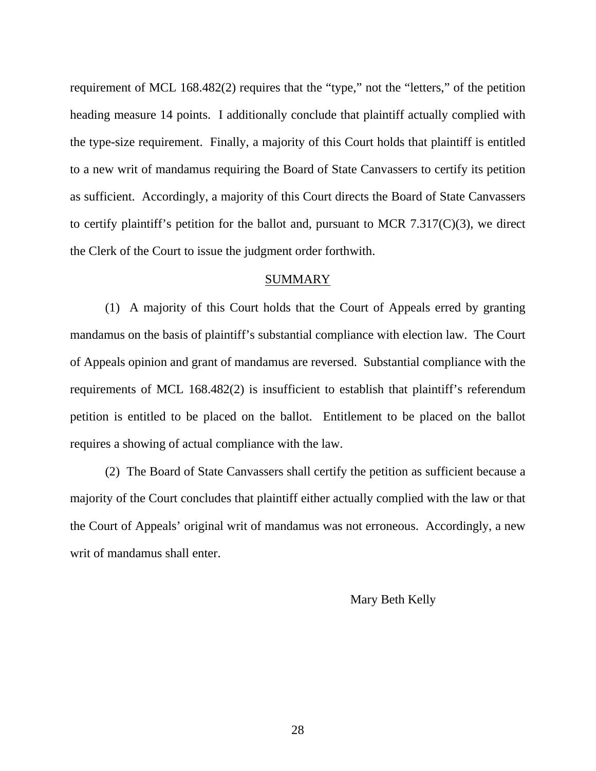requirement of MCL 168.482(2) requires that the "type," not the "letters," of the petition heading measure 14 points. I additionally conclude that plaintiff actually complied with the type-size requirement. Finally, a majority of this Court holds that plaintiff is entitled to a new writ of mandamus requiring the Board of State Canvassers to certify its petition as sufficient. Accordingly, a majority of this Court directs the Board of State Canvassers to certify plaintiff's petition for the ballot and, pursuant to MCR 7.317(C)(3), we direct the Clerk of the Court to issue the judgment order forthwith.

## SUMMARY

(1) A majority of this Court holds that the Court of Appeals erred by granting mandamus on the basis of plaintiff's substantial compliance with election law. The Court of Appeals opinion and grant of mandamus are reversed. Substantial compliance with the requirements of MCL 168.482(2) is insufficient to establish that plaintiff's referendum petition is entitled to be placed on the ballot. Entitlement to be placed on the ballot requires a showing of actual compliance with the law.

(2) The Board of State Canvassers shall certify the petition as sufficient because a majority of the Court concludes that plaintiff either actually complied with the law or that the Court of Appeals' original writ of mandamus was not erroneous. Accordingly, a new writ of mandamus shall enter.

Mary Beth Kelly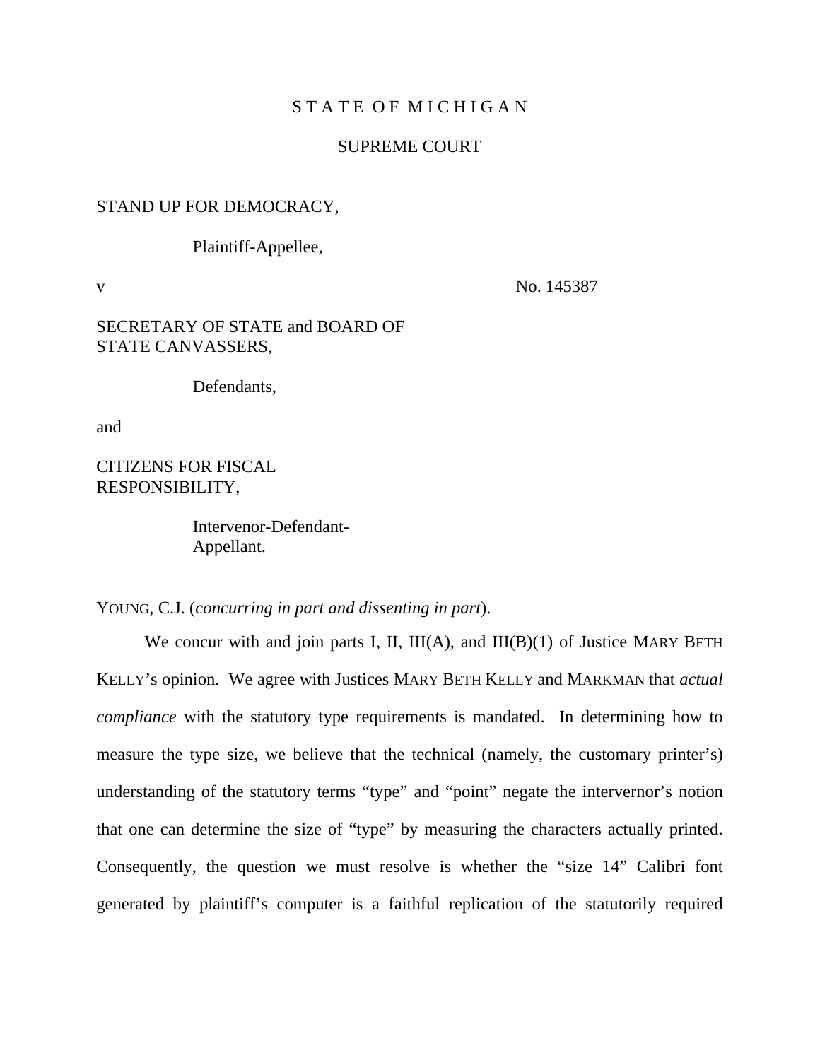STATE OF MICHIGAN

SUPREME COURT

STAND UP FOR DEMOCRACY,

Plaintiff-Appellee,

v

No. 145387

SECRETARY OF STATE and BOARD OF STATE CANVASSERS,

Defendants,

and

CITIZENS FOR FISCAL RESPONSIBILITY,

Intervenor-Defendant-Appellant.

---

YOUNG, C.J. (*concurring in part and dissenting in part*).

We concur with and join parts I, II, III(A), and III(B)(1) of Justice MARY BETH KELLY's opinion. We agree with Justices MARY BETH KELLY and MARKMAN that *actual compliance* with the statutory type requirements is mandated. In determining how to measure the type size, we believe that the technical (namely, the customary printer's) understanding of the statutory terms "type" and "point" negate the intervenor's notion that one can determine the size of "type" by measuring the characters actually printed. Consequently, the question we must resolve is whether the "size 14" Calibri font generated by plaintiff's computer is a faithful replication of the statutorily required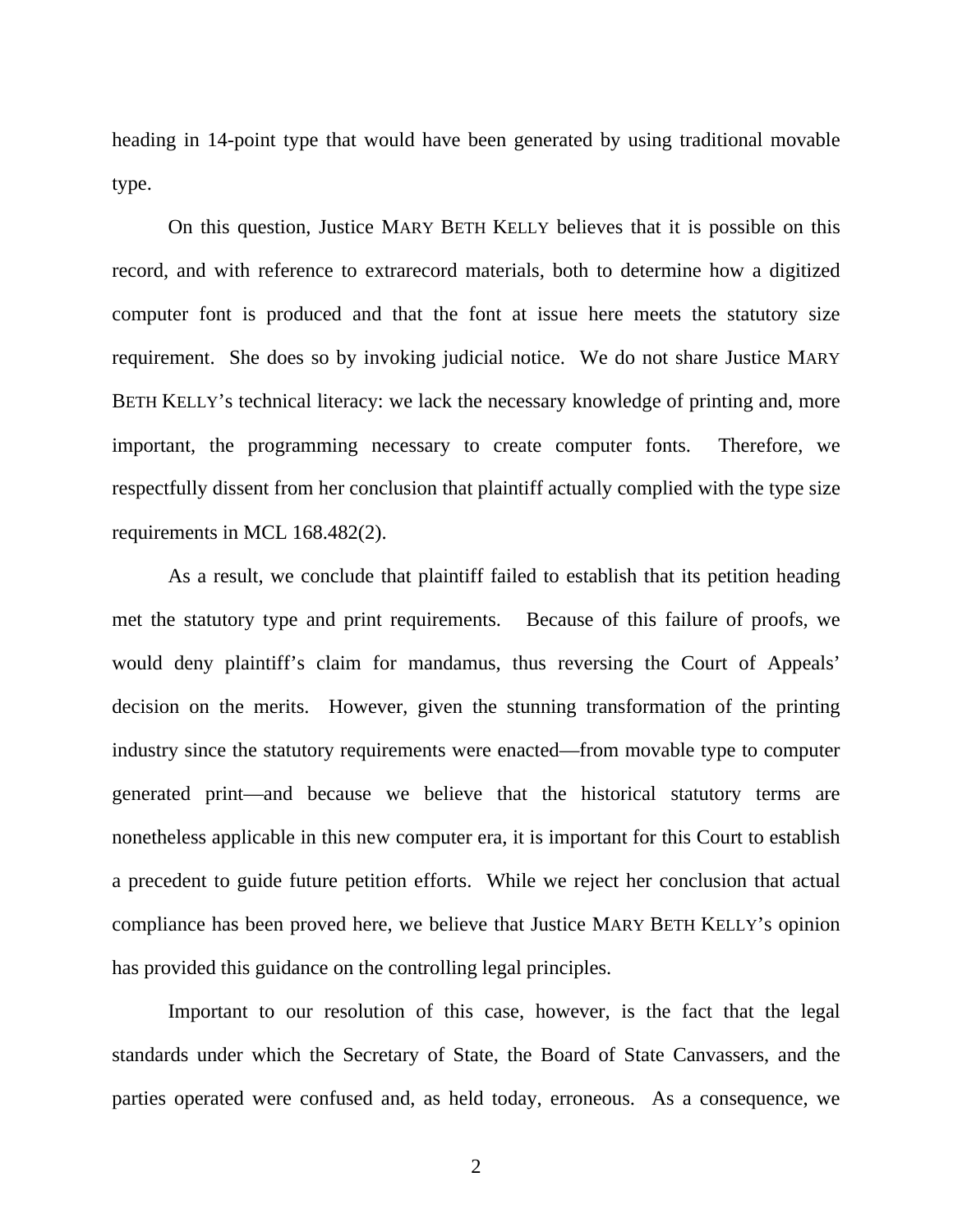heading in 14-point type that would have been generated by using traditional movable type.

On this question, Justice MARY BETH KELLY believes that it is possible on this record, and with reference to extrarecord materials, both to determine how a digitized computer font is produced and that the font at issue here meets the statutory size requirement. She does so by invoking judicial notice. We do not share Justice MARY BETH KELLY's technical literacy: we lack the necessary knowledge of printing and, more important, the programming necessary to create computer fonts. Therefore, we respectfully dissent from her conclusion that plaintiff actually complied with the type size requirements in MCL 168.482(2).

As a result, we conclude that plaintiff failed to establish that its petition heading met the statutory type and print requirements. Because of this failure of proofs, we would deny plaintiff's claim for mandamus, thus reversing the Court of Appeals' decision on the merits. However, given the stunning transformation of the printing industry since the statutory requirements were enacted—from movable type to computer generated print—and because we believe that the historical statutory terms are nonetheless applicable in this new computer era, it is important for this Court to establish a precedent to guide future petition efforts. While we reject her conclusion that actual compliance has been proved here, we believe that Justice MARY BETH KELLY's opinion has provided this guidance on the controlling legal principles.

Important to our resolution of this case, however, is the fact that the legal standards under which the Secretary of State, the Board of State Canvassers, and the parties operated were confused and, as held today, erroneous. As a consequence, we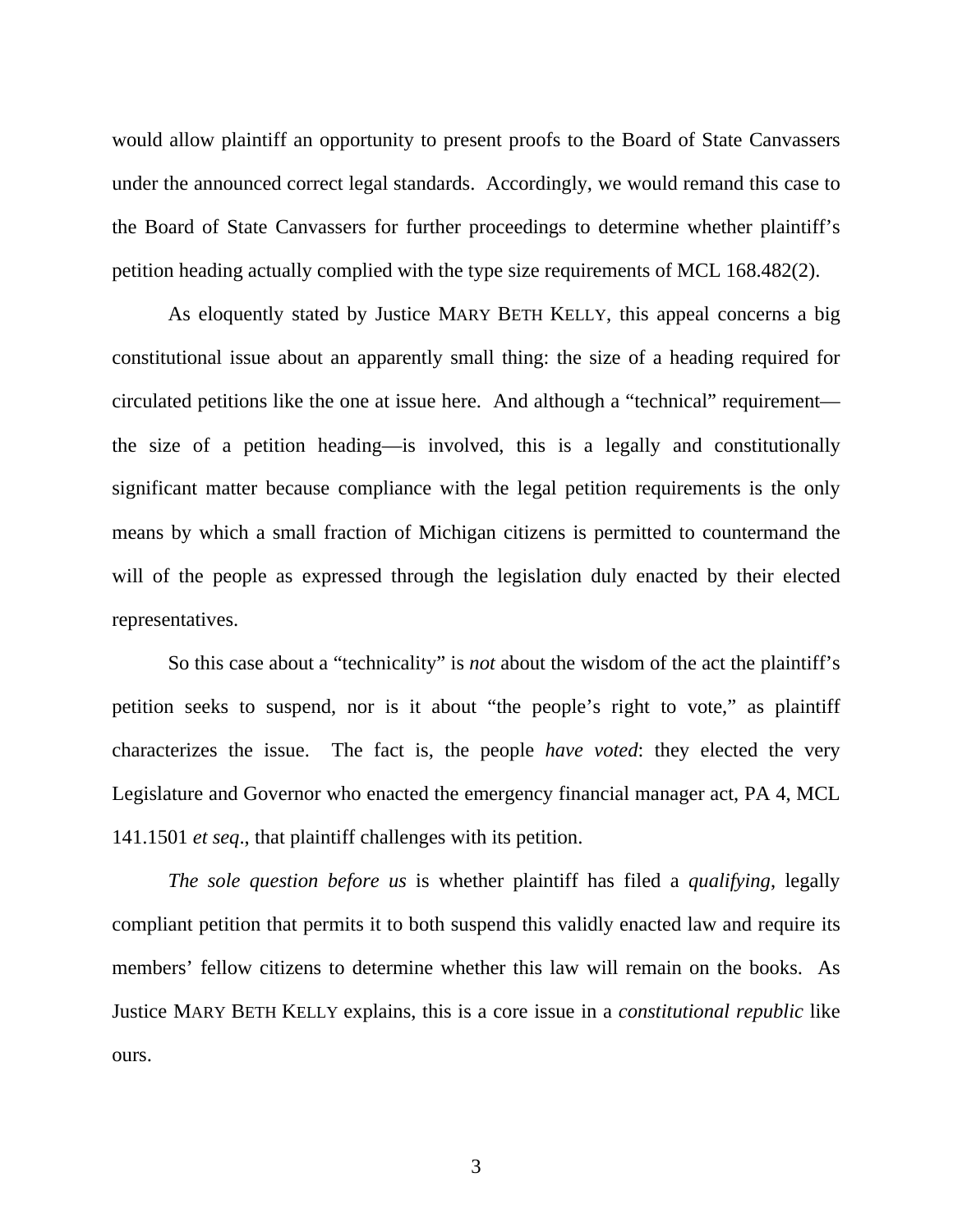would allow plaintiff an opportunity to present proofs to the Board of State Canvassers under the announced correct legal standards. Accordingly, we would remand this case to the Board of State Canvassers for further proceedings to determine whether plaintiff's petition heading actually complied with the type size requirements of MCL 168.482(2).

As eloquently stated by Justice MARY BETH KELLY, this appeal concerns a big constitutional issue about an apparently small thing: the size of a heading required for circulated petitions like the one at issue here. And although a "technical" requirement—the size of a petition heading—is involved, this is a legally and constitutionally significant matter because compliance with the legal petition requirements is the only means by which a small fraction of Michigan citizens is permitted to countermand the will of the people as expressed through the legislation duly enacted by their elected representatives.

So this case about a "technicality" is *not* about the wisdom of the act the plaintiff's petition seeks to suspend, nor is it about "the people's right to vote," as plaintiff characterizes the issue. The fact is, the people *have voted*: they elected the very Legislature and Governor who enacted the emergency financial manager act, PA 4, MCL 141.1501 *et seq*., that plaintiff challenges with its petition.

*The sole question before us* is whether plaintiff has filed a *qualifying*, legally compliant petition that permits it to both suspend this validly enacted law and require its members' fellow citizens to determine whether this law will remain on the books. As Justice MARY BETH KELLY explains, this is a core issue in a *constitutional republic* like ours.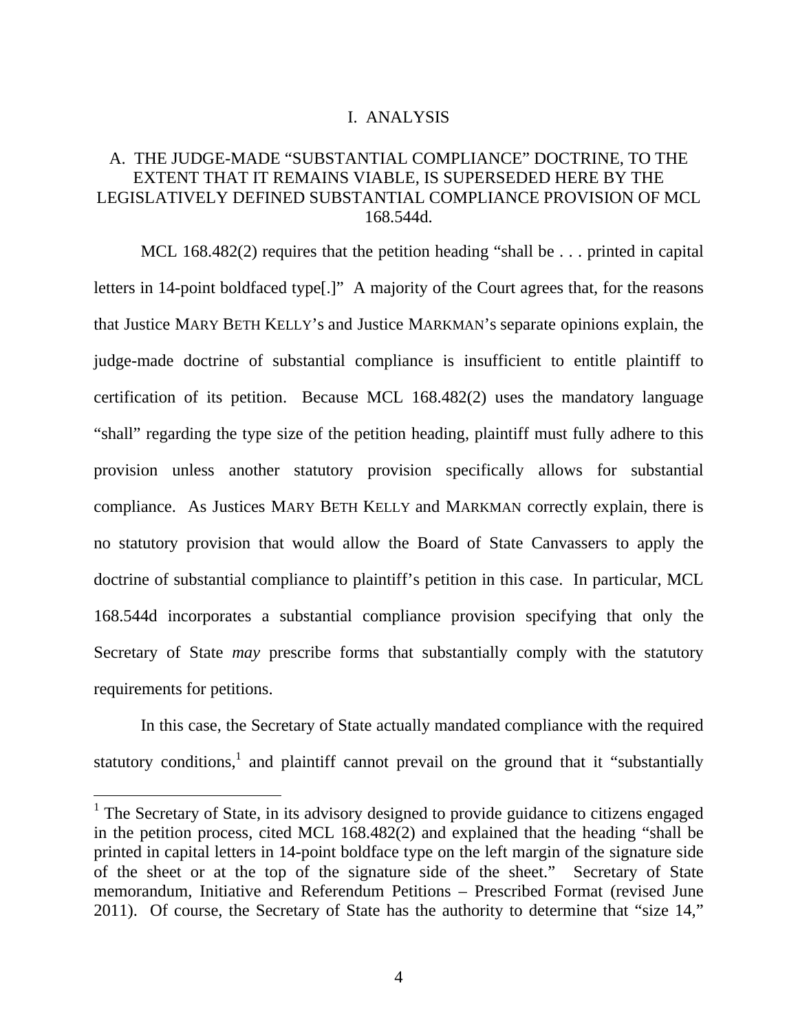# I. ANALYSIS

## A. THE JUDGE-MADE "SUBSTANTIAL COMPLIANCE" DOCTRINE, TO THE EXTENT THAT IT REMAINS VIABLE, IS SUPERSEDED HERE BY THE LEGISLATIVELY DEFINED SUBSTANTIAL COMPLIANCE PROVISION OF MCL 168.544d.

MCL 168.482(2) requires that the petition heading "shall be . . . printed in capital letters in 14-point boldfaced type[.]" A majority of the Court agrees that, for the reasons that Justice MARY BETH KELLY's and Justice MARKMAN's separate opinions explain, the judge-made doctrine of substantial compliance is insufficient to entitle plaintiff to certification of its petition. Because MCL 168.482(2) uses the mandatory language "shall" regarding the type size of the petition heading, plaintiff must fully adhere to this provision unless another statutory provision specifically allows for substantial compliance. As Justices MARY BETH KELLY and MARKMAN correctly explain, there is no statutory provision that would allow the Board of State Canvassers to apply the doctrine of substantial compliance to plaintiff's petition in this case. In particular, MCL 168.544d incorporates a substantial compliance provision specifying that only the Secretary of State *may* prescribe forms that substantially comply with the statutory requirements for petitions.

In this case, the Secretary of State actually mandated compliance with the required statutory conditions,[1] and plaintiff cannot prevail on the ground that it "substantially

---

[1] The Secretary of State, in its advisory designed to provide guidance to citizens engaged in the petition process, cited MCL 168.482(2) and explained that the heading "shall be printed in capital letters in 14-point boldface type on the left margin of the signature side of the sheet or at the top of the signature side of the sheet." Secretary of State memorandum, Initiative and Referendum Petitions – Prescribed Format (revised June 2011). Of course, the Secretary of State has the authority to determine that "size 14,"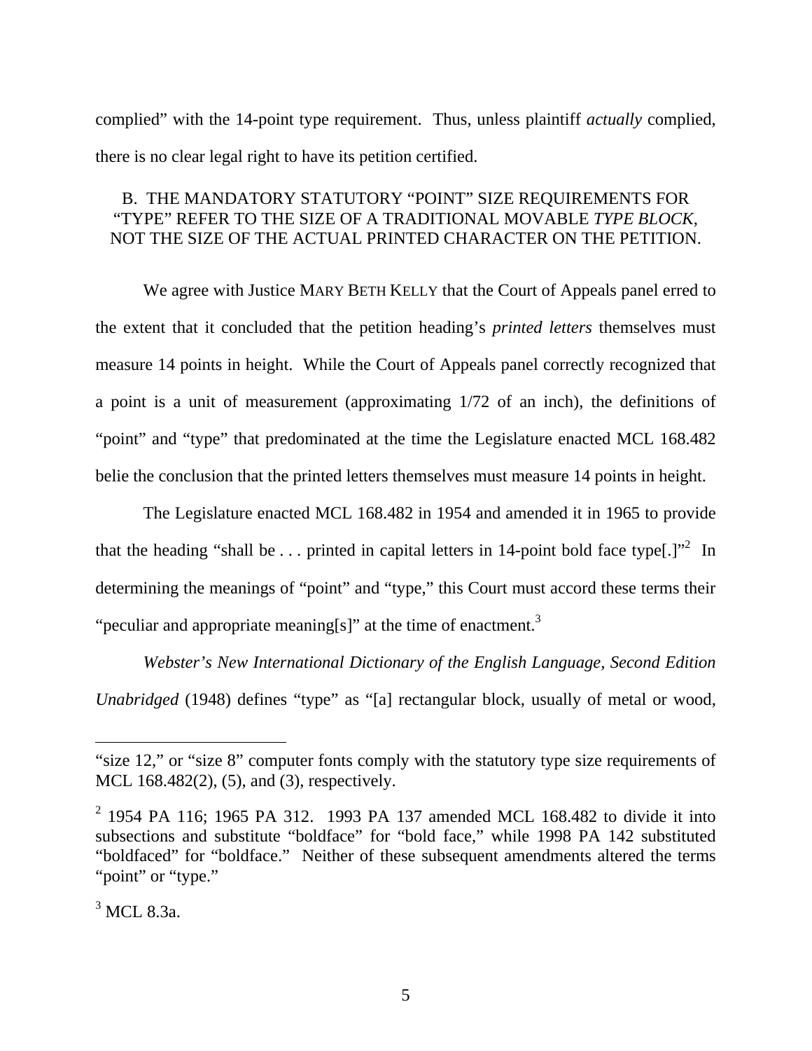complied" with the 14-point type requirement. Thus, unless plaintiff *actually* complied, there is no clear legal right to have its petition certified.

### B. THE MANDATORY STATUTORY "POINT" SIZE REQUIREMENTS FOR "TYPE" REFER TO THE SIZE OF A TRADITIONAL MOVABLE *TYPE BLOCK*, NOT THE SIZE OF THE ACTUAL PRINTED CHARACTER ON THE PETITION.

We agree with Justice MARY BETH KELLY that the Court of Appeals panel erred to the extent that it concluded that the petition heading's *printed letters* themselves must measure 14 points in height. While the Court of Appeals panel correctly recognized that a point is a unit of measurement (approximating 1/72 of an inch), the definitions of "point" and "type" that predominated at the time the Legislature enacted MCL 168.482 belie the conclusion that the printed letters themselves must measure 14 points in height.

The Legislature enacted MCL 168.482 in 1954 and amended it in 1965 to provide that the heading "shall be . . . printed in capital letters in 14-point bold face type[.]"[2] In determining the meanings of "point" and "type," this Court must accord these terms their "peculiar and appropriate meaning[s]" at the time of enactment.[3]

*Webster's New International Dictionary of the English Language, Second Edition Unabridged* (1948) defines "type" as "[a] rectangular block, usually of metal or wood,

---

"size 12," or "size 8" computer fonts comply with the statutory type size requirements of MCL 168.482(2), (5), and (3), respectively.

[2] 1954 PA 116; 1965 PA 312. 1993 PA 137 amended MCL 168.482 to divide it into subsections and substitute "boldface" for "bold face," while 1998 PA 142 substituted "boldfaced" for "boldface." Neither of these subsequent amendments altered the terms "point" or "type."

[3] MCL 8.3a.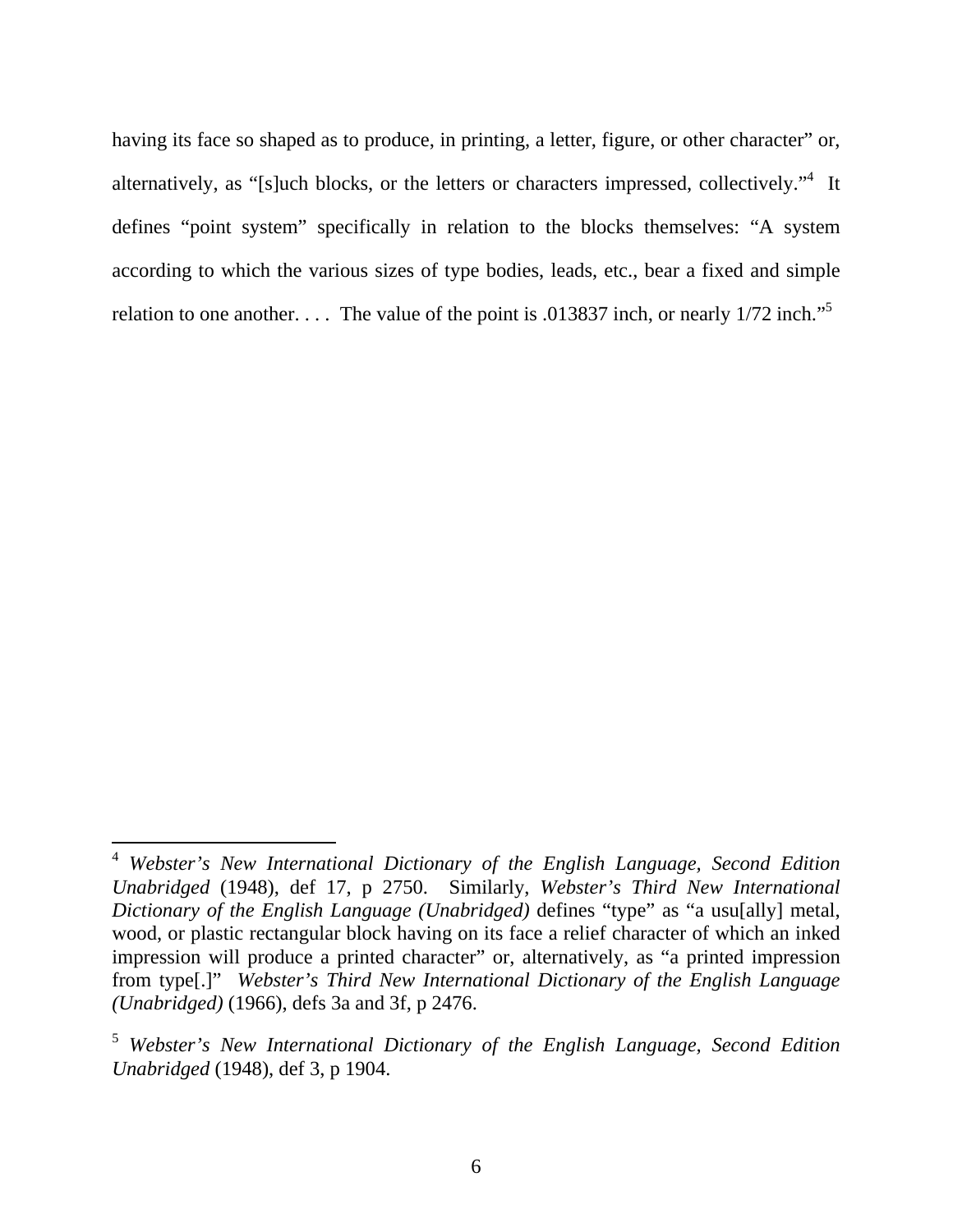having its face so shaped as to produce, in printing, a letter, figure, or other character" or, alternatively, as "[s]uch blocks, or the letters or characters impressed, collectively."[4] It defines "point system" specifically in relation to the blocks themselves: "A system according to which the various sizes of type bodies, leads, etc., bear a fixed and simple relation to one another. . . . The value of the point is .013837 inch, or nearly 1/72 inch."[5]

---

[4] *Webster's New International Dictionary of the English Language, Second Edition Unabridged* (1948), def 17, p 2750. Similarly, *Webster's Third New International Dictionary of the English Language (Unabridged)* defines "type" as "a usu[ally] metal, wood, or plastic rectangular block having on its face a relief character of which an inked impression will produce a printed character" or, alternatively, as "a printed impression from type[.]" *Webster's Third New International Dictionary of the English Language (Unabridged)* (1966), defs 3a and 3f, p 2476.

[5] *Webster's New International Dictionary of the English Language, Second Edition Unabridged* (1948), def 3, p 1904.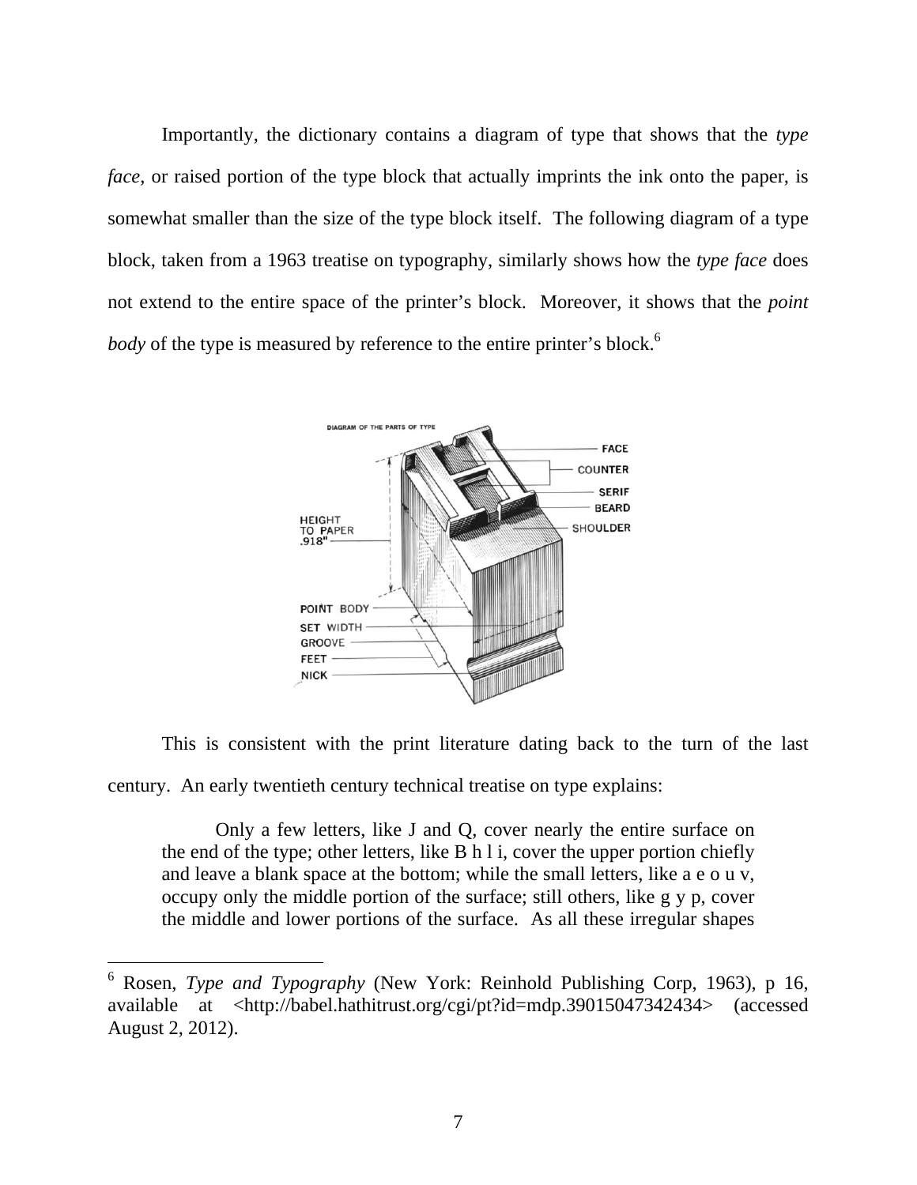Importantly, the dictionary contains a diagram of type that shows that the *type face*, or raised portion of the type block that actually imprints the ink onto the paper, is somewhat smaller than the size of the type block itself. The following diagram of a type block, taken from a 1963 treatise on typography, similarly shows how the *type face* does not extend to the entire space of the printer's block. Moreover, it shows that the *point body* of the type is measured by reference to the entire printer's block.[6]

This is consistent with the print literature dating back to the turn of the last century. An early twentieth century technical treatise on type explains:

> Only a few letters, like J and Q, cover nearly the entire surface on the end of the type; other letters, like B h l i, cover the upper portion chiefly and leave a blank space at the bottom; while the small letters, like a e o u v, occupy only the middle portion of the surface; still others, like g y p, cover the middle and lower portions of the surface. As all these irregular shapes

---

[6] Rosen, *Type and Typography* (New York: Reinhold Publishing Corp, 1963), p 16, available at <http://babel.hathitrust.org/cgi/pt?id=mdp.39015047342434> (accessed August 2, 2012).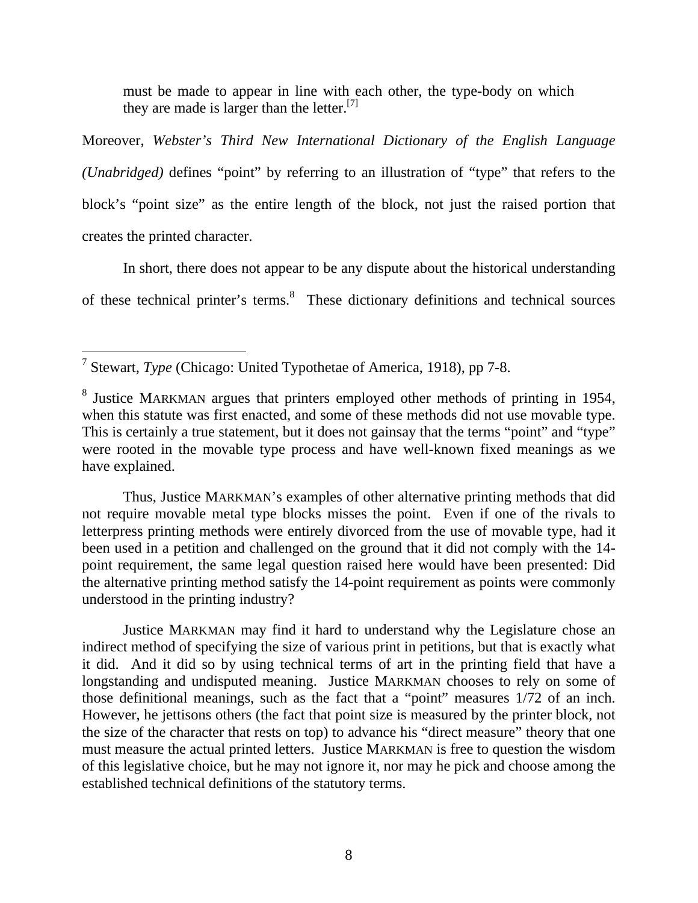> must be made to appear in line with each other, the type-body on which they are made is larger than the letter.[7]

Moreover, *Webster's Third New International Dictionary of the English Language (Unabridged)* defines "point" by referring to an illustration of "type" that refers to the block's "point size" as the entire length of the block, not just the raised portion that creates the printed character.

In short, there does not appear to be any dispute about the historical understanding of these technical printer's terms.[8] These dictionary definitions and technical sources

---

[7] Stewart, *Type* (Chicago: United Typothetae of America, 1918), pp 7-8.

[8] Justice MARKMAN argues that printers employed other methods of printing in 1954, when this statute was first enacted, and some of these methods did not use movable type. This is certainly a true statement, but it does not gainsay that the terms "point" and "type" were rooted in the movable type process and have well-known fixed meanings as we have explained.

Thus, Justice MARKMAN's examples of other alternative printing methods that did not require movable metal type blocks misses the point. Even if one of the rivals to letterpress printing methods were entirely divorced from the use of movable type, had it been used in a petition and challenged on the ground that it did not comply with the 14-point requirement, the same legal question raised here would have been presented: Did the alternative printing method satisfy the 14-point requirement as points were commonly understood in the printing industry?

Justice MARKMAN may find it hard to understand why the Legislature chose an indirect method of specifying the size of various print in petitions, but that is exactly what it did. And it did so by using technical terms of art in the printing field that have a longstanding and undisputed meaning. Justice MARKMAN chooses to rely on some of those definitional meanings, such as the fact that a "point" measures 1/72 of an inch. However, he jettisons others (the fact that point size is measured by the printer block, not the size of the character that rests on top) to advance his "direct measure" theory that one must measure the actual printed letters. Justice MARKMAN is free to question the wisdom of this legislative choice, but he may not ignore it, nor may he pick and choose among the established technical definitions of the statutory terms.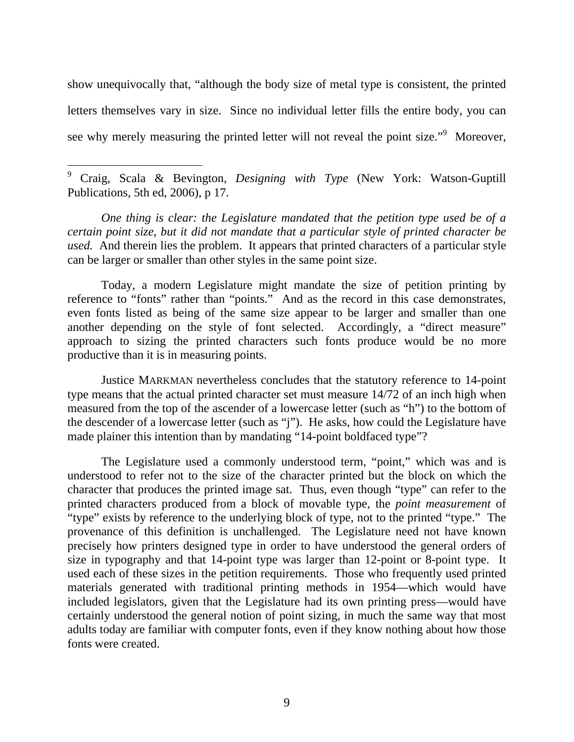show unequivocally that, "although the body size of metal type is consistent, the printed letters themselves vary in size. Since no individual letter fills the entire body, you can see why merely measuring the printed letter will not reveal the point size."[9] Moreover,

[9] Craig, Scala & Bevington, *Designing with Type* (New York: Watson-Guptill Publications, 5th ed, 2006), p 17.

*One thing is clear: the Legislature mandated that the petition type used be of a certain point size, but it did not mandate that a particular style of printed character be used.* And therein lies the problem. It appears that printed characters of a particular style can be larger or smaller than other styles in the same point size.

Today, a modern Legislature might mandate the size of petition printing by reference to "fonts" rather than "points." And as the record in this case demonstrates, even fonts listed as being of the same size appear to be larger and smaller than one another depending on the style of font selected. Accordingly, a "direct measure" approach to sizing the printed characters such fonts produce would be no more productive than it is in measuring points.

Justice MARKMAN nevertheless concludes that the statutory reference to 14-point type means that the actual printed character set must measure 14/72 of an inch high when measured from the top of the ascender of a lowercase letter (such as "h") to the bottom of the descender of a lowercase letter (such as "j"). He asks, how could the Legislature have made plainer this intention than by mandating "14-point boldfaced type"?

The Legislature used a commonly understood term, "point," which was and is understood to refer not to the size of the character printed but the block on which the character that produces the printed image sat. Thus, even though "type" can refer to the printed characters produced from a block of movable type, the *point measurement* of "type" exists by reference to the underlying block of type, not to the printed "type." The provenance of this definition is unchallenged. The Legislature need not have known precisely how printers designed type in order to have understood the general orders of size in typography and that 14-point type was larger than 12-point or 8-point type. It used each of these sizes in the petition requirements. Those who frequently used printed materials generated with traditional printing methods in 1954—which would have included legislators, given that the Legislature had its own printing press—would have certainly understood the general notion of point sizing, in much the same way that most adults today are familiar with computer fonts, even if they know nothing about how those fonts were created.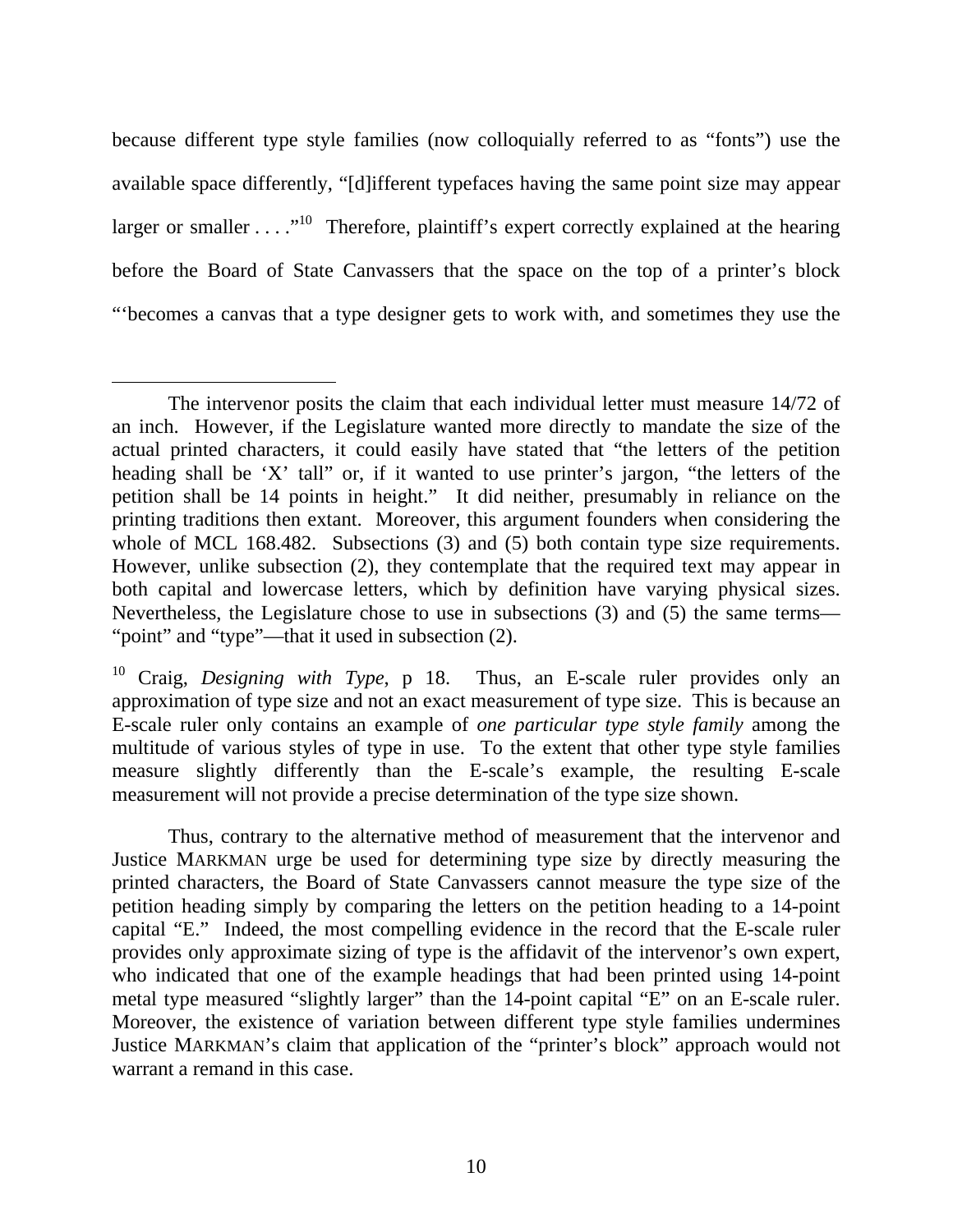because different type style families (now colloquially referred to as "fonts") use the available space differently, "[d]ifferent typefaces having the same point size may appear larger or smaller . . . ."[10] Therefore, plaintiff's expert correctly explained at the hearing before the Board of State Canvassers that the space on the top of a printer's block "'becomes a canvas that a type designer gets to work with, and sometimes they use the

---

The intervenor posits the claim that each individual letter must measure 14/72 of an inch. However, if the Legislature wanted more directly to mandate the size of the actual printed characters, it could easily have stated that "the letters of the petition heading shall be 'X' tall" or, if it wanted to use printer's jargon, "the letters of the petition shall be 14 points in height." It did neither, presumably in reliance on the printing traditions then extant. Moreover, this argument founders when considering the whole of MCL 168.482. Subsections (3) and (5) both contain type size requirements. However, unlike subsection (2), they contemplate that the required text may appear in both capital and lowercase letters, which by definition have varying physical sizes. Nevertheless, the Legislature chose to use in subsections (3) and (5) the same terms—"point" and "type"—that it used in subsection (2).

[10] Craig, *Designing with Type*, p 18. Thus, an E-scale ruler provides only an approximation of type size and not an exact measurement of type size. This is because an E-scale ruler only contains an example of *one particular type style family* among the multitude of various styles of type in use. To the extent that other type style families measure slightly differently than the E-scale's example, the resulting E-scale measurement will not provide a precise determination of the type size shown.

Thus, contrary to the alternative method of measurement that the intervenor and Justice MARKMAN urge be used for determining type size by directly measuring the printed characters, the Board of State Canvassers cannot measure the type size of the petition heading simply by comparing the letters on the petition heading to a 14-point capital "E." Indeed, the most compelling evidence in the record that the E-scale ruler provides only approximate sizing of type is the affidavit of the intervenor's own expert, who indicated that one of the example headings that had been printed using 14-point metal type measured "slightly larger" than the 14-point capital "E" on an E-scale ruler. Moreover, the existence of variation between different type style families undermines Justice MARKMAN's claim that application of the "printer's block" approach would not warrant a remand in this case.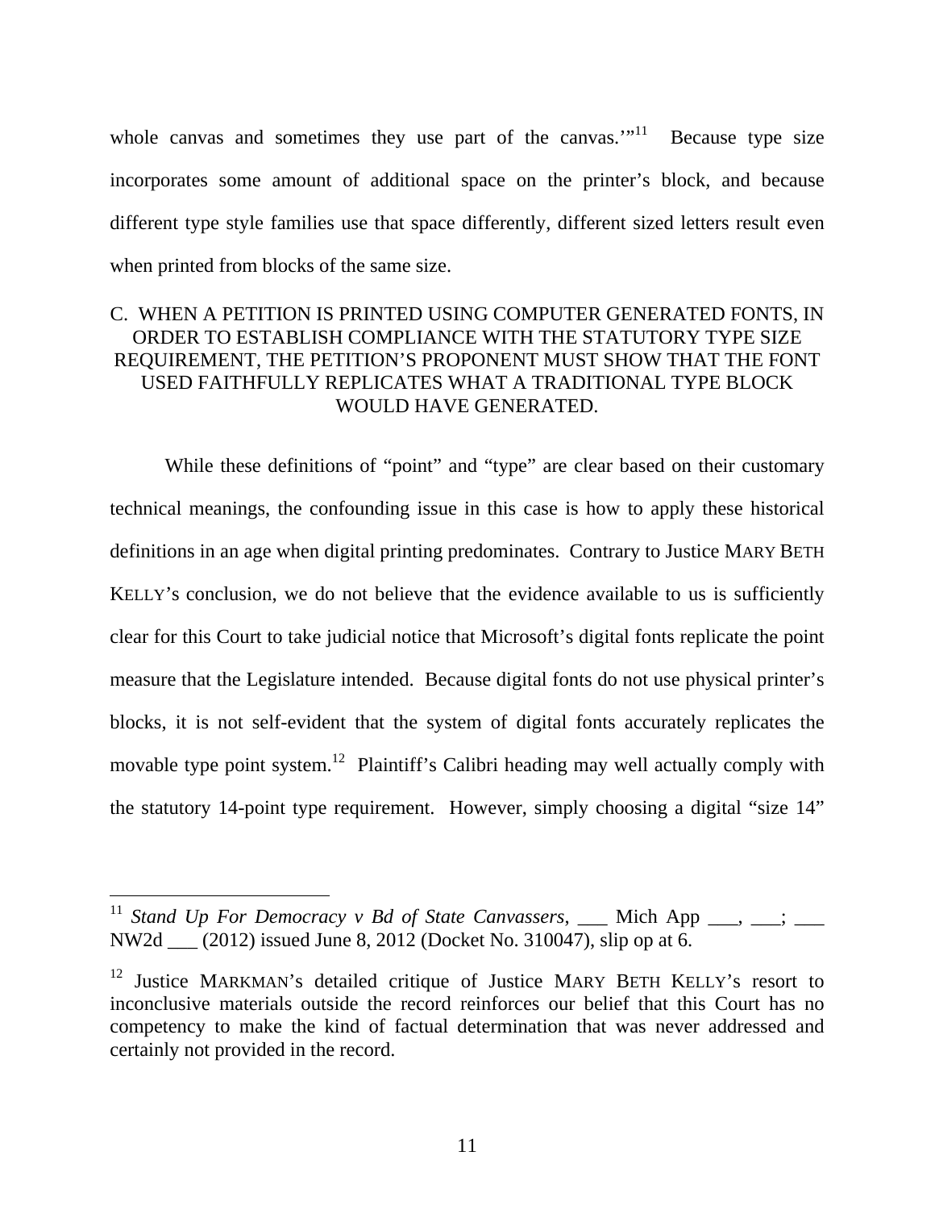whole canvas and sometimes they use part of the canvas.'"[11] Because type size incorporates some amount of additional space on the printer's block, and because different type style families use that space differently, different sized letters result even when printed from blocks of the same size.

### C. WHEN A PETITION IS PRINTED USING COMPUTER GENERATED FONTS, IN ORDER TO ESTABLISH COMPLIANCE WITH THE STATUTORY TYPE SIZE REQUIREMENT, THE PETITION'S PROPONENT MUST SHOW THAT THE FONT USED FAITHFULLY REPLICATES WHAT A TRADITIONAL TYPE BLOCK WOULD HAVE GENERATED.

While these definitions of "point" and "type" are clear based on their customary technical meanings, the confounding issue in this case is how to apply these historical definitions in an age when digital printing predominates. Contrary to Justice MARY BETH KELLY's conclusion, we do not believe that the evidence available to us is sufficiently clear for this Court to take judicial notice that Microsoft's digital fonts replicate the point measure that the Legislature intended. Because digital fonts do not use physical printer's blocks, it is not self-evident that the system of digital fonts accurately replicates the movable type point system.[12] Plaintiff's Calibri heading may well actually comply with the statutory 14-point type requirement. However, simply choosing a digital "size 14"

---

[11] *Stand Up For Democracy v Bd of State Canvassers*, ___ Mich App ___, ___; ___ NW2d ___ (2012) issued June 8, 2012 (Docket No. 310047), slip op at 6.

[12] Justice MARKMAN's detailed critique of Justice MARY BETH KELLY's resort to inconclusive materials outside the record reinforces our belief that this Court has no competency to make the kind of factual determination that was never addressed and certainly not provided in the record.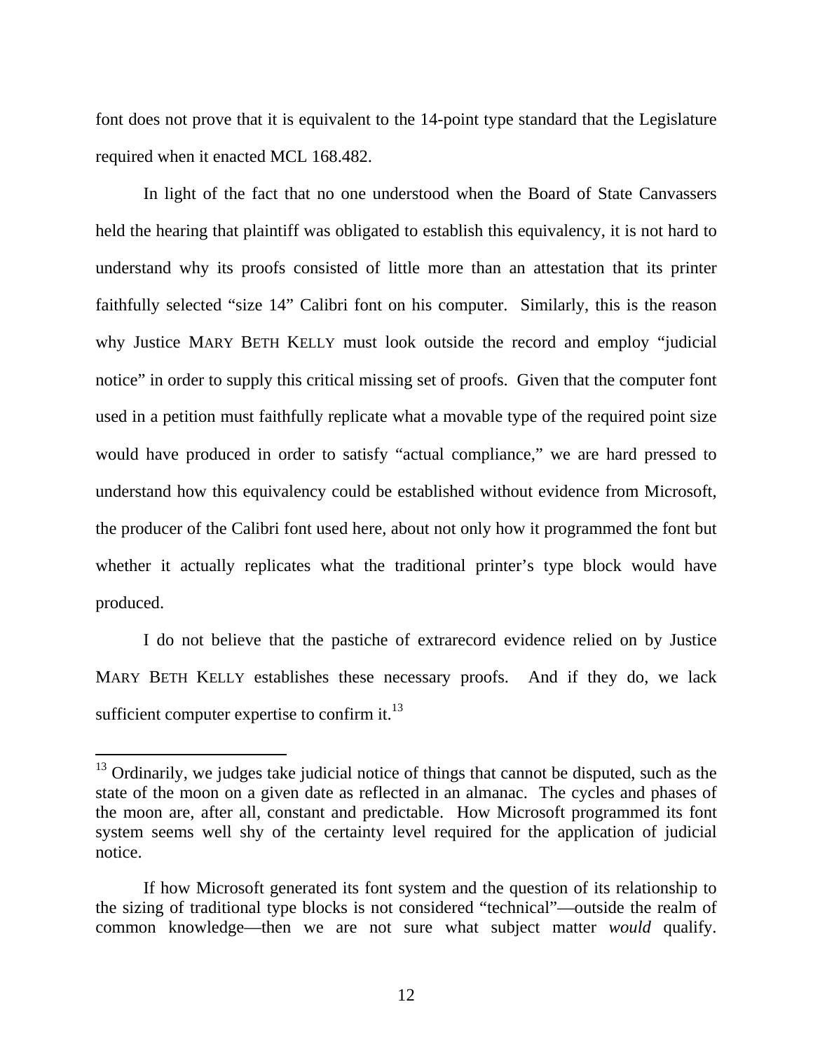font does not prove that it is equivalent to the 14-point type standard that the Legislature required when it enacted MCL 168.482.

In light of the fact that no one understood when the Board of State Canvassers held the hearing that plaintiff was obligated to establish this equivalency, it is not hard to understand why its proofs consisted of little more than an attestation that its printer faithfully selected "size 14" Calibri font on his computer. Similarly, this is the reason why Justice MARY BETH KELLY must look outside the record and employ "judicial notice" in order to supply this critical missing set of proofs. Given that the computer font used in a petition must faithfully replicate what a movable type of the required point size would have produced in order to satisfy "actual compliance," we are hard pressed to understand how this equivalency could be established without evidence from Microsoft, the producer of the Calibri font used here, about not only how it programmed the font but whether it actually replicates what the traditional printer's type block would have produced.

I do not believe that the pastiche of extrarecord evidence relied on by Justice MARY BETH KELLY establishes these necessary proofs. And if they do, we lack sufficient computer expertise to confirm it.[13]

---

[13] Ordinarily, we judges take judicial notice of things that cannot be disputed, such as the state of the moon on a given date as reflected in an almanac. The cycles and phases of the moon are, after all, constant and predictable. How Microsoft programmed its font system seems well shy of the certainty level required for the application of judicial notice.

If how Microsoft generated its font system and the question of its relationship to the sizing of traditional type blocks is not considered "technical"—outside the realm of common knowledge—then we are not sure what subject matter *would* qualify.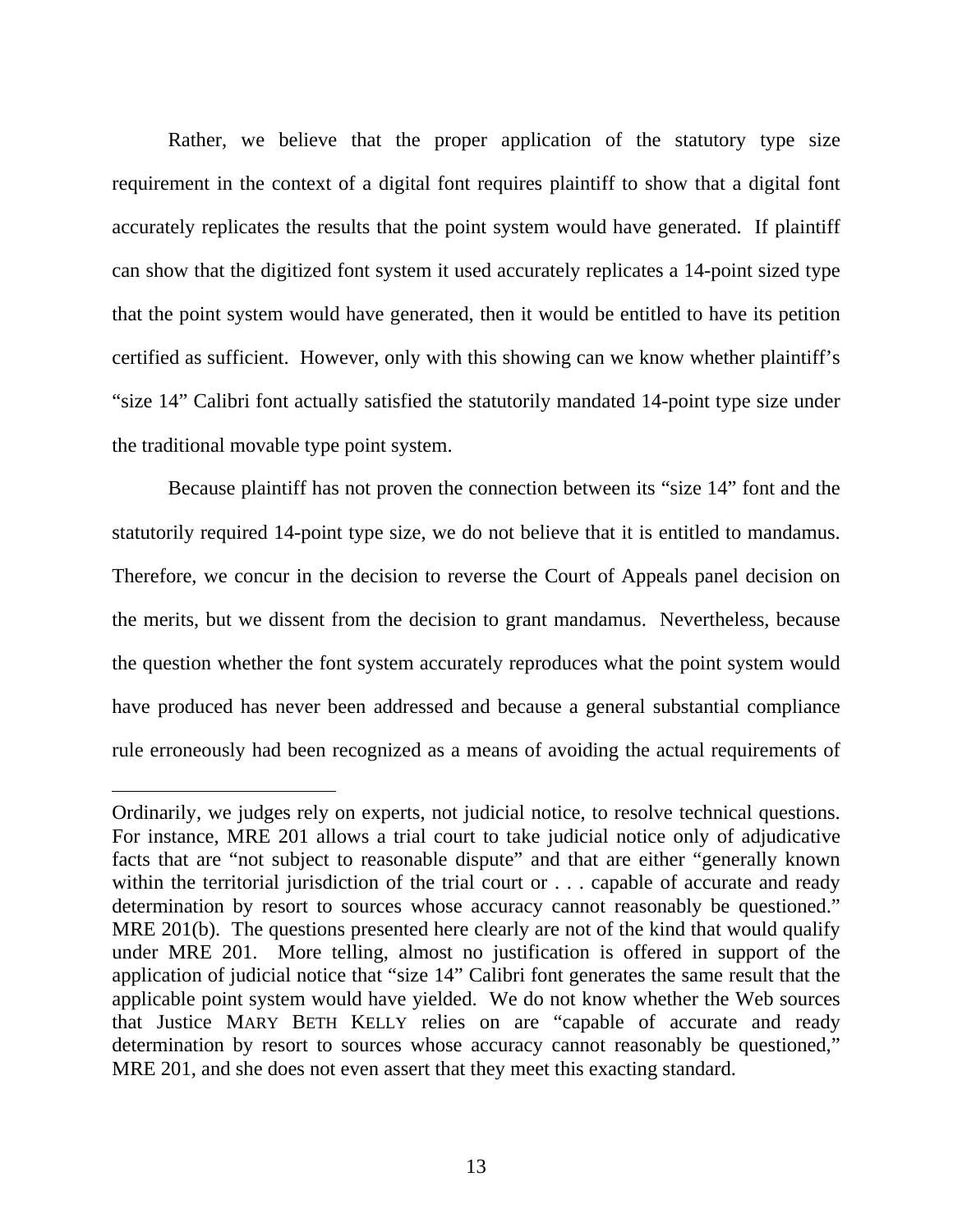Rather, we believe that the proper application of the statutory type size requirement in the context of a digital font requires plaintiff to show that a digital font accurately replicates the results that the point system would have generated. If plaintiff can show that the digitized font system it used accurately replicates a 14-point sized type that the point system would have generated, then it would be entitled to have its petition certified as sufficient. However, only with this showing can we know whether plaintiff's "size 14" Calibri font actually satisfied the statutorily mandated 14-point type size under the traditional movable type point system.

Because plaintiff has not proven the connection between its "size 14" font and the statutorily required 14-point type size, we do not believe that it is entitled to mandamus. Therefore, we concur in the decision to reverse the Court of Appeals panel decision on the merits, but we dissent from the decision to grant mandamus. Nevertheless, because the question whether the font system accurately reproduces what the point system would have produced has never been addressed and because a general substantial compliance rule erroneously had been recognized as a means of avoiding the actual requirements of

---

Ordinarily, we judges rely on experts, not judicial notice, to resolve technical questions. For instance, MRE 201 allows a trial court to take judicial notice only of adjudicative facts that are "not subject to reasonable dispute" and that are either "generally known within the territorial jurisdiction of the trial court or . . . capable of accurate and ready determination by resort to sources whose accuracy cannot reasonably be questioned." MRE 201(b). The questions presented here clearly are not of the kind that would qualify under MRE 201. More telling, almost no justification is offered in support of the application of judicial notice that "size 14" Calibri font generates the same result that the applicable point system would have yielded. We do not know whether the Web sources that Justice MARY BETH KELLY relies on are "capable of accurate and ready determination by resort to sources whose accuracy cannot reasonably be questioned," MRE 201, and she does not even assert that they meet this exacting standard.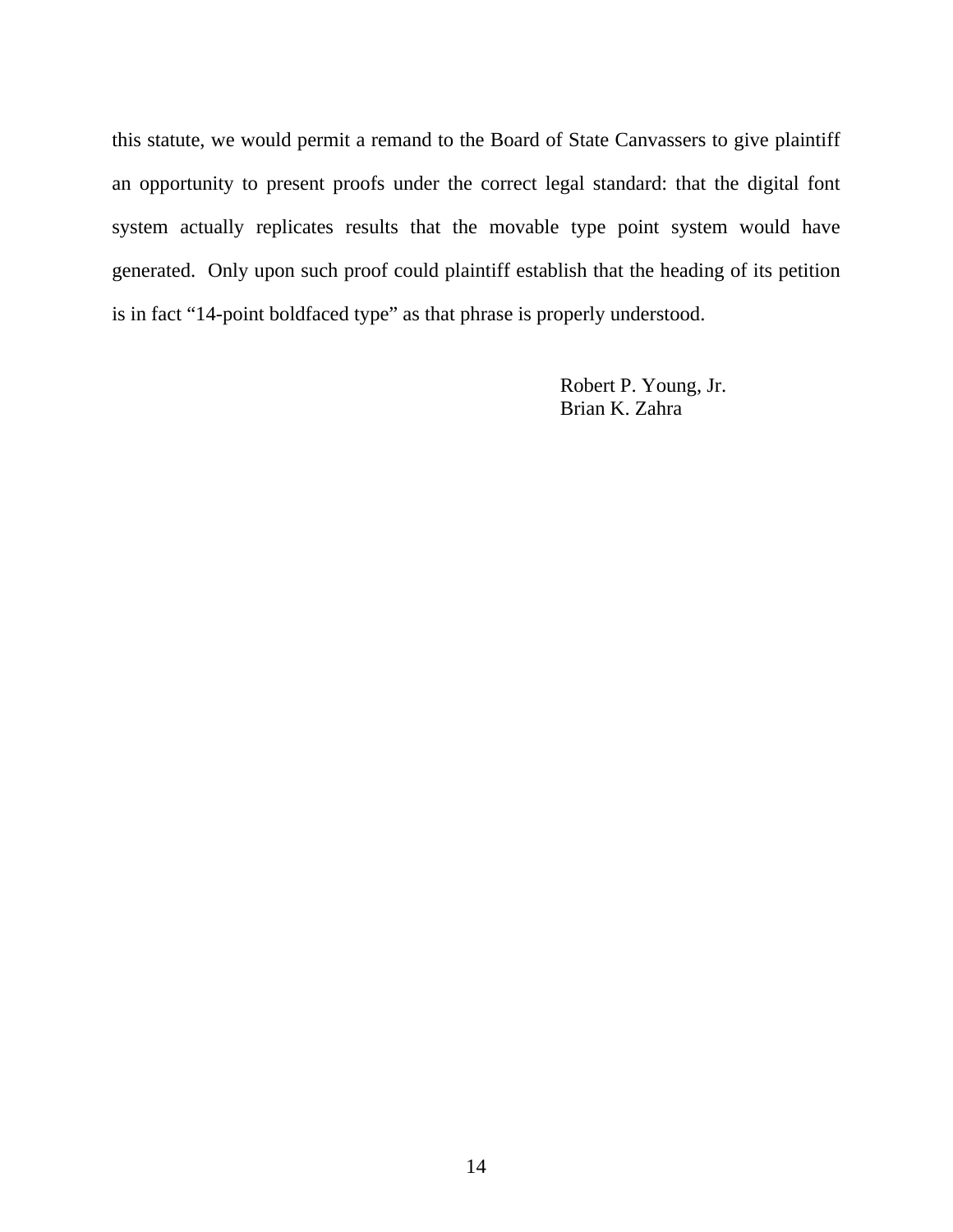this statute, we would permit a remand to the Board of State Canvassers to give plaintiff an opportunity to present proofs under the correct legal standard: that the digital font system actually replicates results that the movable type point system would have generated. Only upon such proof could plaintiff establish that the heading of its petition is in fact "14-point boldfaced type" as that phrase is properly understood.

Robert P. Young, Jr.
Brian K. Zahra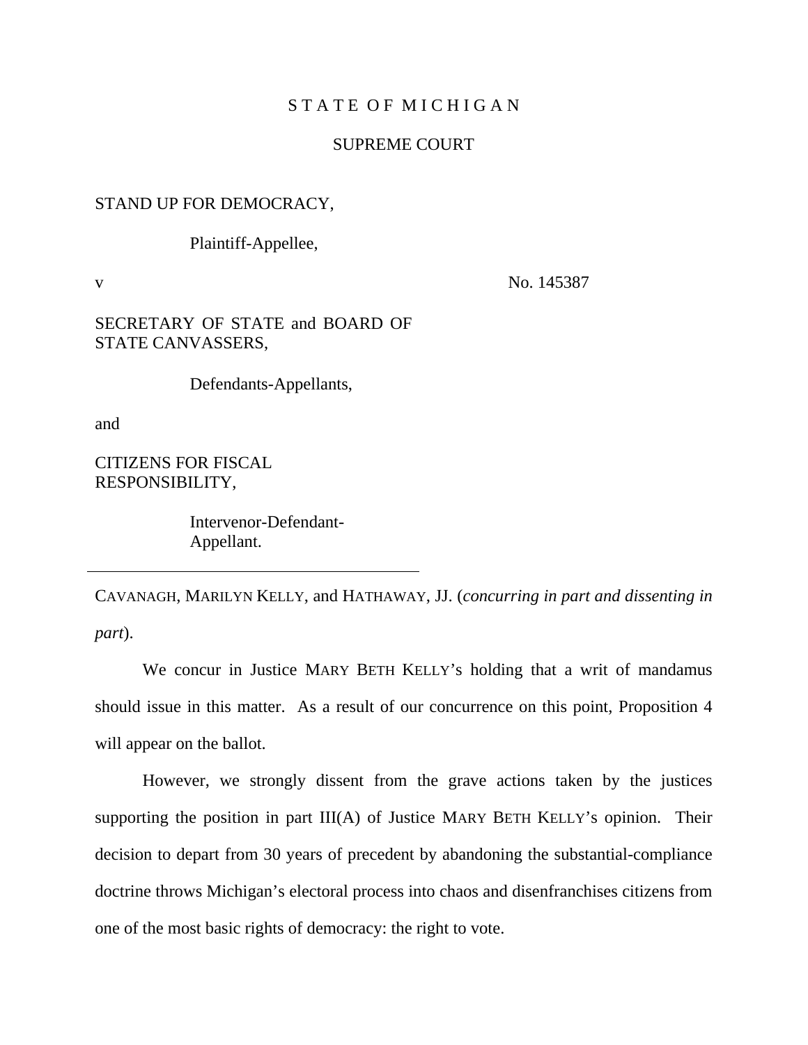STATE OF MICHIGAN

SUPREME COURT

STAND UP FOR DEMOCRACY,

Plaintiff-Appellee,

v

No. 145387

SECRETARY OF STATE and BOARD OF STATE CANVASSERS,

Defendants-Appellants,

and

CITIZENS FOR FISCAL RESPONSIBILITY,

Intervenor-Defendant-Appellant.

---

CAVANAGH, MARILYN KELLY, and HATHAWAY, JJ. (*concurring in part and dissenting in part*).

We concur in Justice MARY BETH KELLY's holding that a writ of mandamus should issue in this matter. As a result of our concurrence on this point, Proposition 4 will appear on the ballot.

However, we strongly dissent from the grave actions taken by the justices supporting the position in part III(A) of Justice MARY BETH KELLY's opinion. Their decision to depart from 30 years of precedent by abandoning the substantial-compliance doctrine throws Michigan's electoral process into chaos and disenfranchises citizens from one of the most basic rights of democracy: the right to vote.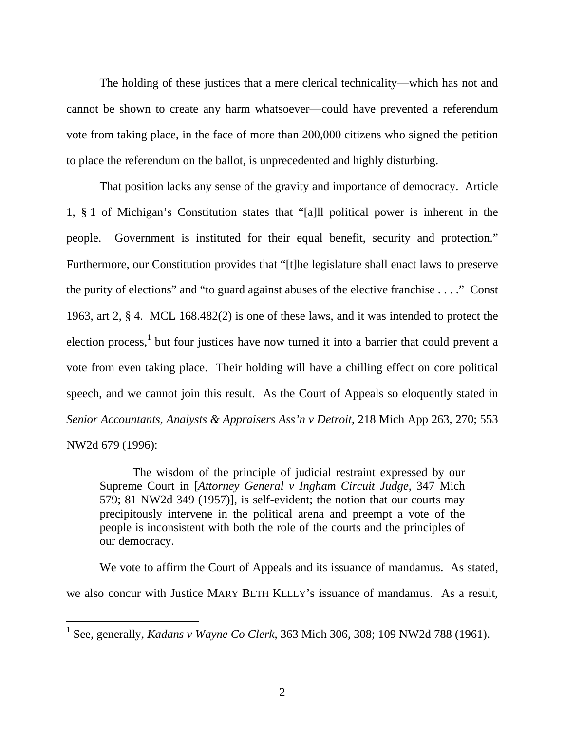The holding of these justices that a mere clerical technicality—which has not and cannot be shown to create any harm whatsoever—could have prevented a referendum vote from taking place, in the face of more than 200,000 citizens who signed the petition to place the referendum on the ballot, is unprecedented and highly disturbing.

That position lacks any sense of the gravity and importance of democracy. Article 1, § 1 of Michigan's Constitution states that "[a]ll political power is inherent in the people. Government is instituted for their equal benefit, security and protection." Furthermore, our Constitution provides that "[t]he legislature shall enact laws to preserve the purity of elections" and "to guard against abuses of the elective franchise . . . ." Const 1963, art 2, § 4. MCL 168.482(2) is one of these laws, and it was intended to protect the election process,[1] but four justices have now turned it into a barrier that could prevent a vote from even taking place. Their holding will have a chilling effect on core political speech, and we cannot join this result. As the Court of Appeals so eloquently stated in *Senior Accountants, Analysts & Appraisers Ass'n v Detroit*, 218 Mich App 263, 270; 553 NW2d 679 (1996):

> The wisdom of the principle of judicial restraint expressed by our Supreme Court in [*Attorney General v Ingham Circuit Judge*, 347 Mich 579; 81 NW2d 349 (1957)], is self-evident; the notion that our courts may precipitously intervene in the political arena and preempt a vote of the people is inconsistent with both the role of the courts and the principles of our democracy.

We vote to affirm the Court of Appeals and its issuance of mandamus. As stated, we also concur with Justice MARY BETH KELLY's issuance of mandamus. As a result,

---

[1] See, generally, *Kadans v Wayne Co Clerk*, 363 Mich 306, 308; 109 NW2d 788 (1961).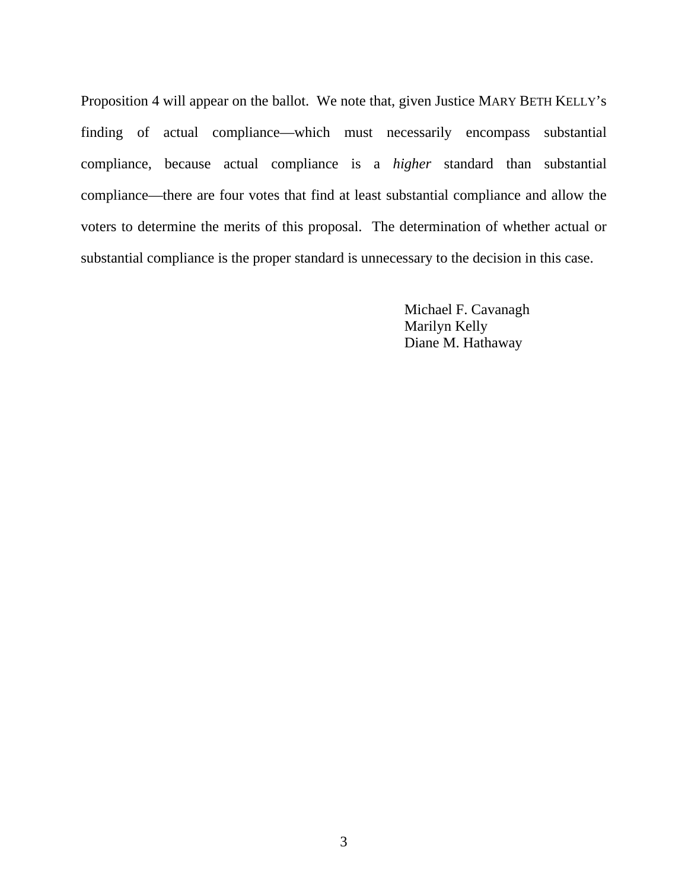Proposition 4 will appear on the ballot. We note that, given Justice MARY BETH KELLY's finding of actual compliance—which must necessarily encompass substantial compliance, because actual compliance is a *higher* standard than substantial compliance—there are four votes that find at least substantial compliance and allow the voters to determine the merits of this proposal. The determination of whether actual or substantial compliance is the proper standard is unnecessary to the decision in this case.

Michael F. Cavanagh
Marilyn Kelly
Diane M. Hathaway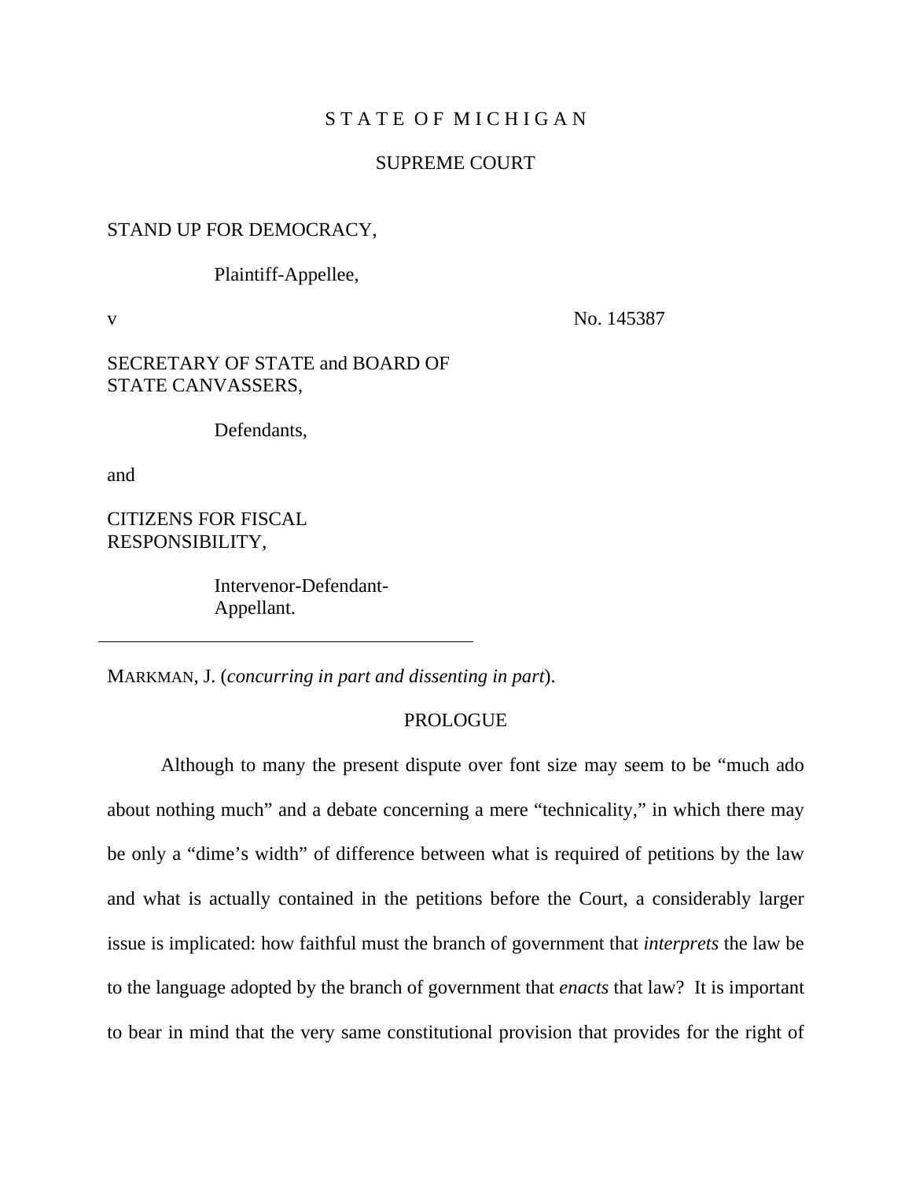STATE OF MICHIGAN

SUPREME COURT

STAND UP FOR DEMOCRACY,

Plaintiff-Appellee,

v

No. 145387

SECRETARY OF STATE and BOARD OF STATE CANVASSERS,

Defendants,

and

CITIZENS FOR FISCAL RESPONSIBILITY,

Intervenor-Defendant-Appellant.

---

MARKMAN, J. (*concurring in part and dissenting in part*).

PROLOGUE

Although to many the present dispute over font size may seem to be "much ado about nothing much" and a debate concerning a mere "technicality," in which there may be only a "dime's width" of difference between what is required of petitions by the law and what is actually contained in the petitions before the Court, a considerably larger issue is implicated: how faithful must the branch of government that *interprets* the law be to the language adopted by the branch of government that *enacts* that law? It is important to bear in mind that the very same constitutional provision that provides for the right of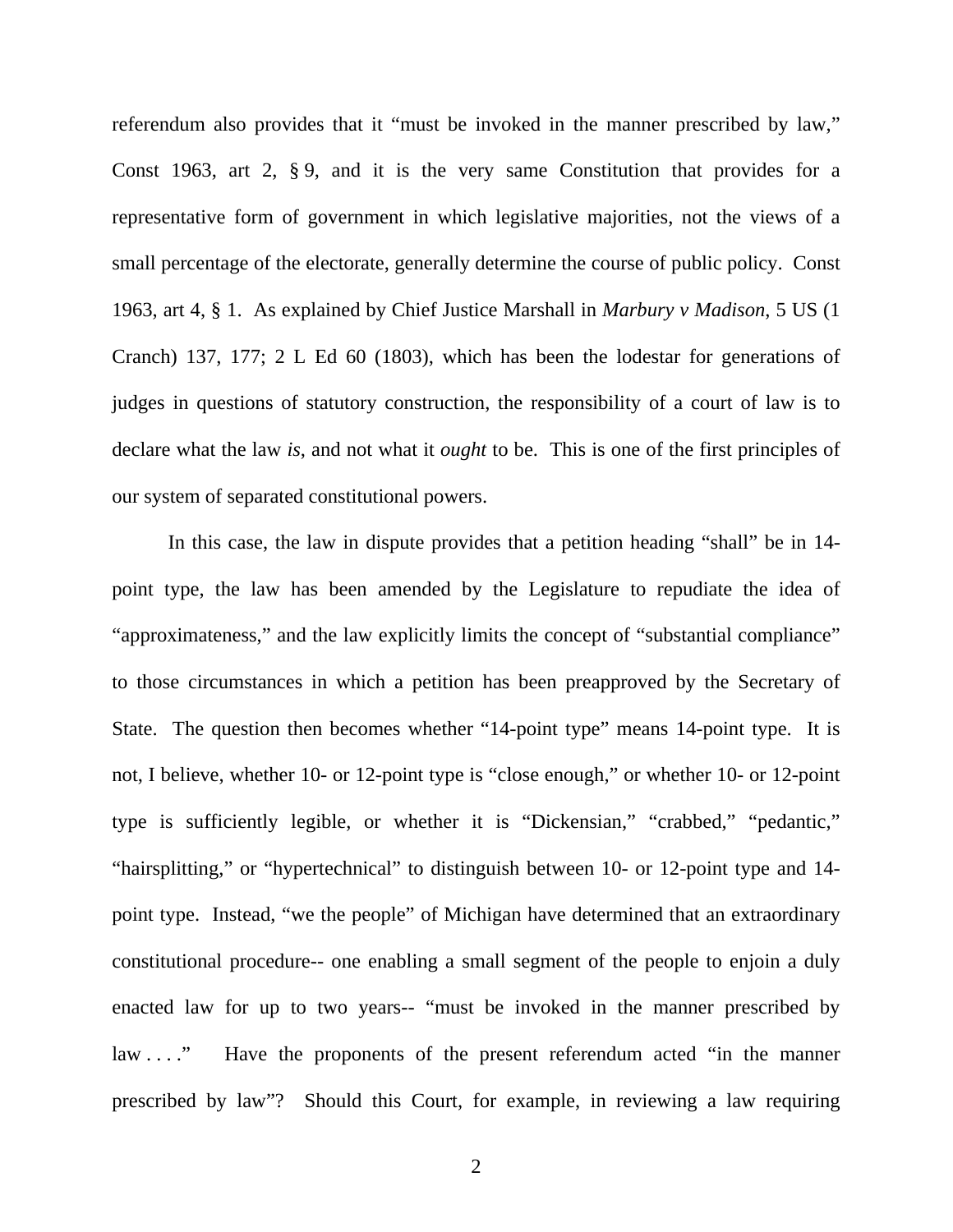referendum also provides that it "must be invoked in the manner prescribed by law," Const 1963, art 2, § 9, and it is the very same Constitution that provides for a representative form of government in which legislative majorities, not the views of a small percentage of the electorate, generally determine the course of public policy. Const 1963, art 4, § 1. As explained by Chief Justice Marshall in *Marbury v Madison*, 5 US (1 Cranch) 137, 177; 2 L Ed 60 (1803), which has been the lodestar for generations of judges in questions of statutory construction, the responsibility of a court of law is to declare what the law *is*, and not what it *ought* to be. This is one of the first principles of our system of separated constitutional powers.

In this case, the law in dispute provides that a petition heading "shall" be in 14-point type, the law has been amended by the Legislature to repudiate the idea of "approximateness," and the law explicitly limits the concept of "substantial compliance" to those circumstances in which a petition has been preapproved by the Secretary of State. The question then becomes whether "14-point type" means 14-point type. It is not, I believe, whether 10- or 12-point type is "close enough," or whether 10- or 12-point type is sufficiently legible, or whether it is "Dickensian," "crabbed," "pedantic," "hairsplitting," or "hypertechnical" to distinguish between 10- or 12-point type and 14-point type. Instead, "we the people" of Michigan have determined that an extraordinary constitutional procedure-- one enabling a small segment of the people to enjoin a duly enacted law for up to two years-- "must be invoked in the manner prescribed by law . . . ." Have the proponents of the present referendum acted "in the manner prescribed by law"? Should this Court, for example, in reviewing a law requiring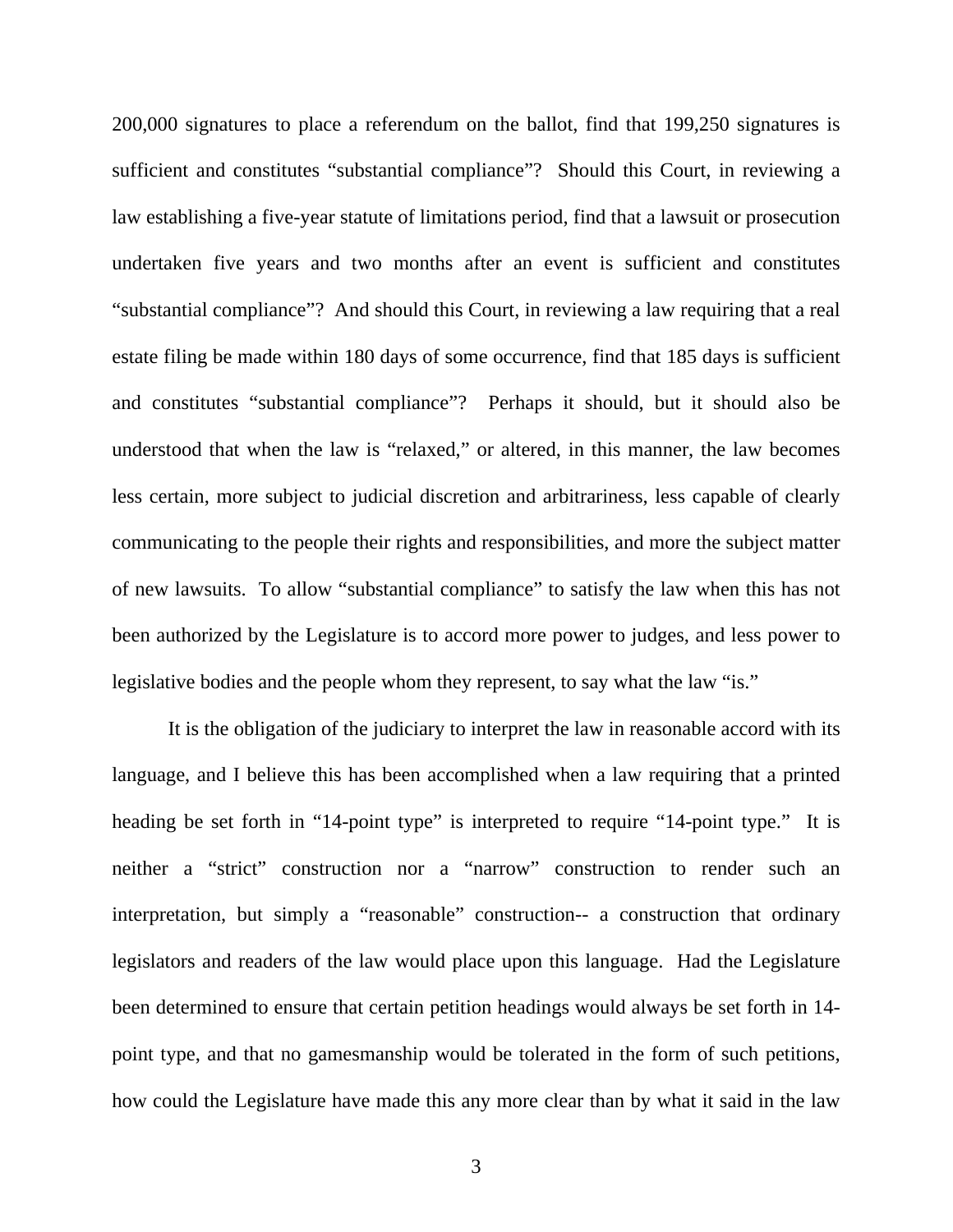200,000 signatures to place a referendum on the ballot, find that 199,250 signatures is sufficient and constitutes "substantial compliance"? Should this Court, in reviewing a law establishing a five-year statute of limitations period, find that a lawsuit or prosecution undertaken five years and two months after an event is sufficient and constitutes "substantial compliance"? And should this Court, in reviewing a law requiring that a real estate filing be made within 180 days of some occurrence, find that 185 days is sufficient and constitutes "substantial compliance"? Perhaps it should, but it should also be understood that when the law is "relaxed," or altered, in this manner, the law becomes less certain, more subject to judicial discretion and arbitrariness, less capable of clearly communicating to the people their rights and responsibilities, and more the subject matter of new lawsuits. To allow "substantial compliance" to satisfy the law when this has not been authorized by the Legislature is to accord more power to judges, and less power to legislative bodies and the people whom they represent, to say what the law "is."

It is the obligation of the judiciary to interpret the law in reasonable accord with its language, and I believe this has been accomplished when a law requiring that a printed heading be set forth in "14-point type" is interpreted to require "14-point type." It is neither a "strict" construction nor a "narrow" construction to render such an interpretation, but simply a "reasonable" construction-- a construction that ordinary legislators and readers of the law would place upon this language. Had the Legislature been determined to ensure that certain petition headings would always be set forth in 14-point type, and that no gamesmanship would be tolerated in the form of such petitions, how could the Legislature have made this any more clear than by what it said in the law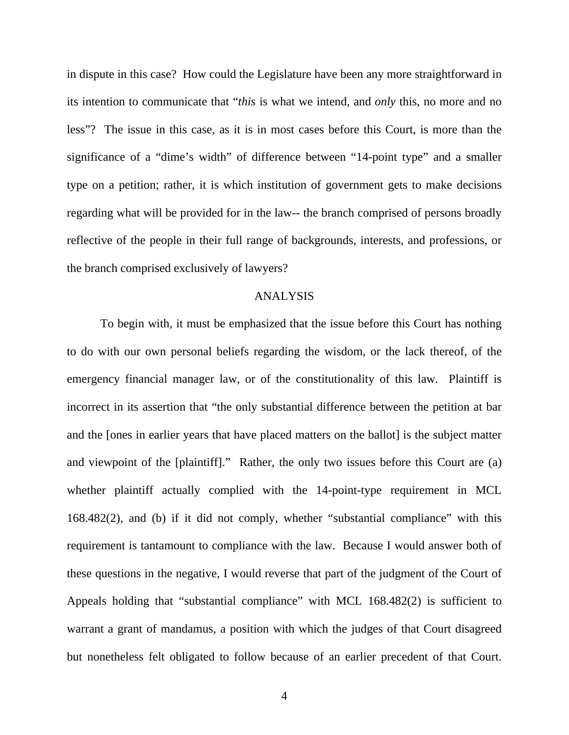in dispute in this case? How could the Legislature have been any more straightforward in its intention to communicate that "*this* is what we intend, and *only* this, no more and no less"? The issue in this case, as it is in most cases before this Court, is more than the significance of a "dime's width" of difference between "14-point type" and a smaller type on a petition; rather, it is which institution of government gets to make decisions regarding what will be provided for in the law-- the branch comprised of persons broadly reflective of the people in their full range of backgrounds, interests, and professions, or the branch comprised exclusively of lawyers?

## ANALYSIS

To begin with, it must be emphasized that the issue before this Court has nothing to do with our own personal beliefs regarding the wisdom, or the lack thereof, of the emergency financial manager law, or of the constitutionality of this law. Plaintiff is incorrect in its assertion that "the only substantial difference between the petition at bar and the [ones in earlier years that have placed matters on the ballot] is the subject matter and viewpoint of the [plaintiff]." Rather, the only two issues before this Court are (a) whether plaintiff actually complied with the 14-point-type requirement in MCL 168.482(2), and (b) if it did not comply, whether "substantial compliance" with this requirement is tantamount to compliance with the law. Because I would answer both of these questions in the negative, I would reverse that part of the judgment of the Court of Appeals holding that "substantial compliance" with MCL 168.482(2) is sufficient to warrant a grant of mandamus, a position with which the judges of that Court disagreed but nonetheless felt obligated to follow because of an earlier precedent of that Court.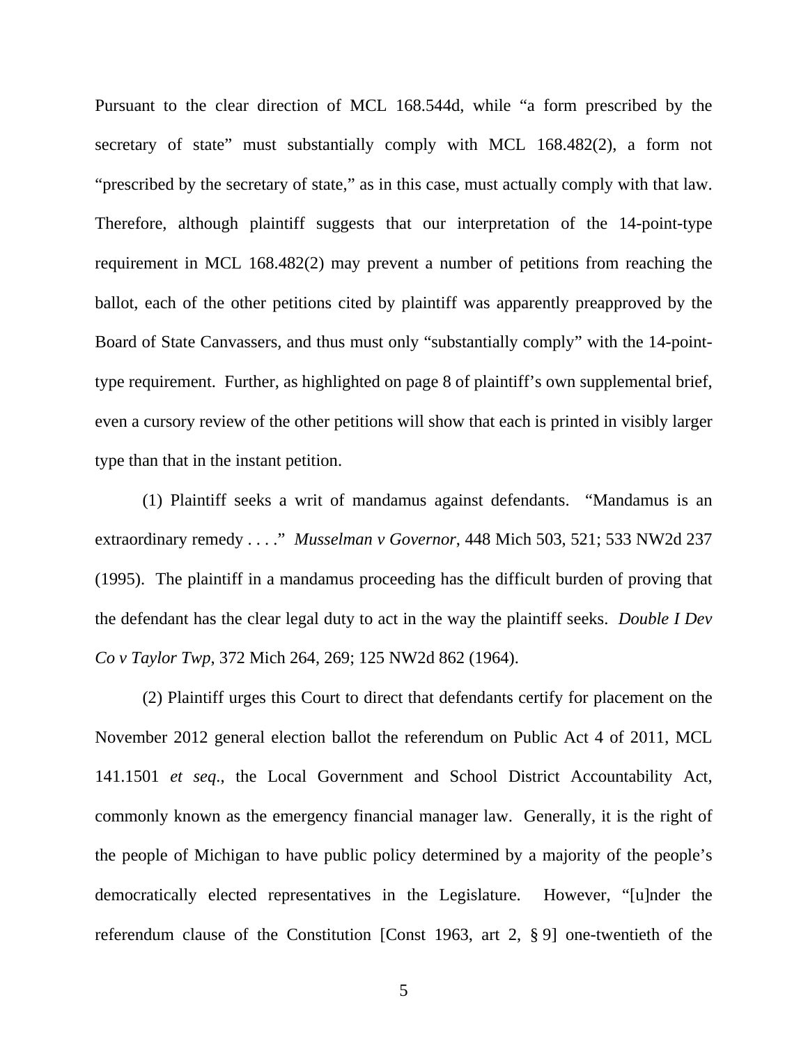Pursuant to the clear direction of MCL 168.544d, while "a form prescribed by the secretary of state" must substantially comply with MCL 168.482(2), a form not "prescribed by the secretary of state," as in this case, must actually comply with that law. Therefore, although plaintiff suggests that our interpretation of the 14-point-type requirement in MCL 168.482(2) may prevent a number of petitions from reaching the ballot, each of the other petitions cited by plaintiff was apparently preapproved by the Board of State Canvassers, and thus must only "substantially comply" with the 14-point-type requirement. Further, as highlighted on page 8 of plaintiff's own supplemental brief, even a cursory review of the other petitions will show that each is printed in visibly larger type than that in the instant petition.

(1) Plaintiff seeks a writ of mandamus against defendants. "Mandamus is an extraordinary remedy . . . ." *Musselman v Governor*, 448 Mich 503, 521; 533 NW2d 237 (1995). The plaintiff in a mandamus proceeding has the difficult burden of proving that the defendant has the clear legal duty to act in the way the plaintiff seeks. *Double I Dev Co v Taylor Twp*, 372 Mich 264, 269; 125 NW2d 862 (1964).

(2) Plaintiff urges this Court to direct that defendants certify for placement on the November 2012 general election ballot the referendum on Public Act 4 of 2011, MCL 141.1501 *et seq*., the Local Government and School District Accountability Act, commonly known as the emergency financial manager law. Generally, it is the right of the people of Michigan to have public policy determined by a majority of the people's democratically elected representatives in the Legislature. However, "[u]nder the referendum clause of the Constitution [Const 1963, art 2, § 9] one-twentieth of the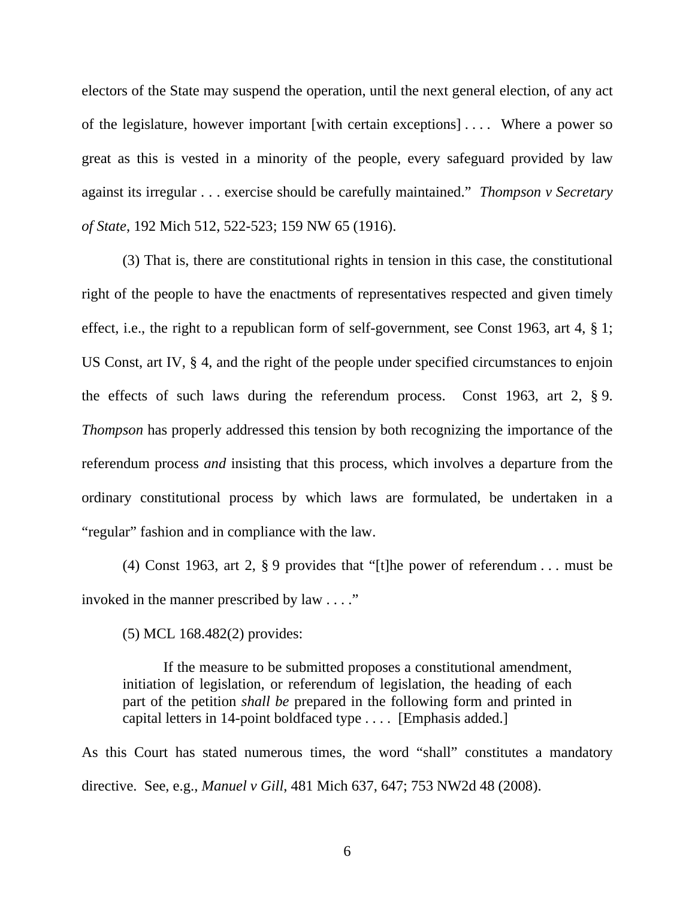electors of the State may suspend the operation, until the next general election, of any act of the legislature, however important [with certain exceptions] . . . . Where a power so great as this is vested in a minority of the people, every safeguard provided by law against its irregular . . . exercise should be carefully maintained." *Thompson v Secretary of State*, 192 Mich 512, 522-523; 159 NW 65 (1916).

(3) That is, there are constitutional rights in tension in this case, the constitutional right of the people to have the enactments of representatives respected and given timely effect, i.e., the right to a republican form of self-government, see Const 1963, art 4, § 1; US Const, art IV, § 4, and the right of the people under specified circumstances to enjoin the effects of such laws during the referendum process. Const 1963, art 2, § 9. *Thompson* has properly addressed this tension by both recognizing the importance of the referendum process *and* insisting that this process, which involves a departure from the ordinary constitutional process by which laws are formulated, be undertaken in a "regular" fashion and in compliance with the law.

(4) Const 1963, art 2, § 9 provides that "[t]he power of referendum . . . must be invoked in the manner prescribed by law . . . ."

(5) MCL 168.482(2) provides:

> If the measure to be submitted proposes a constitutional amendment, initiation of legislation, or referendum of legislation, the heading of each part of the petition *shall be* prepared in the following form and printed in capital letters in 14-point boldfaced type . . . . [Emphasis added.]

As this Court has stated numerous times, the word "shall" constitutes a mandatory directive. See, e.g., *Manuel v Gill*, 481 Mich 637, 647; 753 NW2d 48 (2008).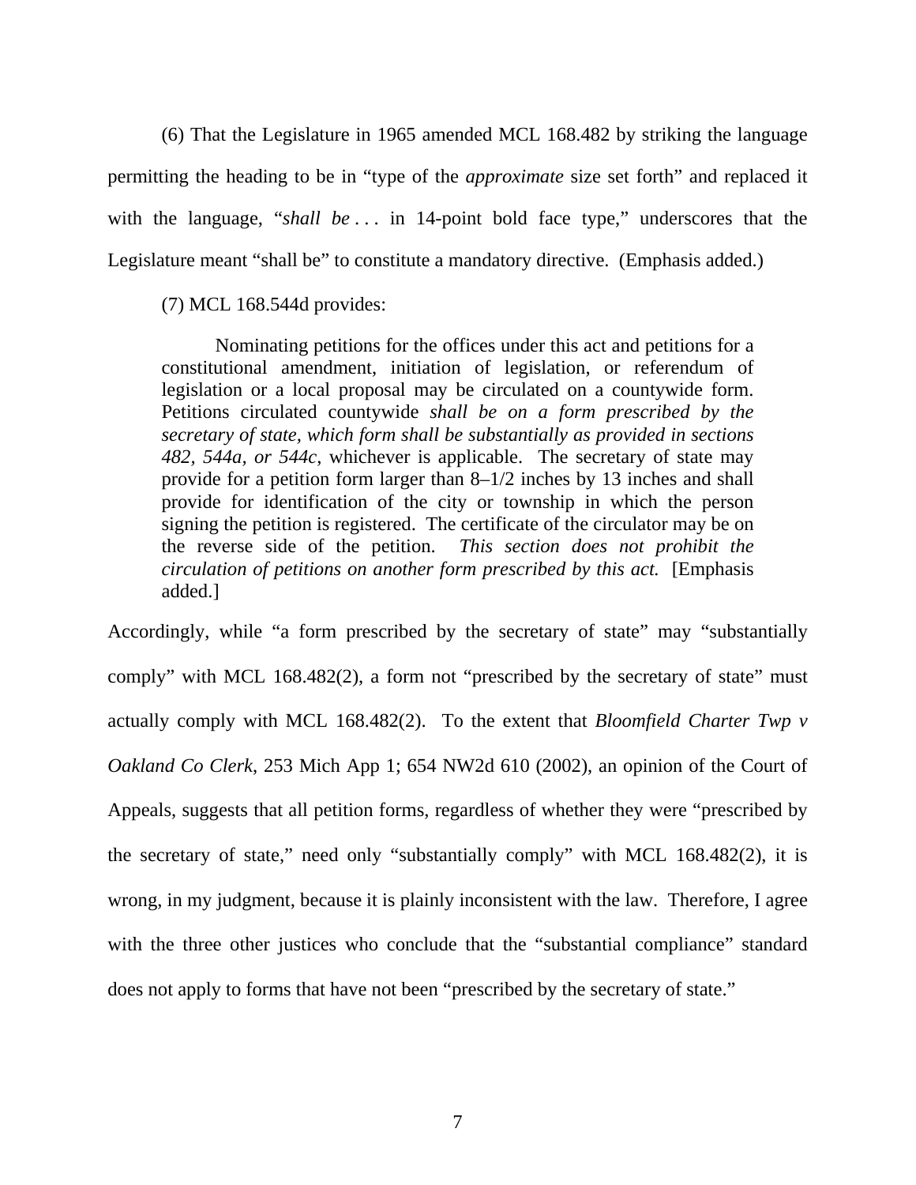(6) That the Legislature in 1965 amended MCL 168.482 by striking the language permitting the heading to be in "type of the *approximate* size set forth" and replaced it with the language, "*shall be* . . . in 14-point bold face type," underscores that the Legislature meant "shall be" to constitute a mandatory directive. (Emphasis added.)

(7) MCL 168.544d provides:

> Nominating petitions for the offices under this act and petitions for a constitutional amendment, initiation of legislation, or referendum of legislation or a local proposal may be circulated on a countywide form. Petitions circulated countywide *shall be on a form prescribed by the secretary of state, which form shall be substantially as provided in sections 482, 544a, or 544c*, whichever is applicable. The secretary of state may provide for a petition form larger than 8–1/2 inches by 13 inches and shall provide for identification of the city or township in which the person signing the petition is registered. The certificate of the circulator may be on the reverse side of the petition. *This section does not prohibit the circulation of petitions on another form prescribed by this act.* [Emphasis added.]

Accordingly, while "a form prescribed by the secretary of state" may "substantially comply" with MCL 168.482(2), a form not "prescribed by the secretary of state" must actually comply with MCL 168.482(2). To the extent that *Bloomfield Charter Twp v Oakland Co Clerk*, 253 Mich App 1; 654 NW2d 610 (2002), an opinion of the Court of Appeals, suggests that all petition forms, regardless of whether they were "prescribed by the secretary of state," need only "substantially comply" with MCL 168.482(2), it is wrong, in my judgment, because it is plainly inconsistent with the law. Therefore, I agree with the three other justices who conclude that the "substantial compliance" standard does not apply to forms that have not been "prescribed by the secretary of state."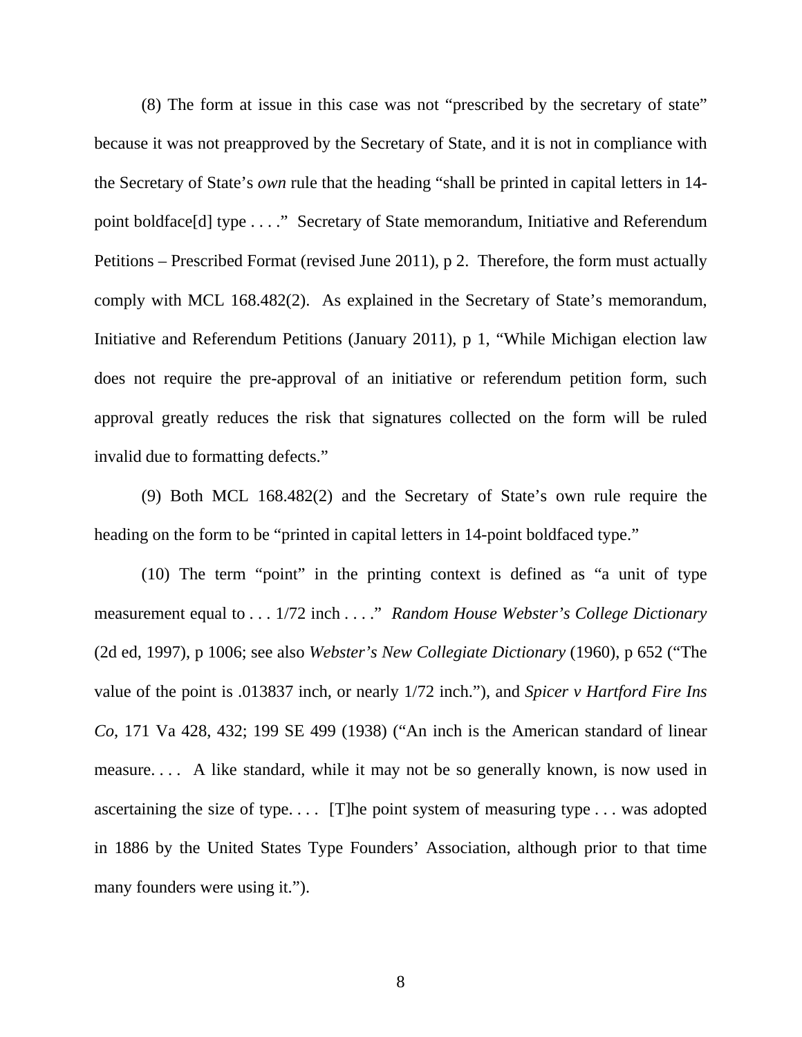(8) The form at issue in this case was not "prescribed by the secretary of state" because it was not preapproved by the Secretary of State, and it is not in compliance with the Secretary of State's *own* rule that the heading "shall be printed in capital letters in 14-point boldface[d] type . . . ." Secretary of State memorandum, Initiative and Referendum Petitions – Prescribed Format (revised June 2011), p 2. Therefore, the form must actually comply with MCL 168.482(2). As explained in the Secretary of State's memorandum, Initiative and Referendum Petitions (January 2011), p 1, "While Michigan election law does not require the pre-approval of an initiative or referendum petition form, such approval greatly reduces the risk that signatures collected on the form will be ruled invalid due to formatting defects."

(9) Both MCL 168.482(2) and the Secretary of State's own rule require the heading on the form to be "printed in capital letters in 14-point boldfaced type."

(10) The term "point" in the printing context is defined as "a unit of type measurement equal to . . . 1/72 inch . . . ." *Random House Webster's College Dictionary* (2d ed, 1997), p 1006; see also *Webster's New Collegiate Dictionary* (1960), p 652 ("The value of the point is .013837 inch, or nearly 1/72 inch."), and *Spicer v Hartford Fire Ins Co*, 171 Va 428, 432; 199 SE 499 (1938) ("An inch is the American standard of linear measure. . . . A like standard, while it may not be so generally known, is now used in ascertaining the size of type. . . . [T]he point system of measuring type . . . was adopted in 1886 by the United States Type Founders' Association, although prior to that time many founders were using it.").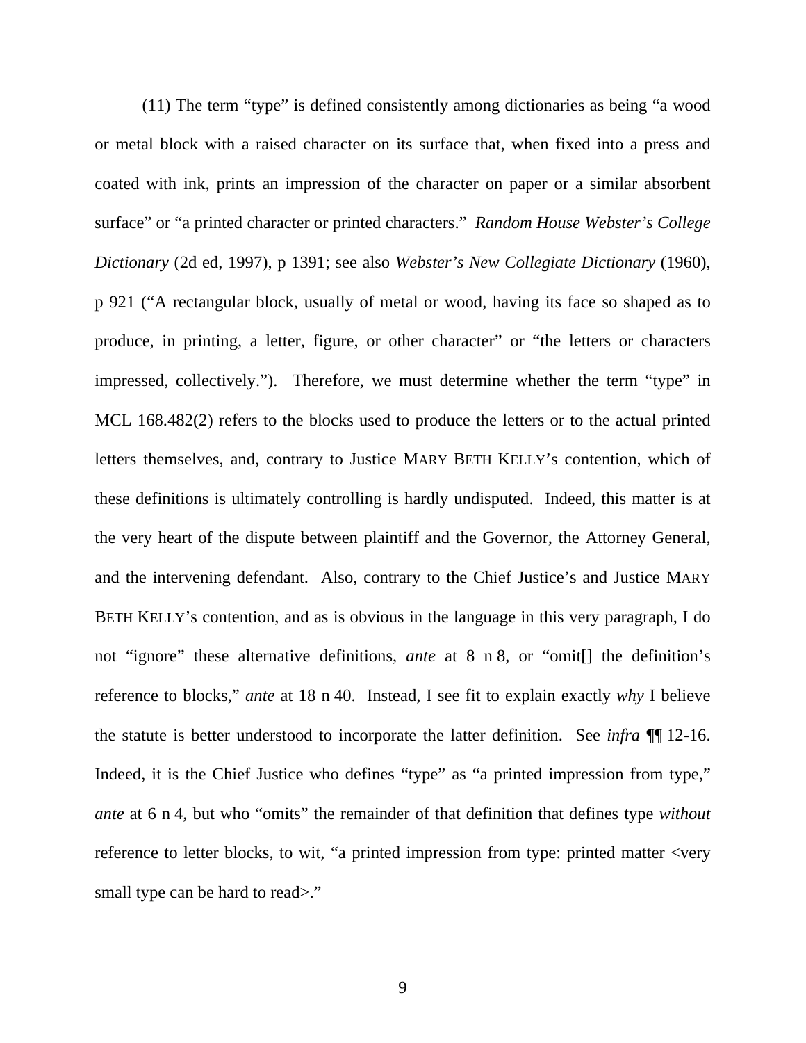(11) The term "type" is defined consistently among dictionaries as being "a wood or metal block with a raised character on its surface that, when fixed into a press and coated with ink, prints an impression of the character on paper or a similar absorbent surface" or "a printed character or printed characters." *Random House Webster's College Dictionary* (2d ed, 1997), p 1391; see also *Webster's New Collegiate Dictionary* (1960), p 921 ("A rectangular block, usually of metal or wood, having its face so shaped as to produce, in printing, a letter, figure, or other character" or "the letters or characters impressed, collectively."). Therefore, we must determine whether the term "type" in MCL 168.482(2) refers to the blocks used to produce the letters or to the actual printed letters themselves, and, contrary to Justice MARY BETH KELLY's contention, which of these definitions is ultimately controlling is hardly undisputed. Indeed, this matter is at the very heart of the dispute between plaintiff and the Governor, the Attorney General, and the intervening defendant. Also, contrary to the Chief Justice's and Justice MARY BETH KELLY's contention, and as is obvious in the language in this very paragraph, I do not "ignore" these alternative definitions, *ante* at 8 n 8, or "omit[] the definition's reference to blocks," *ante* at 18 n 40. Instead, I see fit to explain exactly *why* I believe the statute is better understood to incorporate the latter definition. See *infra* ¶¶ 12-16. Indeed, it is the Chief Justice who defines "type" as "a printed impression from type," *ante* at 6 n 4, but who "omits" the remainder of that definition that defines type *without* reference to letter blocks, to wit, "a printed impression from type: printed matter <very small type can be hard to read>."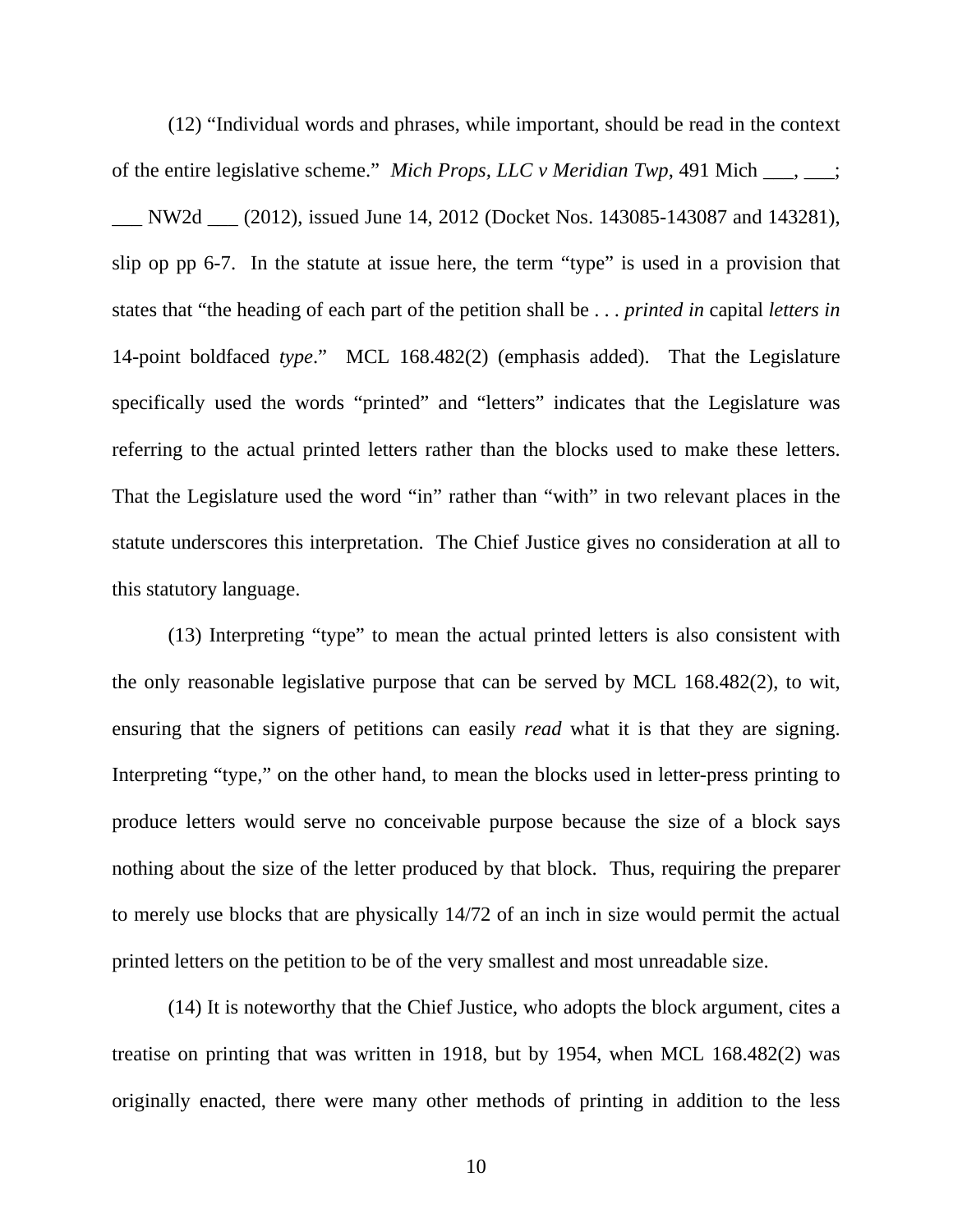(12) "Individual words and phrases, while important, should be read in the context of the entire legislative scheme." *Mich Props, LLC v Meridian Twp*, 491 Mich ___, ___; ___ NW2d ___ (2012), issued June 14, 2012 (Docket Nos. 143085-143087 and 143281), slip op pp 6-7. In the statute at issue here, the term "type" is used in a provision that states that "the heading of each part of the petition shall be . . . *printed in* capital *letters in* 14-point boldfaced *type*." MCL 168.482(2) (emphasis added). That the Legislature specifically used the words "printed" and "letters" indicates that the Legislature was referring to the actual printed letters rather than the blocks used to make these letters. That the Legislature used the word "in" rather than "with" in two relevant places in the statute underscores this interpretation. The Chief Justice gives no consideration at all to this statutory language.

(13) Interpreting "type" to mean the actual printed letters is also consistent with the only reasonable legislative purpose that can be served by MCL 168.482(2), to wit, ensuring that the signers of petitions can easily *read* what it is that they are signing. Interpreting "type," on the other hand, to mean the blocks used in letter-press printing to produce letters would serve no conceivable purpose because the size of a block says nothing about the size of the letter produced by that block. Thus, requiring the preparer to merely use blocks that are physically 14/72 of an inch in size would permit the actual printed letters on the petition to be of the very smallest and most unreadable size.

(14) It is noteworthy that the Chief Justice, who adopts the block argument, cites a treatise on printing that was written in 1918, but by 1954, when MCL 168.482(2) was originally enacted, there were many other methods of printing in addition to the less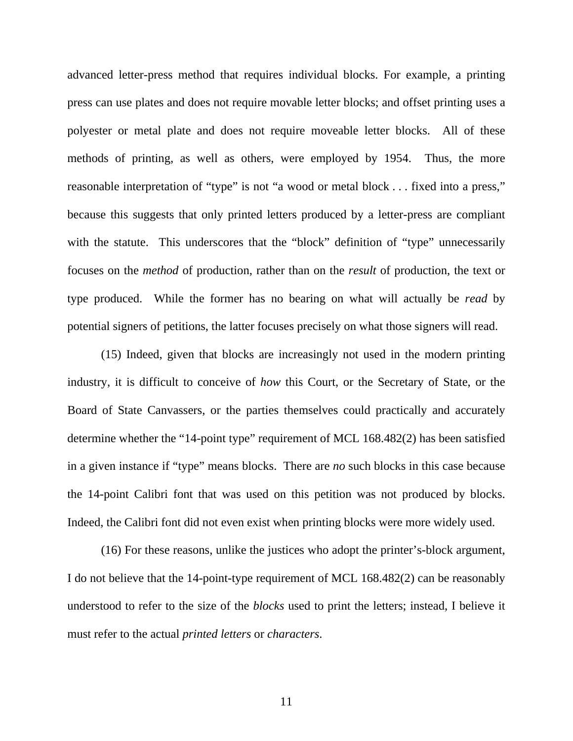advanced letter-press method that requires individual blocks. For example, a printing press can use plates and does not require movable letter blocks; and offset printing uses a polyester or metal plate and does not require moveable letter blocks. All of these methods of printing, as well as others, were employed by 1954. Thus, the more reasonable interpretation of "type" is not "a wood or metal block . . . fixed into a press," because this suggests that only printed letters produced by a letter-press are compliant with the statute. This underscores that the "block" definition of "type" unnecessarily focuses on the *method* of production, rather than on the *result* of production, the text or type produced. While the former has no bearing on what will actually be *read* by potential signers of petitions, the latter focuses precisely on what those signers will read.

(15) Indeed, given that blocks are increasingly not used in the modern printing industry, it is difficult to conceive of *how* this Court, or the Secretary of State, or the Board of State Canvassers, or the parties themselves could practically and accurately determine whether the "14-point type" requirement of MCL 168.482(2) has been satisfied in a given instance if "type" means blocks. There are *no* such blocks in this case because the 14-point Calibri font that was used on this petition was not produced by blocks. Indeed, the Calibri font did not even exist when printing blocks were more widely used.

(16) For these reasons, unlike the justices who adopt the printer's-block argument, I do not believe that the 14-point-type requirement of MCL 168.482(2) can be reasonably understood to refer to the size of the *blocks* used to print the letters; instead, I believe it must refer to the actual *printed letters* or *characters*.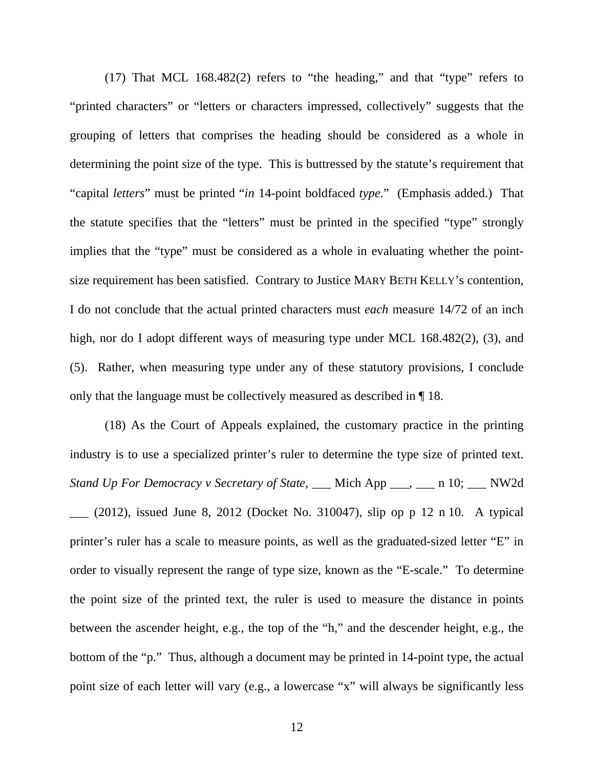(17) That MCL 168.482(2) refers to "the heading," and that "type" refers to "printed characters" or "letters or characters impressed, collectively" suggests that the grouping of letters that comprises the heading should be considered as a whole in determining the point size of the type. This is buttressed by the statute's requirement that "capital *letters*" must be printed "*in* 14-point boldfaced *type*." (Emphasis added.) That the statute specifies that the "letters" must be printed in the specified "type" strongly implies that the "type" must be considered as a whole in evaluating whether the point-size requirement has been satisfied. Contrary to Justice MARY BETH KELLY's contention, I do not conclude that the actual printed characters must *each* measure 14/72 of an inch high, nor do I adopt different ways of measuring type under MCL 168.482(2), (3), and (5). Rather, when measuring type under any of these statutory provisions, I conclude only that the language must be collectively measured as described in ¶ 18.

(18) As the Court of Appeals explained, the customary practice in the printing industry is to use a specialized printer's ruler to determine the type size of printed text. *Stand Up For Democracy v Secretary of State*, ___ Mich App ___, ___ n 10; ___ NW2d ___ (2012), issued June 8, 2012 (Docket No. 310047), slip op p 12 n 10. A typical printer's ruler has a scale to measure points, as well as the graduated-sized letter "E" in order to visually represent the range of type size, known as the "E-scale." To determine the point size of the printed text, the ruler is used to measure the distance in points between the ascender height, e.g., the top of the "h," and the descender height, e.g., the bottom of the "p." Thus, although a document may be printed in 14-point type, the actual point size of each letter will vary (e.g., a lowercase "x" will always be significantly less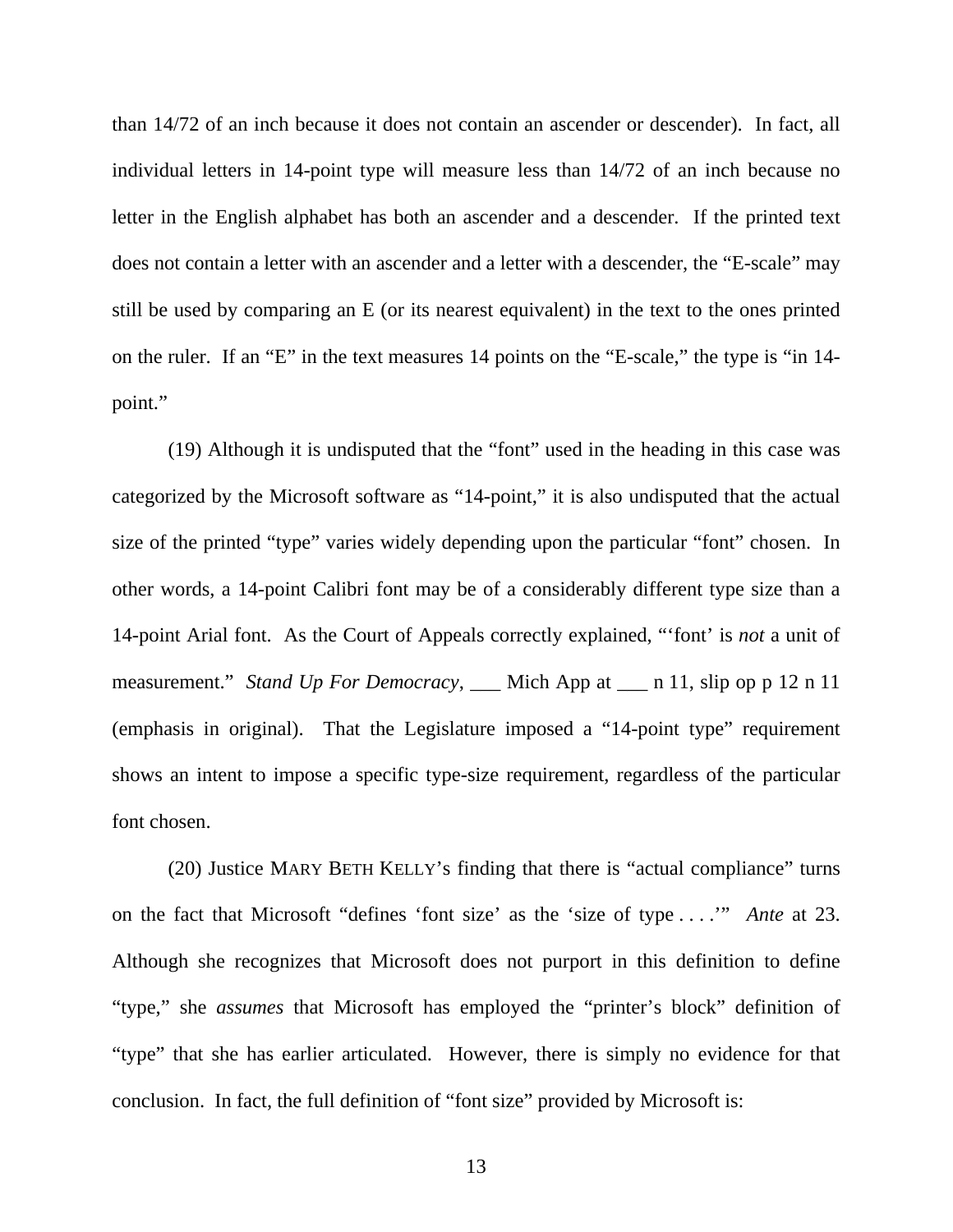than 14/72 of an inch because it does not contain an ascender or descender). In fact, all individual letters in 14-point type will measure less than 14/72 of an inch because no letter in the English alphabet has both an ascender and a descender. If the printed text does not contain a letter with an ascender and a letter with a descender, the "E-scale" may still be used by comparing an E (or its nearest equivalent) in the text to the ones printed on the ruler. If an "E" in the text measures 14 points on the "E-scale," the type is "in 14-point."

(19) Although it is undisputed that the "font" used in the heading in this case was categorized by the Microsoft software as "14-point," it is also undisputed that the actual size of the printed "type" varies widely depending upon the particular "font" chosen. In other words, a 14-point Calibri font may be of a considerably different type size than a 14-point Arial font. As the Court of Appeals correctly explained, "'font' is *not* a unit of measurement." *Stand Up For Democracy*, ___ Mich App at ___ n 11, slip op p 12 n 11 (emphasis in original). That the Legislature imposed a "14-point type" requirement shows an intent to impose a specific type-size requirement, regardless of the particular font chosen.

(20) Justice MARY BETH KELLY's finding that there is "actual compliance" turns on the fact that Microsoft "defines 'font size' as the 'size of type . . . .'" *Ante* at 23. Although she recognizes that Microsoft does not purport in this definition to define "type," she *assumes* that Microsoft has employed the "printer's block" definition of "type" that she has earlier articulated. However, there is simply no evidence for that conclusion. In fact, the full definition of "font size" provided by Microsoft is: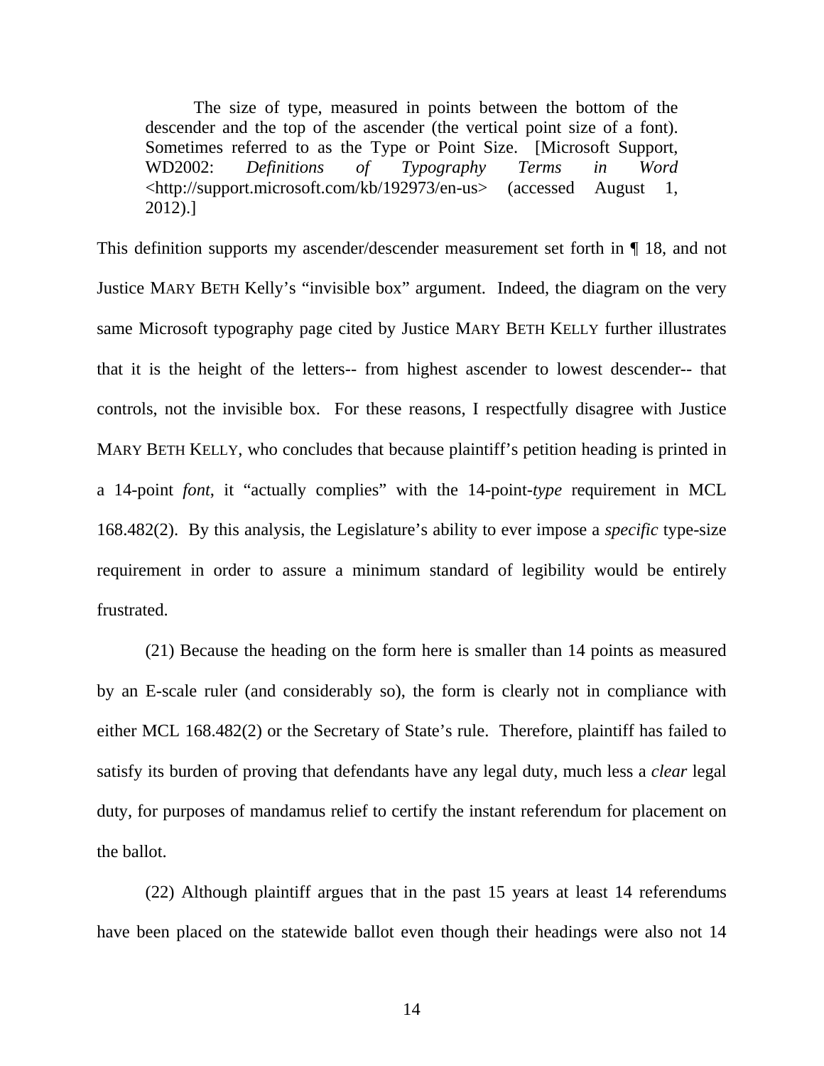> The size of type, measured in points between the bottom of the descender and the top of the ascender (the vertical point size of a font). Sometimes referred to as the Type or Point Size. [Microsoft Support, WD2002: *Definitions of Typography Terms in Word* <http://support.microsoft.com/kb/192973/en-us> (accessed August 1, 2012).]

This definition supports my ascender/descender measurement set forth in ¶ 18, and not Justice MARY BETH Kelly's "invisible box" argument. Indeed, the diagram on the very same Microsoft typography page cited by Justice MARY BETH KELLY further illustrates that it is the height of the letters-- from highest ascender to lowest descender-- that controls, not the invisible box. For these reasons, I respectfully disagree with Justice MARY BETH KELLY, who concludes that because plaintiff's petition heading is printed in a 14-point *font*, it "actually complies" with the 14-point-*type* requirement in MCL 168.482(2). By this analysis, the Legislature's ability to ever impose a *specific* type-size requirement in order to assure a minimum standard of legibility would be entirely frustrated.

(21) Because the heading on the form here is smaller than 14 points as measured by an E-scale ruler (and considerably so), the form is clearly not in compliance with either MCL 168.482(2) or the Secretary of State's rule. Therefore, plaintiff has failed to satisfy its burden of proving that defendants have any legal duty, much less a *clear* legal duty, for purposes of mandamus relief to certify the instant referendum for placement on the ballot.

(22) Although plaintiff argues that in the past 15 years at least 14 referendums have been placed on the statewide ballot even though their headings were also not 14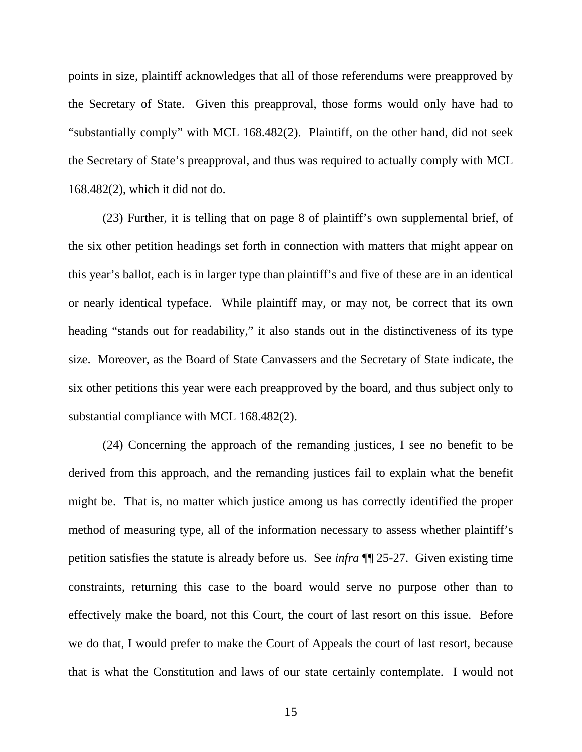points in size, plaintiff acknowledges that all of those referendums were preapproved by the Secretary of State. Given this preapproval, those forms would only have had to "substantially comply" with MCL 168.482(2). Plaintiff, on the other hand, did not seek the Secretary of State's preapproval, and thus was required to actually comply with MCL 168.482(2), which it did not do.

(23) Further, it is telling that on page 8 of plaintiff's own supplemental brief, of the six other petition headings set forth in connection with matters that might appear on this year's ballot, each is in larger type than plaintiff's and five of these are in an identical or nearly identical typeface. While plaintiff may, or may not, be correct that its own heading "stands out for readability," it also stands out in the distinctiveness of its type size. Moreover, as the Board of State Canvassers and the Secretary of State indicate, the six other petitions this year were each preapproved by the board, and thus subject only to substantial compliance with MCL 168.482(2).

(24) Concerning the approach of the remanding justices, I see no benefit to be derived from this approach, and the remanding justices fail to explain what the benefit might be. That is, no matter which justice among us has correctly identified the proper method of measuring type, all of the information necessary to assess whether plaintiff's petition satisfies the statute is already before us. See *infra* ¶¶ 25-27. Given existing time constraints, returning this case to the board would serve no purpose other than to effectively make the board, not this Court, the court of last resort on this issue. Before we do that, I would prefer to make the Court of Appeals the court of last resort, because that is what the Constitution and laws of our state certainly contemplate. I would not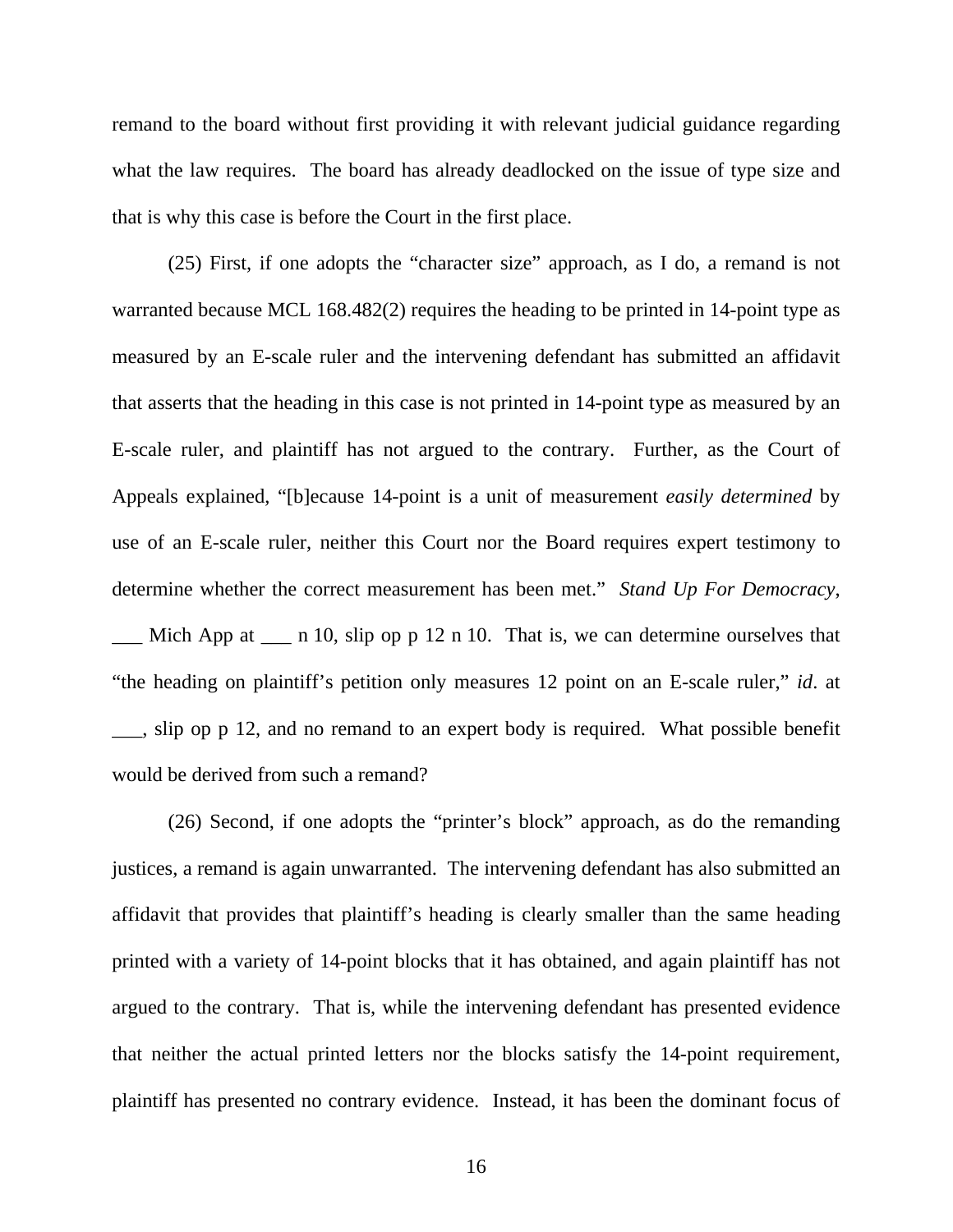remand to the board without first providing it with relevant judicial guidance regarding what the law requires. The board has already deadlocked on the issue of type size and that is why this case is before the Court in the first place.

(25) First, if one adopts the "character size" approach, as I do, a remand is not warranted because MCL 168.482(2) requires the heading to be printed in 14-point type as measured by an E-scale ruler and the intervening defendant has submitted an affidavit that asserts that the heading in this case is not printed in 14-point type as measured by an E-scale ruler, and plaintiff has not argued to the contrary. Further, as the Court of Appeals explained, "[b]ecause 14-point is a unit of measurement *easily determined* by use of an E-scale ruler, neither this Court nor the Board requires expert testimony to determine whether the correct measurement has been met." *Stand Up For Democracy*, ___ Mich App at ___ n 10, slip op p 12 n 10. That is, we can determine ourselves that "the heading on plaintiff's petition only measures 12 point on an E-scale ruler," *id*. at ___, slip op p 12, and no remand to an expert body is required. What possible benefit would be derived from such a remand?

(26) Second, if one adopts the "printer's block" approach, as do the remanding justices, a remand is again unwarranted. The intervening defendant has also submitted an affidavit that provides that plaintiff's heading is clearly smaller than the same heading printed with a variety of 14-point blocks that it has obtained, and again plaintiff has not argued to the contrary. That is, while the intervening defendant has presented evidence that neither the actual printed letters nor the blocks satisfy the 14-point requirement, plaintiff has presented no contrary evidence. Instead, it has been the dominant focus of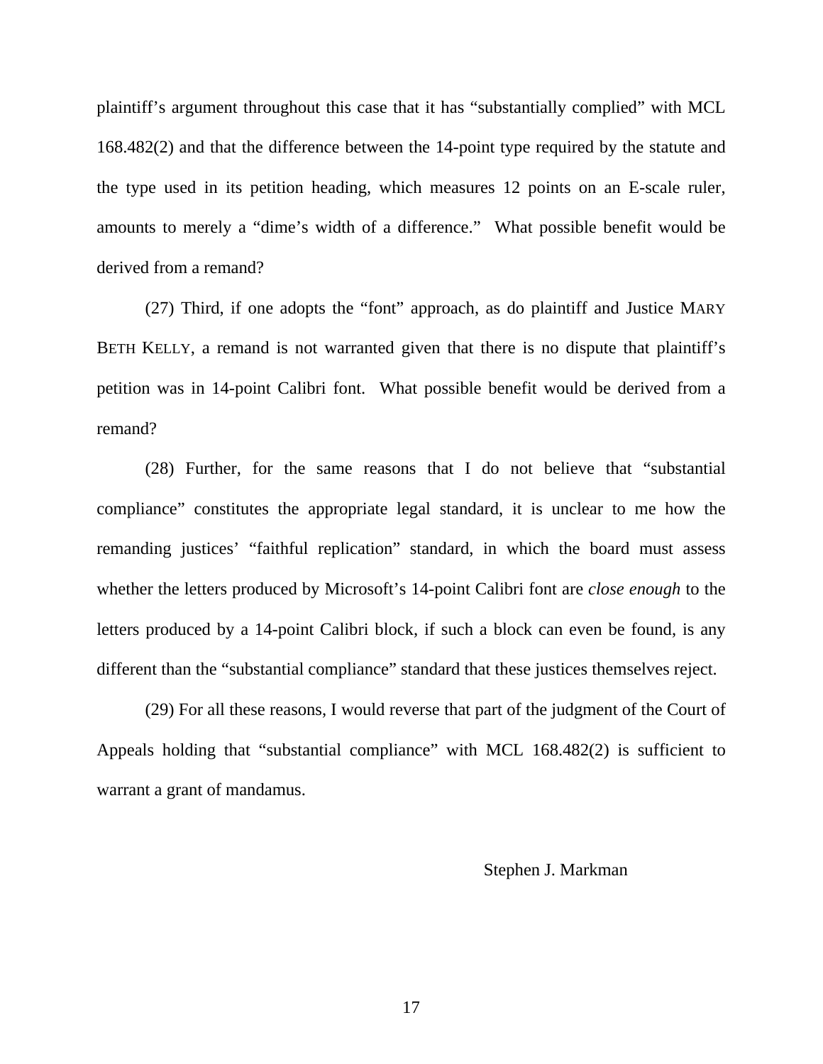plaintiff's argument throughout this case that it has "substantially complied" with MCL 168.482(2) and that the difference between the 14-point type required by the statute and the type used in its petition heading, which measures 12 points on an E-scale ruler, amounts to merely a "dime's width of a difference." What possible benefit would be derived from a remand?

(27) Third, if one adopts the "font" approach, as do plaintiff and Justice MARY BETH KELLY, a remand is not warranted given that there is no dispute that plaintiff's petition was in 14-point Calibri font. What possible benefit would be derived from a remand?

(28) Further, for the same reasons that I do not believe that "substantial compliance" constitutes the appropriate legal standard, it is unclear to me how the remanding justices' "faithful replication" standard, in which the board must assess whether the letters produced by Microsoft's 14-point Calibri font are *close enough* to the letters produced by a 14-point Calibri block, if such a block can even be found, is any different than the "substantial compliance" standard that these justices themselves reject.

(29) For all these reasons, I would reverse that part of the judgment of the Court of Appeals holding that "substantial compliance" with MCL 168.482(2) is sufficient to warrant a grant of mandamus.

Stephen J. Markman